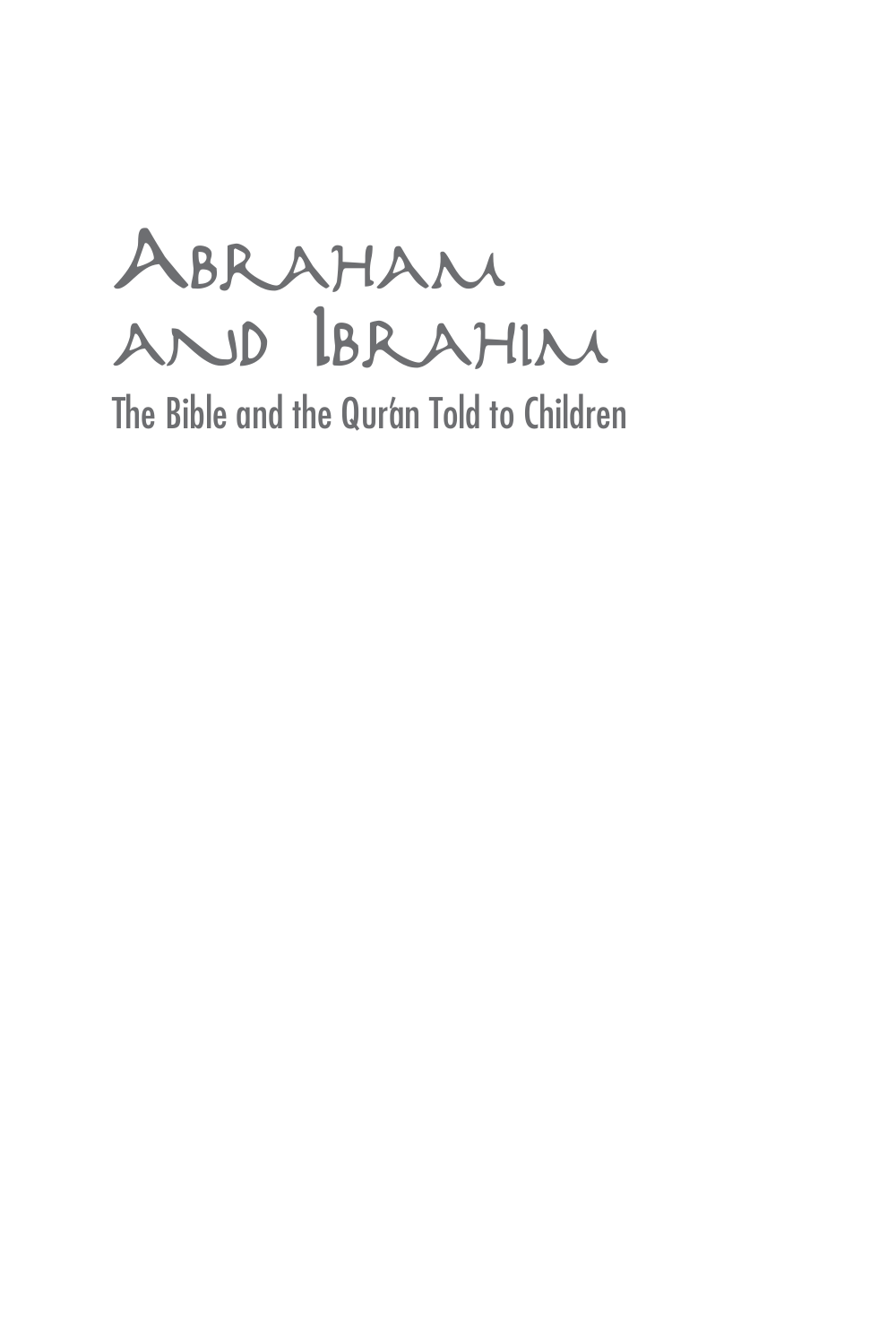# Abraham and Ibrahim

The Bible and the Qur'án Told to Children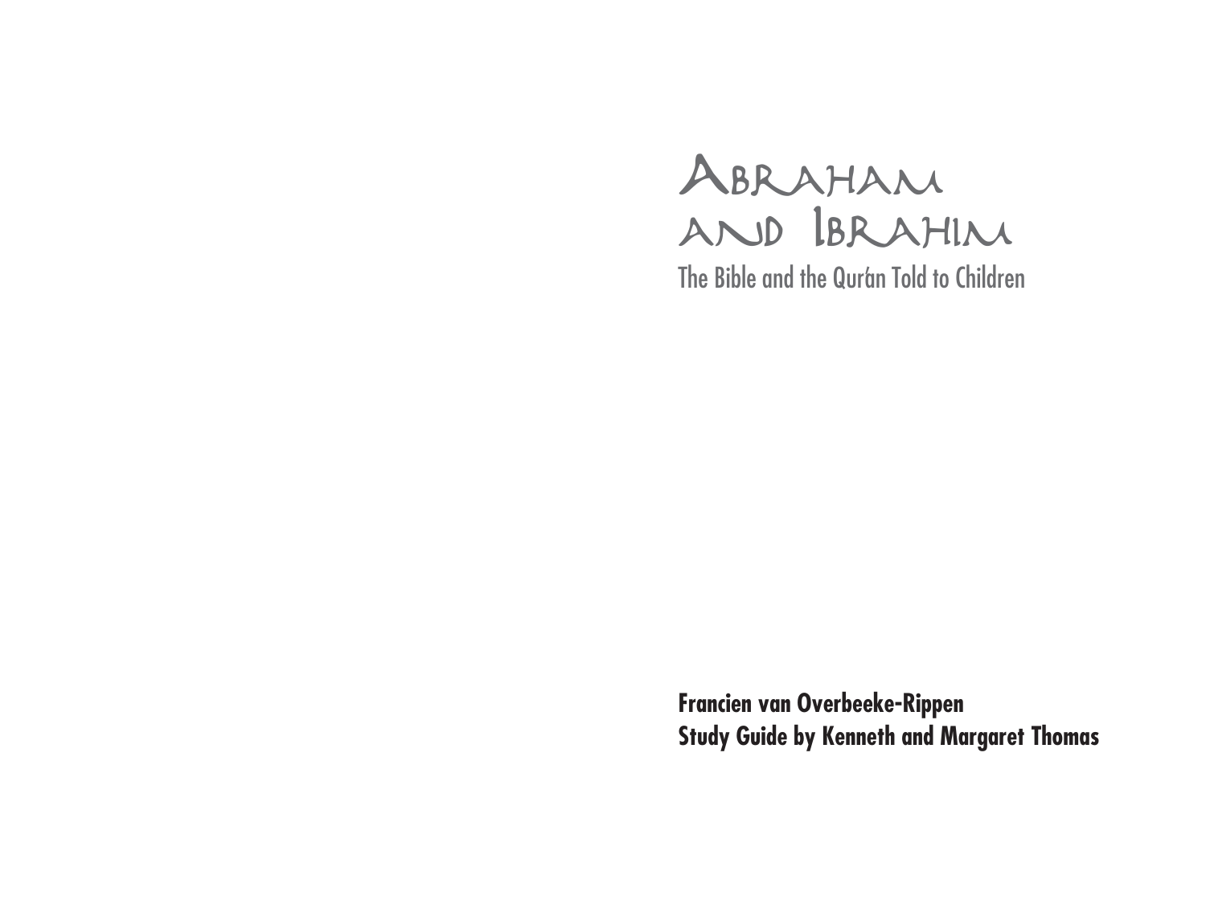# Abraham and Ibrahim

The Bible and the Qur'an Told to Children

**Francien van Overbeeke-Rippen**
**Study Guide by Kenneth and Margaret Thomas**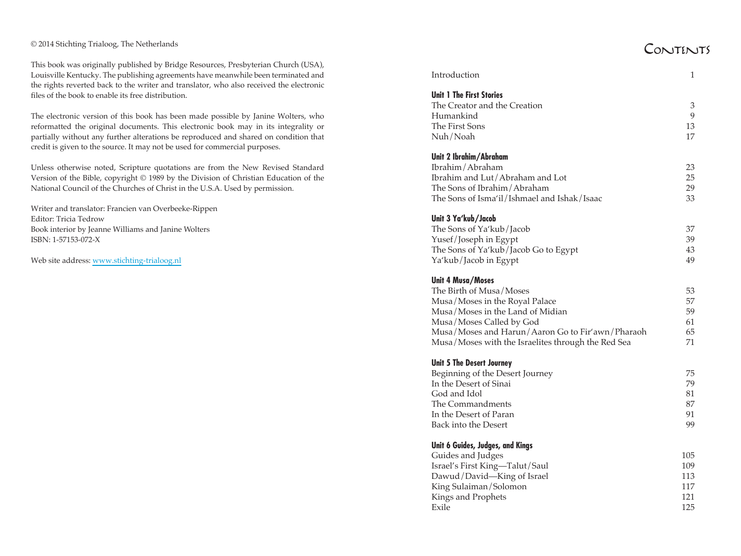© 2014 Stichting Trialoog, The Netherlands

This book was originally published by Bridge Resources, Presbyterian Church (USA), Louisville Kentucky. The publishing agreements have meanwhile been terminated and the rights reverted back to the writer and translator, who also received the electronic files of the book to enable its free distribution.

The electronic version of this book has been made possible by Janine Wolters, who reformatted the original documents. This electronic book may in its integrality or partially without any further alterations be reproduced and shared on condition that credit is given to the source. It may not be used for commercial purposes.

Unless otherwise noted, Scripture quotations are from the New Revised Standard Version of the Bible, copyright © 1989 by the Division of Christian Education of the National Council of the Churches of Christ in the U.S.A. Used by permission.

Writer and translator: Francien van Overbeeke-Rippen
Editor: Tricia Tedrow
Book interior by Jeanne Williams and Janine Wolters
ISBN: 1-57153-072-X

Web site address: www.stichting-trialoog.nl

# Contents

| | |
|---|---|
| Introduction | 1 |
| **Unit 1 The First Stories** | |
| The Creator and the Creation | 3 |
| Humankind | 9 |
| The First Sons | 13 |
| Nuh/Noah | 17 |
| **Unit 2 Ibrahim/Abraham** | |
| Ibrahim/Abraham | 23 |
| Ibrahim and Lut/Abraham and Lot | 25 |
| The Sons of Ibrahim/Abraham | 29 |
| The Sons of Isma'il/Ishmael and Ishak/Isaac | 33 |
| **Unit 3 Ya'kub/Jacob** | |
| The Sons of Ya'kub/Jacob | 37 |
| Yusef/Joseph in Egypt | 39 |
| The Sons of Ya'kub/Jacob Go to Egypt | 43 |
| Ya'kub/Jacob in Egypt | 49 |
| **Unit 4 Musa/Moses** | |
| The Birth of Musa/Moses | 53 |
| Musa/Moses in the Royal Palace | 57 |
| Musa/Moses in the Land of Midian | 59 |
| Musa/Moses Called by God | 61 |
| Musa/Moses and Harun/Aaron Go to Fir'awn/Pharaoh | 65 |
| Musa/Moses with the Israelites through the Red Sea | 71 |
| **Unit 5 The Desert Journey** | |
| Beginning of the Desert Journey | 75 |
| In the Desert of Sinai | 79 |
| God and Idol | 81 |
| The Commandments | 87 |
| In the Desert of Paran | 91 |
| Back into the Desert | 99 |
| **Unit 6 Guides, Judges, and Kings** | |
| Guides and Judges | 105 |
| Israel's First King—Talut/Saul | 109 |
| Dawud/David—King of Israel | 113 |
| King Sulaiman/Solomon | 117 |
| Kings and Prophets | 121 |
| Exile | 125 |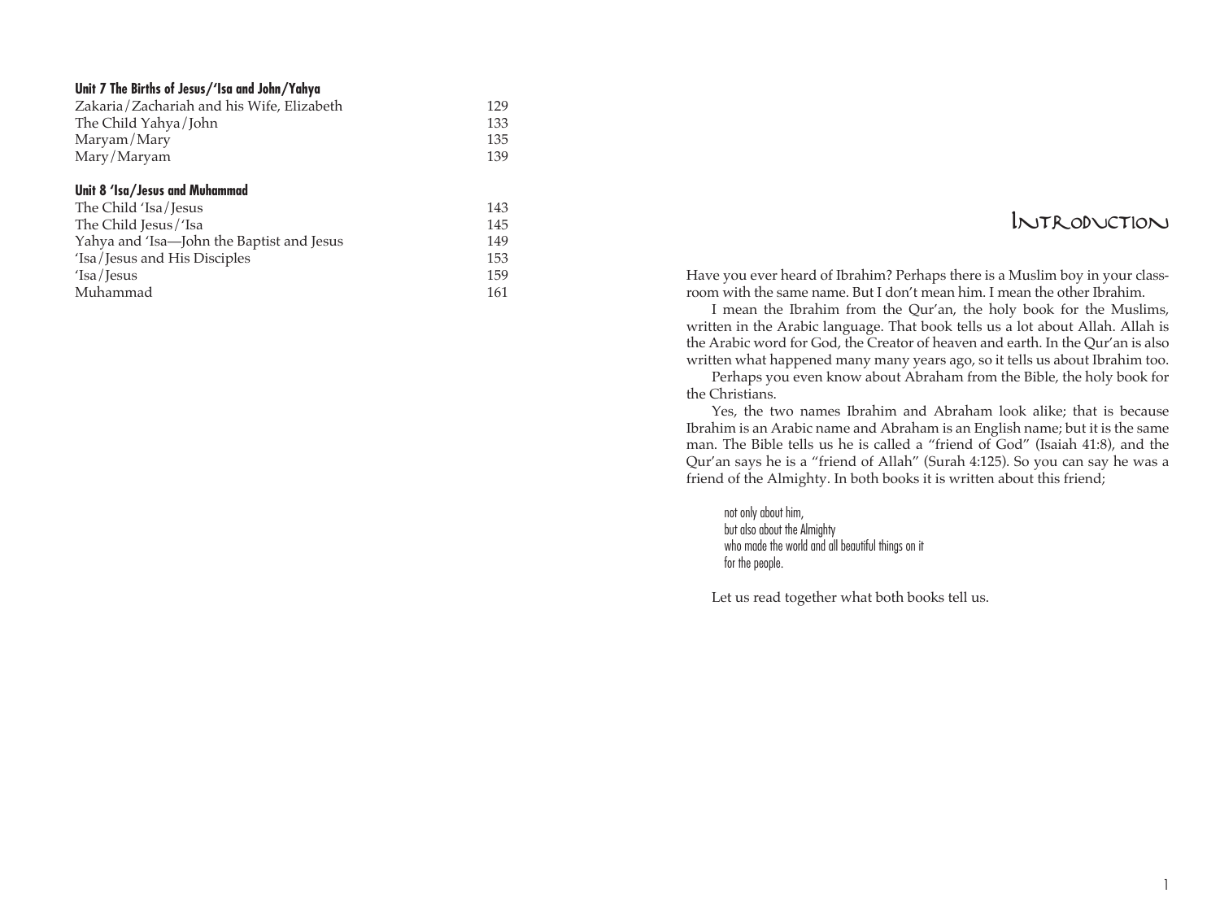**Unit 7 The Births of Jesus/'Isa and John/Yahya**

| | |
|---|---|
| Zakaria/Zachariah and his Wife, Elizabeth | 129 |
| The Child Yahya/John | 133 |
| Maryam/Mary | 135 |
| Mary/Maryam | 139 |

**Unit 8 'Isa/Jesus and Muhammad**

| | |
|---|---|
| The Child 'Isa/Jesus | 143 |
| The Child Jesus/'Isa | 145 |
| Yahya and 'Isa—John the Baptist and Jesus | 149 |
| 'Isa/Jesus and His Disciples | 153 |
| 'Isa/Jesus | 159 |
| Muhammad | 161 |

# Introduction

Have you ever heard of Ibrahim? Perhaps there is a Muslim boy in your classroom with the same name. But I don't mean him. I mean the other Ibrahim.

I mean the Ibrahim from the Qur'an, the holy book for the Muslims, written in the Arabic language. That book tells us a lot about Allah. Allah is the Arabic word for God, the Creator of heaven and earth. In the Qur'an is also written what happened many many years ago, so it tells us about Ibrahim too.

Perhaps you even know about Abraham from the Bible, the holy book for the Christians.

Yes, the two names Ibrahim and Abraham look alike; that is because Ibrahim is an Arabic name and Abraham is an English name; but it is the same man. The Bible tells us he is called a "friend of God" (Isaiah 41:8), and the Qur'an says he is a "friend of Allah" (Surah 4:125). So you can say he was a friend of the Almighty. In both books it is written about this friend;

> not only about him,
> but also about the Almighty
> who made the world and all beautiful things on it
> for the people.

Let us read together what both books tell us.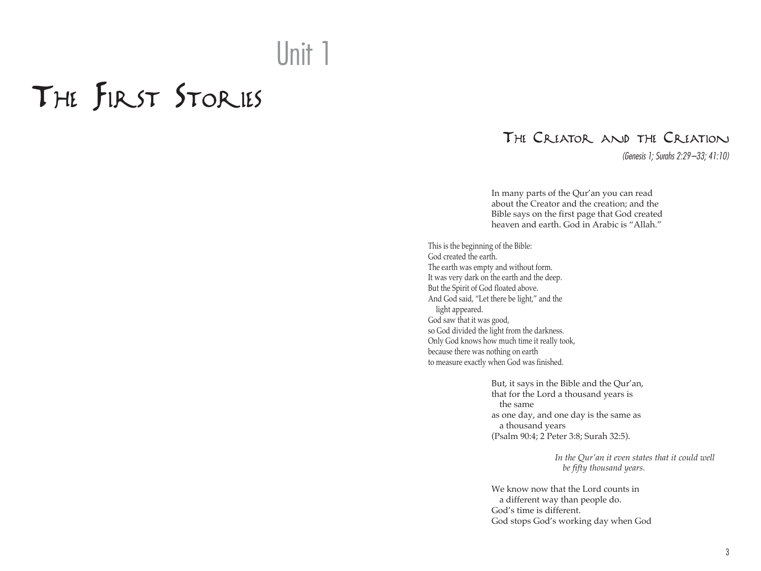# Unit 1

# The First Stories

## The Creator and the Creation

*(Genesis 1; Surahs 2:29–33; 41:10)*

In many parts of the Qur'an you can read about the Creator and the creation; and the Bible says on the first page that God created heaven and earth. God in Arabic is "Allah."

This is the beginning of the Bible:
God created the earth.
The earth was empty and without form.
It was very dark on the earth and the deep.
But the Spirit of God floated above.
And God said, "Let there be light," and the light appeared.
God saw that it was good,
so God divided the light from the darkness.
Only God knows how much time it really took,
because there was nothing on earth
to measure exactly when God was finished.

But, it says in the Bible and the Qur'an,
that for the Lord a thousand years is the same
as one day, and one day is the same as a thousand years
(Psalm 90:4; 2 Peter 3:8; Surah 32:5).

*In the Qur'an it even states that it could well be fifty thousand years.*

We know now that the Lord counts in a different way than people do.
God's time is different.
God stops God's working day when God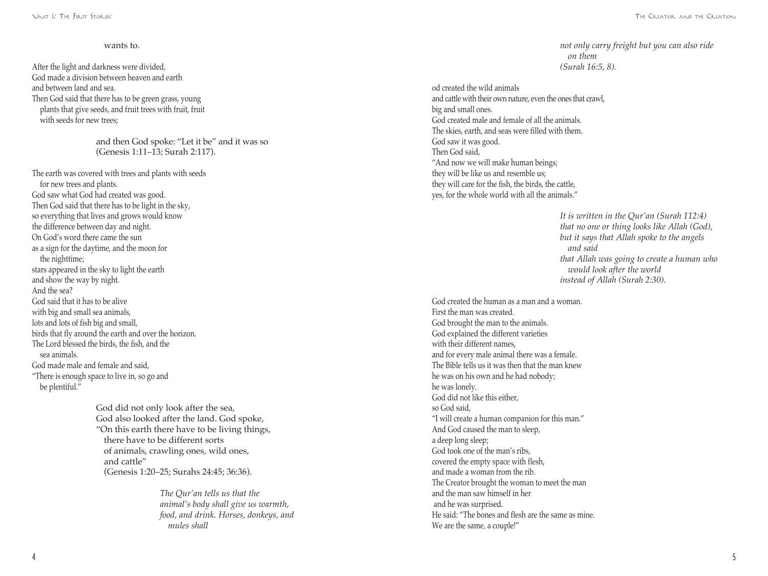wants to.

After the light and darkness were divided,
God made a division between heaven and earth
and between land and sea.
Then God said that there has to be green grass, young
plants that give seeds, and fruit trees with fruit, fruit
with seeds for new trees;

> and then God spoke: "Let it be" and it was so
> (Genesis 1:11–13; Surah 2:117).

The earth was covered with trees and plants with seeds
for new trees and plants.
God saw what God had created was good.
Then God said that there has to be light in the sky,
so everything that lives and grows would know
the difference between day and night.
On God's word there came the sun
as a sign for the daytime, and the moon for
the nighttime;
stars appeared in the sky to light the earth
and show the way by night.
And the sea?
God said that it has to be alive
with big and small sea animals,
lots and lots of fish big and small,
birds that fly around the earth and over the horizon.
The Lord blessed the birds, the fish, and the
sea animals.
God made male and female and said,
"There is enough space to live in, so go and
be plentiful."

> God did not only look after the sea,
> God also looked after the land. God spoke,
> "On this earth there have to be living things,
> there have to be different sorts
> of animals, crawling ones, wild ones,
> and cattle"
> (Genesis 1:20–25; Surahs 24:45; 36:36).

> *The Qur'an tells us that the
> animal's body shall give us warmth,
> food, and drink. Horses, donkeys, and
> mules shall
> not only carry freight but you can also ride
> on them
> (Surah 16:5, 8).*

od created the wild animals
and cattle with their own nature, even the ones that crawl,
big and small ones.
God created male and female of all the animals.
The skies, earth, and seas were filled with them.
God saw it was good.
Then God said,
"And now we will make human beings;
they will be like us and resemble us;
they will care for the fish, the birds, the cattle,
yes, for the whole world with all the animals."

> *It is written in the Qur'an (Surah 112:4)
> that no one or thing looks like Allah (God),
> but it says that Allah spoke to the angels
> and said
> that Allah was going to create a human who
> would look after the world
> instead of Allah (Surah 2:30).*

God created the human as a man and a woman.
First the man was created.
God brought the man to the animals.
God explained the different varieties
with their different names,
and for every male animal there was a female.
The Bible tells us it was then that the man knew
he was on his own and he had nobody;
he was lonely.
God did not like this either,
so God said,
"I will create a human companion for this man."
And God caused the man to sleep,
a deep long sleep;
God took one of the man's ribs,
covered the empty space with flesh,
and made a woman from the rib.
The Creator brought the woman to meet the man
and the man saw himself in her
and he was surprised.
He said: "The bones and flesh are the same as mine.
We are the same, a couple!"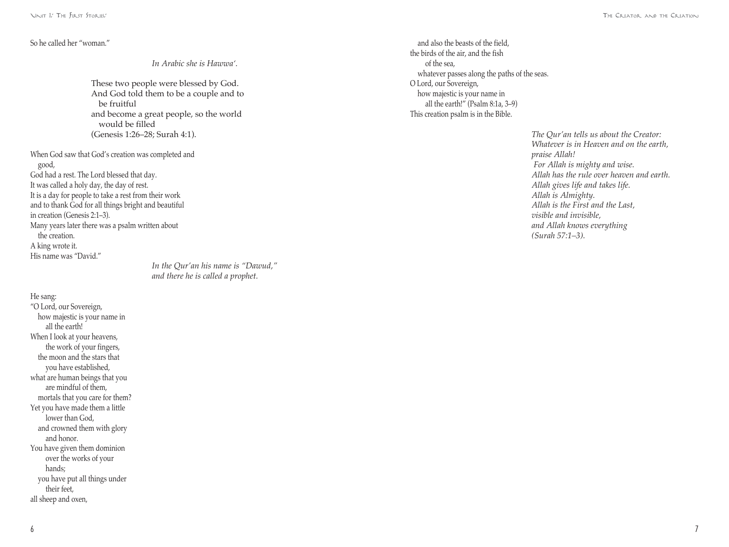So he called her "woman."

*In Arabic she is Hawwa'.*

These two people were blessed by God.
And God told them to be a couple and to be fruitful
and become a great people, so the world would be filled
(Genesis 1:26–28; Surah 4:1).

When God saw that God's creation was completed and good,
God had a rest. The Lord blessed that day.
It was called a holy day, the day of rest.
It is a day for people to take a rest from their work
and to thank God for all things bright and beautiful
in creation (Genesis 2:1–3).
Many years later there was a psalm written about the creation.
A king wrote it.
His name was "David."

*In the Qur'an his name is "Dawud," and there he is called a prophet.*

He sang:
"O Lord, our Sovereign,
how majestic is your name in all the earth!
When I look at your heavens,
the work of your fingers,
the moon and the stars that you have established,
what are human beings that you are mindful of them,
mortals that you care for them?
Yet you have made them a little lower than God,
and crowned them with glory and honor.
You have given them dominion over the works of your hands;
you have put all things under their feet,
all sheep and oxen,
and also the beasts of the field,
the birds of the air, and the fish of the sea,
whatever passes along the paths of the seas.
O Lord, our Sovereign,
how majestic is your name in all the earth!" (Psalm 8:1a, 3–9)
This creation psalm is in the Bible.

*The Qur'an tells us about the Creator:*
*Whatever is in Heaven and on the earth,*
*praise Allah!*
*For Allah is mighty and wise.*
*Allah has the rule over heaven and earth.*
*Allah gives life and takes life.*
*Allah is Almighty.*
*Allah is the First and the Last,*
*visible and invisible,*
*and Allah knows everything*
*(Surah 57:1–3).*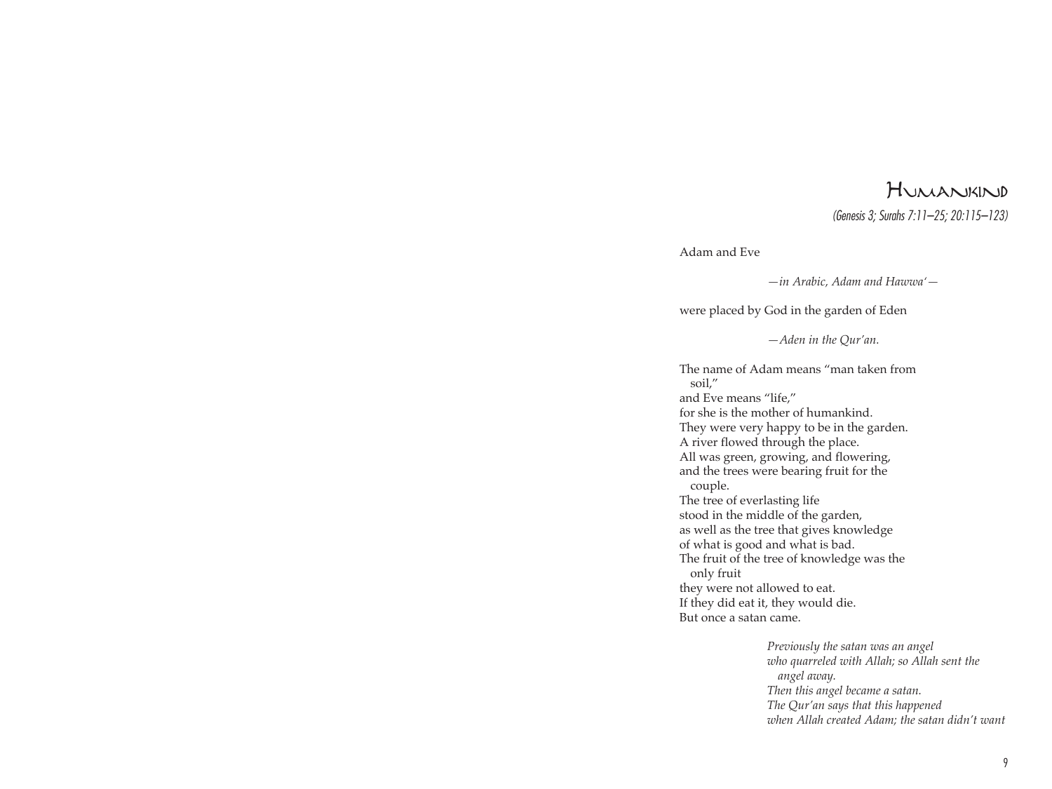# Humankind

*(Genesis 3; Surahs 7:11–25; 20:115–123)*

Adam and Eve

*—in Arabic, Adam and Hawwa'—*

were placed by God in the garden of Eden

*—Aden in the Qur'an.*

The name of Adam means "man taken from soil,"
and Eve means "life,"
for she is the mother of humankind.
They were very happy to be in the garden.
A river flowed through the place.
All was green, growing, and flowering,
and the trees were bearing fruit for the couple.
The tree of everlasting life
stood in the middle of the garden,
as well as the tree that gives knowledge
of what is good and what is bad.
The fruit of the tree of knowledge was the only fruit
they were not allowed to eat.
If they did eat it, they would die.
But once a satan came.

*Previously the satan was an angel*
*who quarreled with Allah; so Allah sent the angel away.*
*Then this angel became a satan.*
*The Qur'an says that this happened*
*when Allah created Adam; the satan didn't want*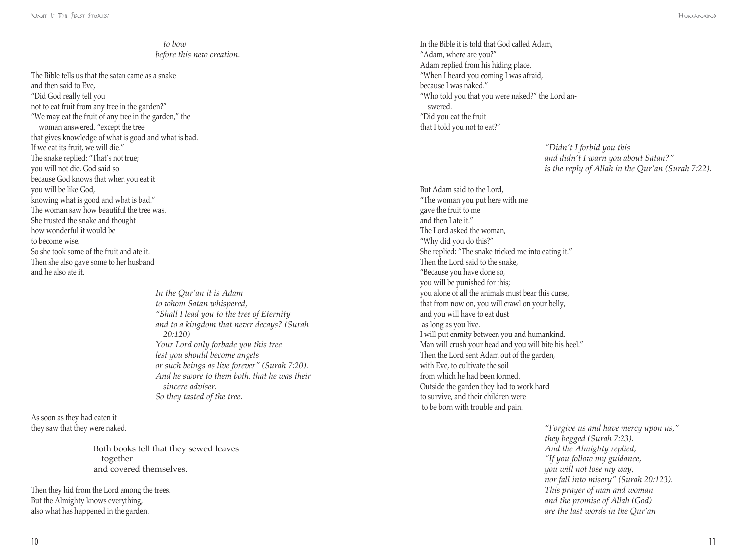*to bow*
*before this new creation.*

The Bible tells us that the satan came as a snake
and then said to Eve,
"Did God really tell you
not to eat fruit from any tree in the garden?"
"We may eat the fruit of any tree in the garden," the woman answered, "except the tree
that gives knowledge of what is good and what is bad.
If we eat its fruit, we will die."
The snake replied: "That's not true;
you will not die. God said so
because God knows that when you eat it
you will be like God,
knowing what is good and what is bad."
The woman saw how beautiful the tree was.
She trusted the snake and thought
how wonderful it would be
to become wise.
So she took some of the fruit and ate it.
Then she also gave some to her husband
and he also ate it.

*In the Qur'an it is Adam*
*to whom Satan whispered,*
*"Shall I lead you to the tree of Eternity*
*and to a kingdom that never decays? (Surah 20:120)*
*Your Lord only forbade you this tree*
*lest you should become angels*
*or such beings as live forever" (Surah 7:20).*
*And he swore to them both, that he was their sincere adviser.*
*So they tasted of the tree.*

As soon as they had eaten it
they saw that they were naked.

Both books tell that they sewed leaves together
and covered themselves.

Then they hid from the Lord among the trees.
But the Almighty knows everything,
also what has happened in the garden.

In the Bible it is told that God called Adam,
"Adam, where are you?"
Adam replied from his hiding place,
"When I heard you coming I was afraid,
because I was naked."
"Who told you that you were naked?" the Lord answered.
"Did you eat the fruit
that I told you not to eat?"

*"Didn't I forbid you this*
*and didn't I warn you about Satan?"*
*is the reply of Allah in the Qur'an (Surah 7:22).*

But Adam said to the Lord,
"The woman you put here with me
gave the fruit to me
and then I ate it."
The Lord asked the woman,
"Why did you do this?"
She replied: "The snake tricked me into eating it."
Then the Lord said to the snake,
"Because you have done so,
you will be punished for this;
you alone of all the animals must bear this curse,
that from now on, you will crawl on your belly,
and you will have to eat dust
as long as you live.
I will put enmity between you and humankind.
Man will crush your head and you will bite his heel."
Then the Lord sent Adam out of the garden,
with Eve, to cultivate the soil
from which he had been formed.
Outside the garden they had to work hard
to survive, and their children were
to be born with trouble and pain.

*"Forgive us and have mercy upon us,"*
*they begged (Surah 7:23).*
*And the Almighty replied,*
*"If you follow my guidance,*
*you will not lose my way,*
*nor fall into misery" (Surah 20:123).*
*This prayer of man and woman*
*and the promise of Allah (God)*
*are the last words in the Qur'an*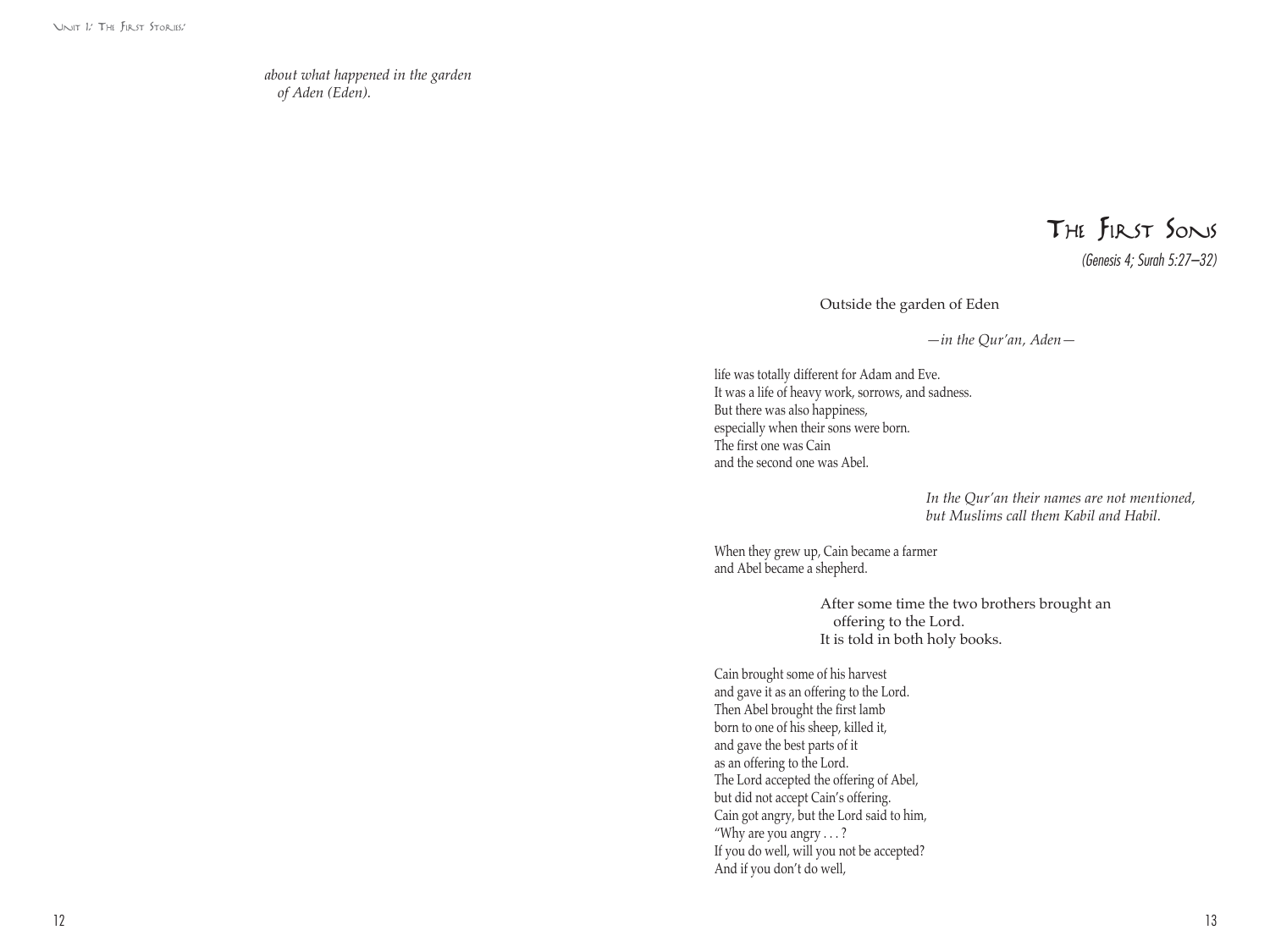*about what happened in the garden*
*of Aden (Eden).*

# The First Sons

*(Genesis 4; Surah 5:27–32)*

Outside the garden of Eden

*—in the Qur'an, Aden—*

life was totally different for Adam and Eve.
It was a life of heavy work, sorrows, and sadness.
But there was also happiness,
especially when their sons were born.
The first one was Cain
and the second one was Abel.

*In the Qur'an their names are not mentioned,*
*but Muslims call them Kabil and Habil.*

When they grew up, Cain became a farmer
and Abel became a shepherd.

After some time the two brothers brought an
offering to the Lord.
It is told in both holy books.

Cain brought some of his harvest
and gave it as an offering to the Lord.
Then Abel brought the first lamb
born to one of his sheep, killed it,
and gave the best parts of it
as an offering to the Lord.
The Lord accepted the offering of Abel,
but did not accept Cain's offering.
Cain got angry, but the Lord said to him,
"Why are you angry . . . ?
If you do well, will you not be accepted?
And if you don't do well,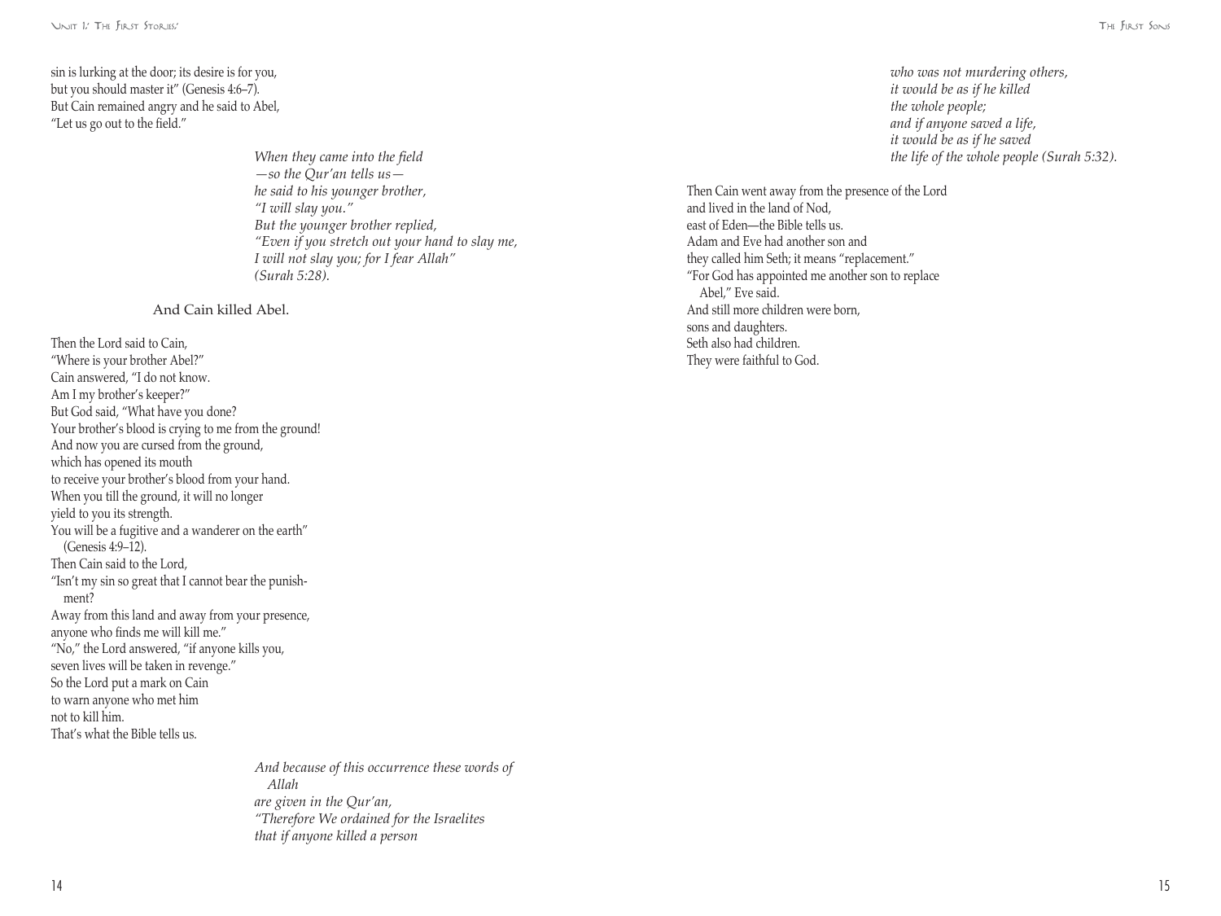sin is lurking at the door; its desire is for you,
but you should master it" (Genesis 4:6–7).
But Cain remained angry and he said to Abel,
"Let us go out to the field."

> *When they came into the field*
> *—so the Qur'an tells us—*
> *he said to his younger brother,*
> *"I will slay you."*
> *But the younger brother replied,*
> *"Even if you stretch out your hand to slay me,*
> *I will not slay you; for I fear Allah"*
> *(Surah 5:28).*

And Cain killed Abel.

Then the Lord said to Cain,
"Where is your brother Abel?"
Cain answered, "I do not know.
Am I my brother's keeper?"
But God said, "What have you done?
Your brother's blood is crying to me from the ground!
And now you are cursed from the ground,
which has opened its mouth
to receive your brother's blood from your hand.
When you till the ground, it will no longer
yield to you its strength.
You will be a fugitive and a wanderer on the earth"
(Genesis 4:9–12).
Then Cain said to the Lord,
"Isn't my sin so great that I cannot bear the punishment?
Away from this land and away from your presence,
anyone who finds me will kill me."
"No," the Lord answered, "if anyone kills you,
seven lives will be taken in revenge."
So the Lord put a mark on Cain
to warn anyone who met him
not to kill him.
That's what the Bible tells us.

> *And because of this occurrence these words of Allah*
> *are given in the Qur'an,*
> *"Therefore We ordained for the Israelites*
> *that if anyone killed a person*
> *who was not murdering others,*
> *it would be as if he killed*
> *the whole people;*
> *and if anyone saved a life,*
> *it would be as if he saved*
> *the life of the whole people (Surah 5:32).*

Then Cain went away from the presence of the Lord
and lived in the land of Nod,
east of Eden—the Bible tells us.
Adam and Eve had another son and
they called him Seth; it means "replacement."
"For God has appointed me another son to replace
Abel," Eve said.
And still more children were born,
sons and daughters.
Seth also had children.
They were faithful to God.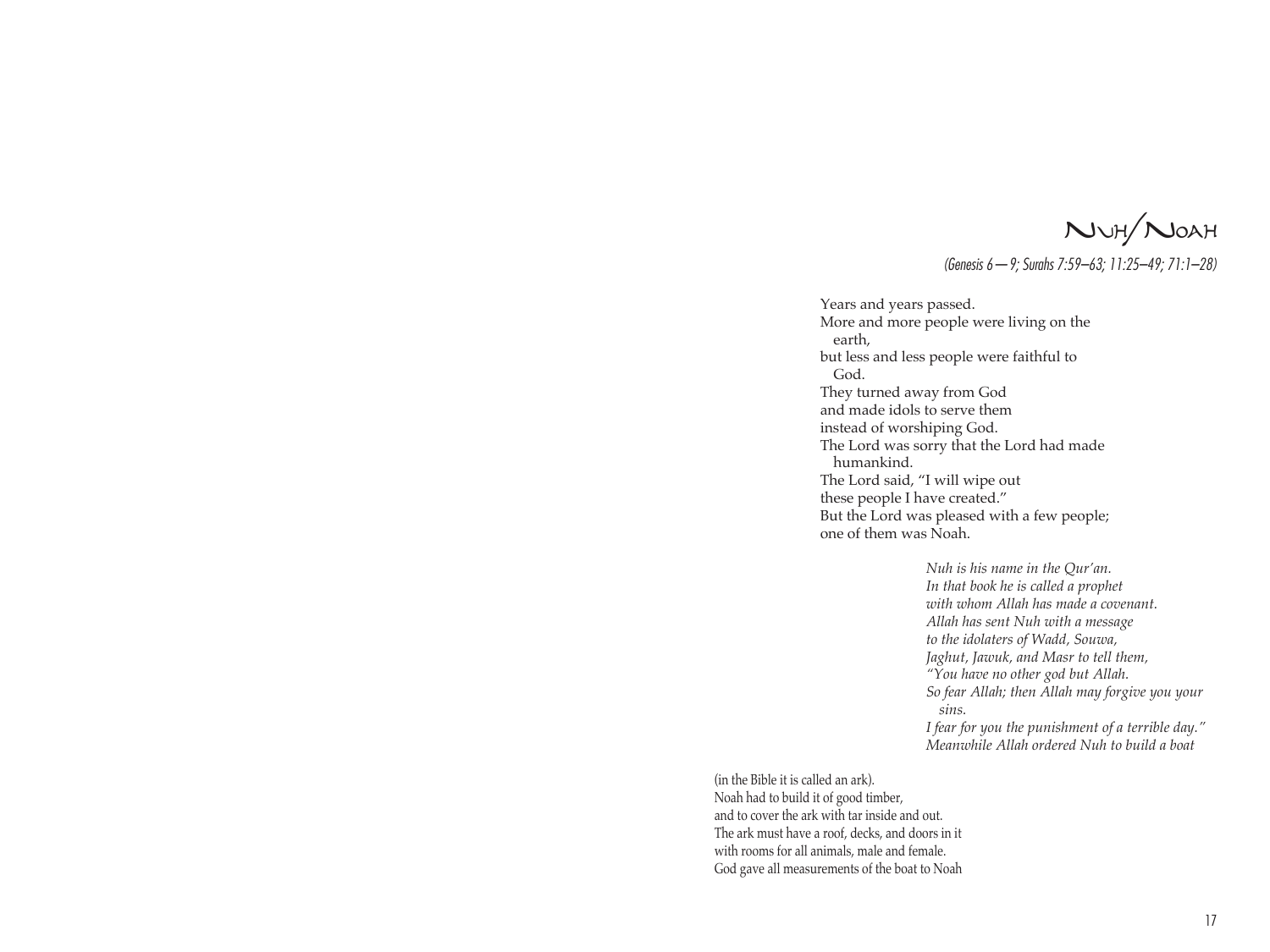# NUH/NOAH

*(Genesis 6—9; Surahs 7:59–63; 11:25–49; 71:1–28)*

Years and years passed.
More and more people were living on the earth,
but less and less people were faithful to God.
They turned away from God
and made idols to serve them
instead of worshiping God.
The Lord was sorry that the Lord had made humankind.
The Lord said, "I will wipe out
these people I have created."
But the Lord was pleased with a few people;
one of them was Noah.

*Nuh is his name in the Qur'an.*
*In that book he is called a prophet*
*with whom Allah has made a covenant.*
*Allah has sent Nuh with a message*
*to the idolaters of Wadd, Souwa,*
*Jaghut, Jawuk, and Masr to tell them,*
*"You have no other god but Allah.*
*So fear Allah; then Allah may forgive you your sins.*
*I fear for you the punishment of a terrible day."*
*Meanwhile Allah ordered Nuh to build a boat*

(in the Bible it is called an ark).
Noah had to build it of good timber,
and to cover the ark with tar inside and out.
The ark must have a roof, decks, and doors in it
with rooms for all animals, male and female.
God gave all measurements of the boat to Noah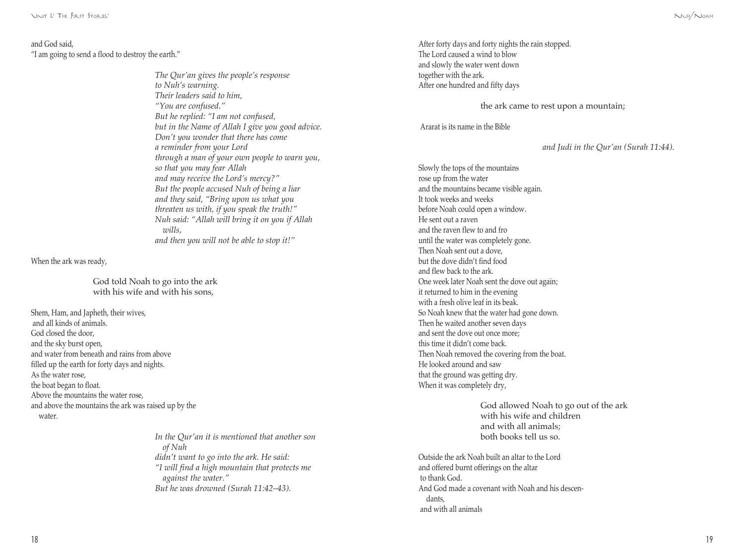and God said,
"I am going to send a flood to destroy the earth."

*The Qur'an gives the people's response*
*to Nuh's warning.*
*Their leaders said to him,*
*"You are confused."*
*But he replied: "I am not confused,*
*but in the Name of Allah I give you good advice.*
*Don't you wonder that there has come*
*a reminder from your Lord*
*through a man of your own people to warn you,*
*so that you may fear Allah*
*and may receive the Lord's mercy?"*
*But the people accused Nuh of being a liar*
*and they said, "Bring upon us what you*
*threaten us with, if you speak the truth!"*
*Nuh said: "Allah will bring it on you if Allah wills,*
*and then you will not be able to stop it!"*

When the ark was ready,

God told Noah to go into the ark
with his wife and with his sons,

Shem, Ham, and Japheth, their wives,
and all kinds of animals.
God closed the door,
and the sky burst open,
and water from beneath and rains from above
filled up the earth for forty days and nights.
As the water rose,
the boat began to float.
Above the mountains the water rose,
and above the mountains the ark was raised up by the water.

*In the Qur'an it is mentioned that another son of Nuh*
*didn't want to go into the ark. He said:*
*"I will find a high mountain that protects me against the water."*
*But he was drowned (Surah 11:42–43).*

After forty days and forty nights the rain stopped.
The Lord caused a wind to blow
and slowly the water went down
together with the ark.
After one hundred and fifty days

the ark came to rest upon a mountain;

Ararat is its name in the Bible

*and Judi in the Qur'an (Surah 11:44).*

Slowly the tops of the mountains
rose up from the water
and the mountains became visible again.
It took weeks and weeks
before Noah could open a window.
He sent out a raven
and the raven flew to and fro
until the water was completely gone.
Then Noah sent out a dove,
but the dove didn't find food
and flew back to the ark.
One week later Noah sent the dove out again;
it returned to him in the evening
with a fresh olive leaf in its beak.
So Noah knew that the water had gone down.
Then he waited another seven days
and sent the dove out once more;
this time it didn't come back.
Then Noah removed the covering from the boat.
He looked around and saw
that the ground was getting dry.
When it was completely dry,

God allowed Noah to go out of the ark
with his wife and children
and with all animals;
both books tell us so.

Outside the ark Noah built an altar to the Lord
and offered burnt offerings on the altar
to thank God.
And God made a covenant with Noah and his descendants,
and with all animals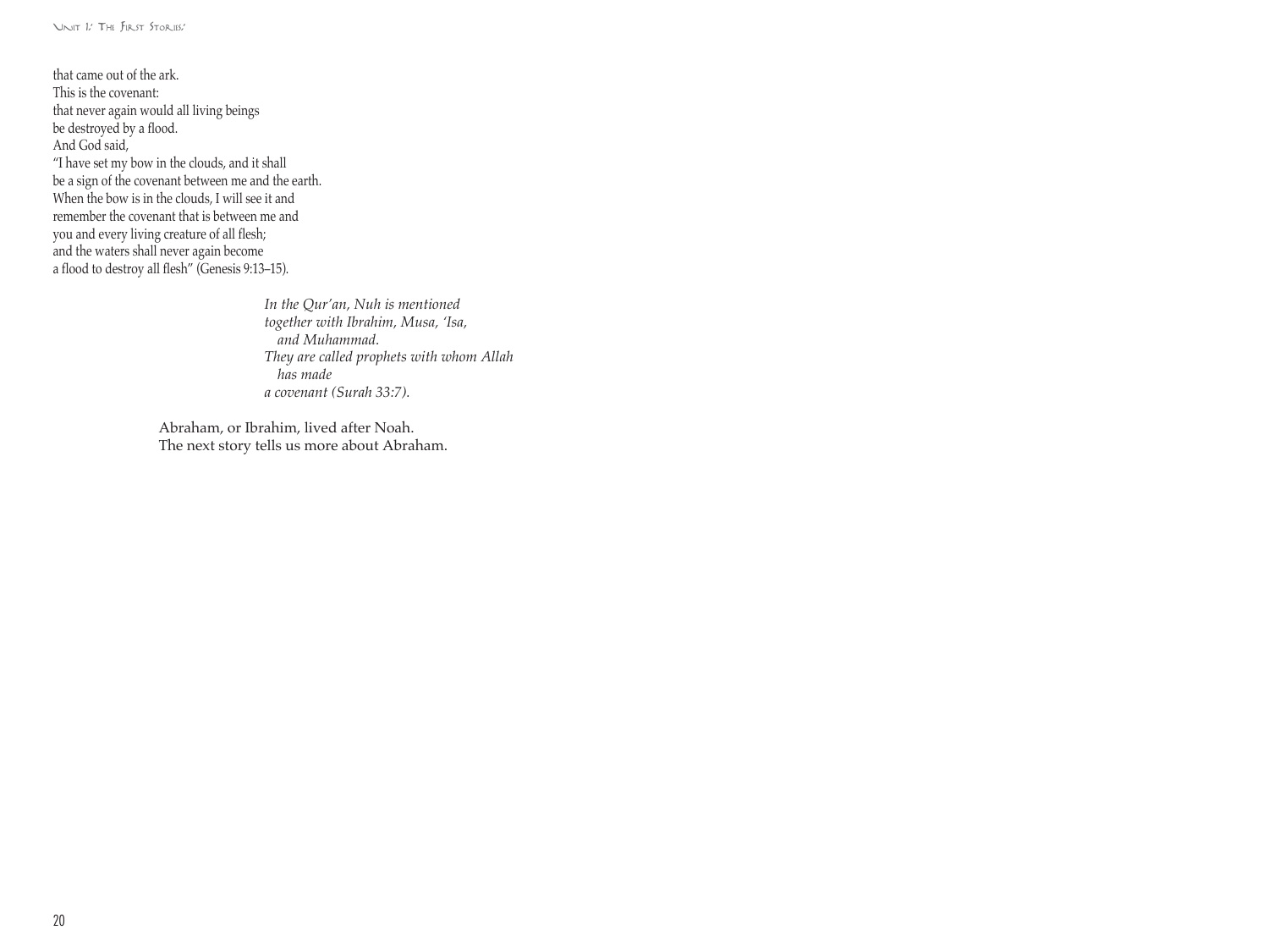that came out of the ark.
This is the covenant:
that never again would all living beings
be destroyed by a flood.
And God said,
"I have set my bow in the clouds, and it shall
be a sign of the covenant between me and the earth.
When the bow is in the clouds, I will see it and
remember the covenant that is between me and
you and every living creature of all flesh;
and the waters shall never again become
a flood to destroy all flesh" (Genesis 9:13–15).

*In the Qur'an, Nuh is mentioned*
*together with Ibrahim, Musa, 'Isa,*
*and Muhammad.*
*They are called prophets with whom Allah*
*has made*
*a covenant (Surah 33:7).*

Abraham, or Ibrahim, lived after Noah.
The next story tells us more about Abraham.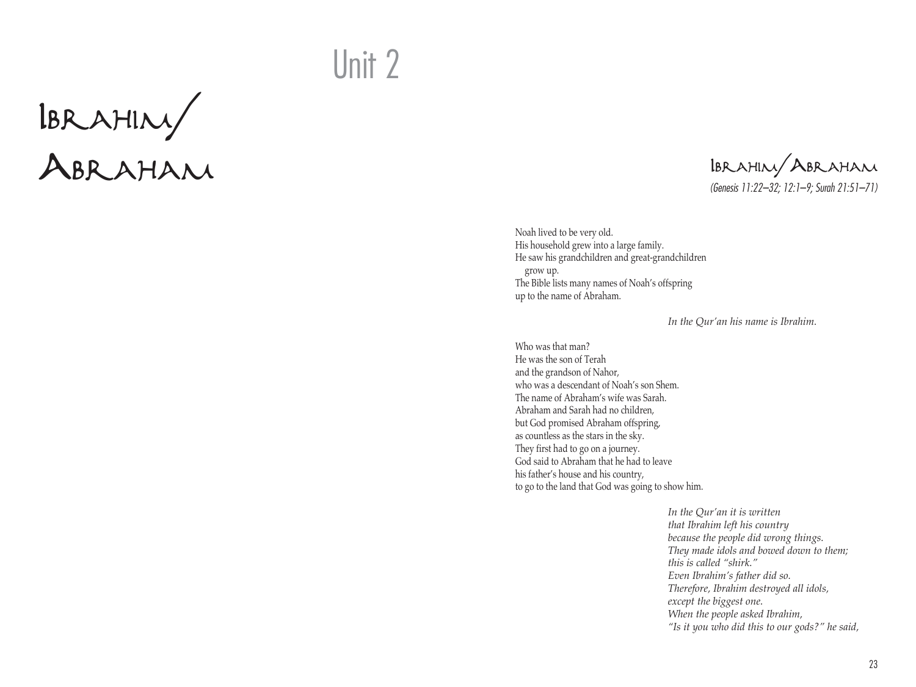# Unit 2

# Ibrahim/ Abraham

## Ibrahim/Abraham

*(Genesis 11:22–32; 12:1–9; Surah 21:51–71)*

Noah lived to be very old.
His household grew into a large family.
He saw his grandchildren and great-grandchildren
grow up.
The Bible lists many names of Noah's offspring
up to the name of Abraham.

*In the Qur'an his name is Ibrahim.*

Who was that man?
He was the son of Terah
and the grandson of Nahor,
who was a descendant of Noah's son Shem.
The name of Abraham's wife was Sarah.
Abraham and Sarah had no children,
but God promised Abraham offspring,
as countless as the stars in the sky.
They first had to go on a journey.
God said to Abraham that he had to leave
his father's house and his country,
to go to the land that God was going to show him.

*In the Qur'an it is written*
*that Ibrahim left his country*
*because the people did wrong things.*
*They made idols and bowed down to them;*
*this is called "shirk."*
*Even Ibrahim's father did so.*
*Therefore, Ibrahim destroyed all idols,*
*except the biggest one.*
*When the people asked Ibrahim,*
*"Is it you who did this to our gods?" he said,*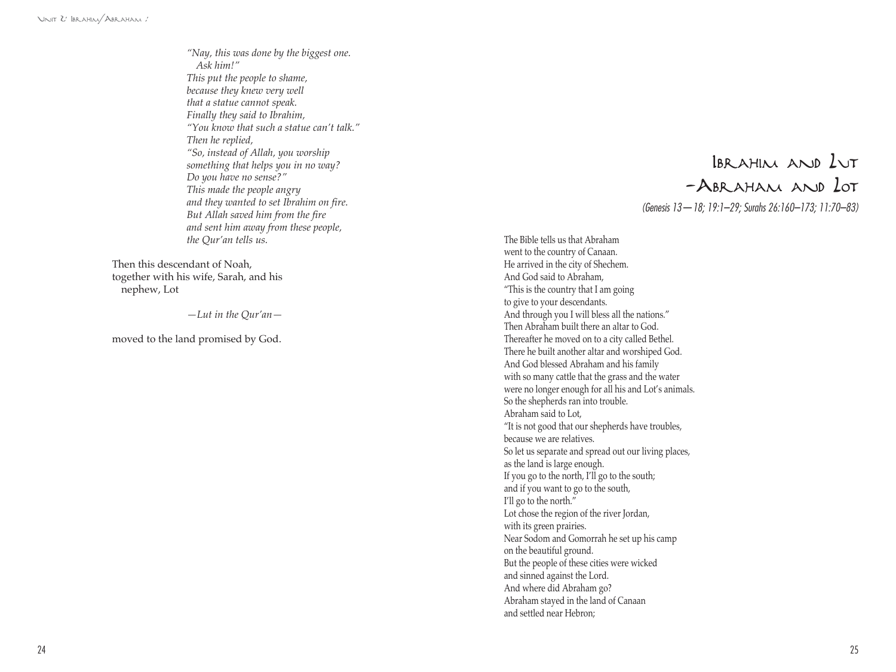*"Nay, this was done by the biggest one.*
*Ask him!"*
*This put the people to shame,*
*because they knew very well*
*that a statue cannot speak.*
*Finally they said to Ibrahim,*
*"You know that such a statue can't talk."*
*Then he replied,*
*"So, instead of Allah, you worship*
*something that helps you in no way?*
*Do you have no sense?"*
*This made the people angry*
*and they wanted to set Ibrahim on fire.*
*But Allah saved him from the fire*
*and sent him away from these people,*
*the Qur'an tells us.*

Then this descendant of Noah,
together with his wife, Sarah, and his nephew, Lot

*—Lut in the Qur'an—*

moved to the land promised by God.

# Ibrahim and Lut –Abraham and Lot

*(Genesis 13—18; 19:1–29; Surahs 26:160–173; 11:70–83)*

The Bible tells us that Abraham
went to the country of Canaan.
He arrived in the city of Shechem.
And God said to Abraham,
"This is the country that I am going
to give to your descendants.
And through you I will bless all the nations."
Then Abraham built there an altar to God.
Thereafter he moved on to a city called Bethel.
There he built another altar and worshiped God.
And God blessed Abraham and his family
with so many cattle that the grass and the water
were no longer enough for all his and Lot's animals.
So the shepherds ran into trouble.
Abraham said to Lot,
"It is not good that our shepherds have troubles,
because we are relatives.
So let us separate and spread out our living places,
as the land is large enough.
If you go to the north, I'll go to the south;
and if you want to go to the south,
I'll go to the north."
Lot chose the region of the river Jordan,
with its green prairies.
Near Sodom and Gomorrah he set up his camp
on the beautiful ground.
But the people of these cities were wicked
and sinned against the Lord.
And where did Abraham go?
Abraham stayed in the land of Canaan
and settled near Hebron;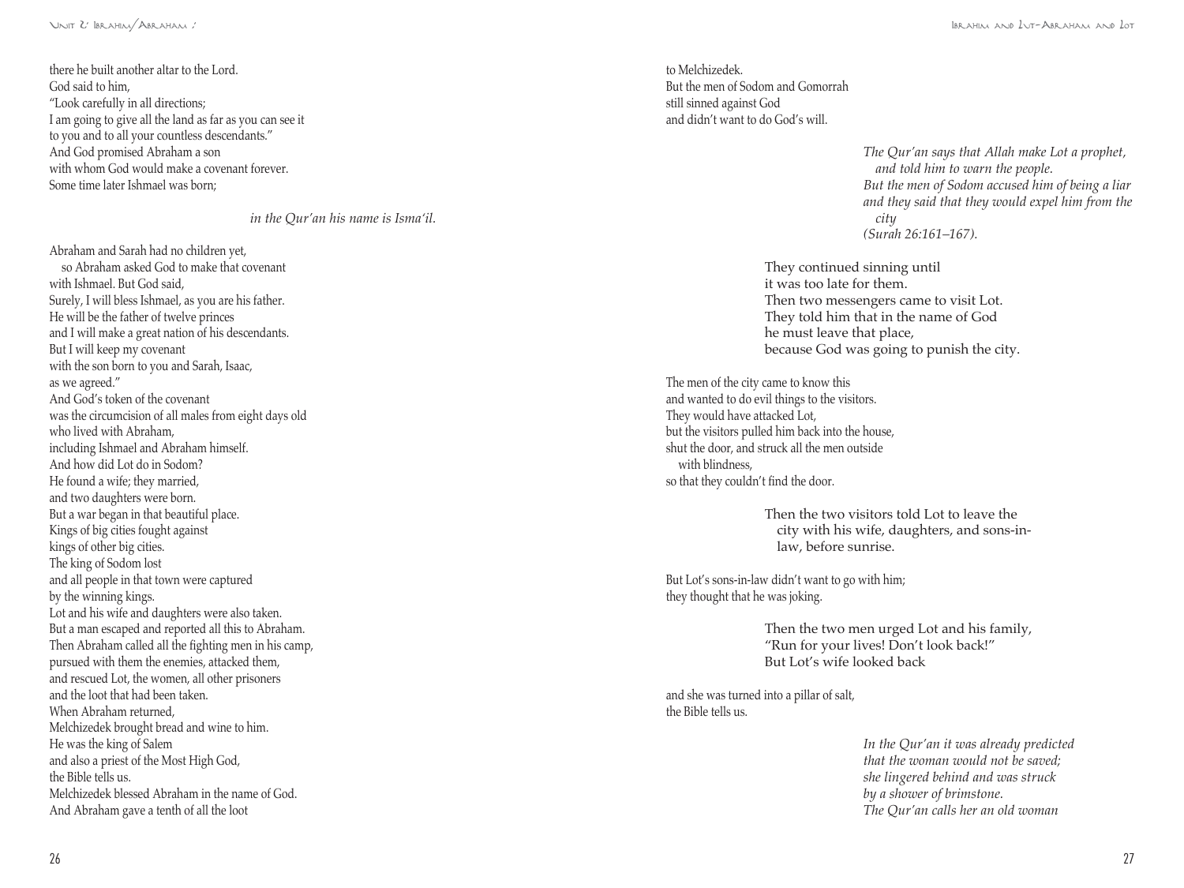there he built another altar to the Lord.
God said to him,
"Look carefully in all directions;
I am going to give all the land as far as you can see it
to you and to all your countless descendants."
And God promised Abraham a son
with whom God would make a covenant forever.
Some time later Ishmael was born;

*in the Qur'an his name is Isma'il.*

Abraham and Sarah had no children yet,
so Abraham asked God to make that covenant
with Ishmael. But God said,
Surely, I will bless Ishmael, as you are his father.
He will be the father of twelve princes
and I will make a great nation of his descendants.
But I will keep my covenant
with the son born to you and Sarah, Isaac,
as we agreed."
And God's token of the covenant
was the circumcision of all males from eight days old
who lived with Abraham,
including Ishmael and Abraham himself.
And how did Lot do in Sodom?
He found a wife; they married,
and two daughters were born.
But a war began in that beautiful place.
Kings of big cities fought against
kings of other big cities.
The king of Sodom lost
and all people in that town were captured
by the winning kings.
Lot and his wife and daughters were also taken.
But a man escaped and reported all this to Abraham.
Then Abraham called all the fighting men in his camp,
pursued with them the enemies, attacked them,
and rescued Lot, the women, all other prisoners
and the loot that had been taken.
When Abraham returned,
Melchizedek brought bread and wine to him.
He was the king of Salem
and also a priest of the Most High God,
the Bible tells us.
Melchizedek blessed Abraham in the name of God.
And Abraham gave a tenth of all the loot
to Melchizedek.
But the men of Sodom and Gomorrah
still sinned against God
and didn't want to do God's will.

*The Qur'an says that Allah make Lot a prophet,
and told him to warn the people.
But the men of Sodom accused him of being a liar
and they said that they would expel him from the city
(Surah 26:161–167).*

They continued sinning until
it was too late for them.
Then two messengers came to visit Lot.
They told him that in the name of God
he must leave that place,
because God was going to punish the city.

The men of the city came to know this
and wanted to do evil things to the visitors.
They would have attacked Lot,
but the visitors pulled him back into the house,
shut the door, and struck all the men outside
with blindness,
so that they couldn't find the door.

Then the two visitors told Lot to leave the
city with his wife, daughters, and sons-in-law, before sunrise.

But Lot's sons-in-law didn't want to go with him;
they thought that he was joking.

Then the two men urged Lot and his family,
"Run for your lives! Don't look back!"
But Lot's wife looked back

and she was turned into a pillar of salt,
the Bible tells us.

*In the Qur'an it was already predicted
that the woman would not be saved;
she lingered behind and was struck
by a shower of brimstone.
The Qur'an calls her an old woman*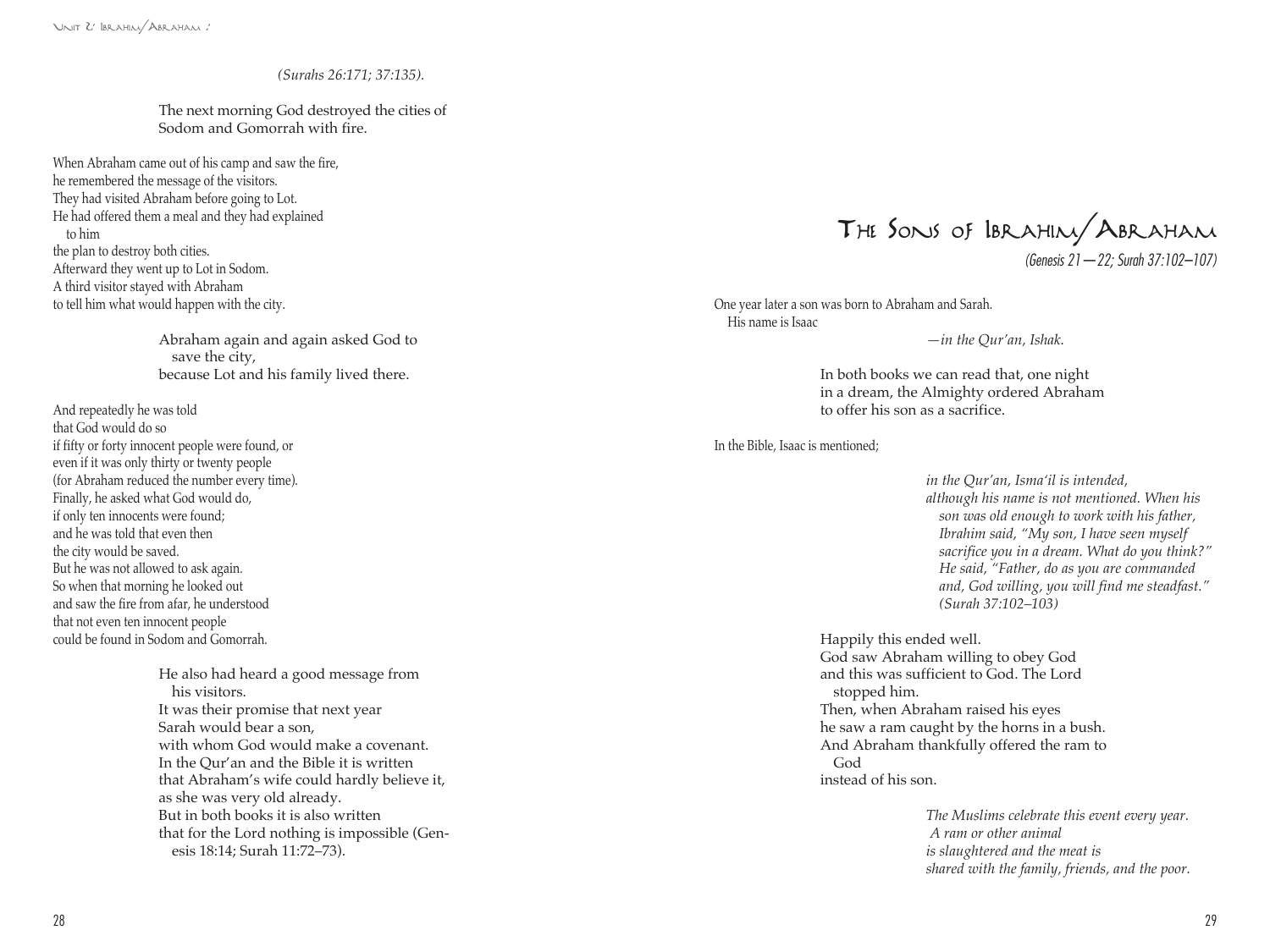*(Surahs 26:171; 37:135).*

The next morning God destroyed the cities of Sodom and Gomorrah with fire.

When Abraham came out of his camp and saw the fire,
he remembered the message of the visitors.
They had visited Abraham before going to Lot.
He had offered them a meal and they had explained to him
the plan to destroy both cities.
Afterward they went up to Lot in Sodom.
A third visitor stayed with Abraham
to tell him what would happen with the city.

Abraham again and again asked God to save the city,
because Lot and his family lived there.

And repeatedly he was told
that God would do so
if fifty or forty innocent people were found, or
even if it was only thirty or twenty people
(for Abraham reduced the number every time).
Finally, he asked what God would do,
if only ten innocents were found;
and he was told that even then
the city would be saved.
But he was not allowed to ask again.
So when that morning he looked out
and saw the fire from afar, he understood
that not even ten innocent people
could be found in Sodom and Gomorrah.

He also had heard a good message from his visitors.
It was their promise that next year
Sarah would bear a son,
with whom God would make a covenant.
In the Qur'an and the Bible it is written
that Abraham's wife could hardly believe it,
as she was very old already.
But in both books it is also written
that for the Lord nothing is impossible (Genesis 18:14; Surah 11:72–73).

# The Sons of Ibrahim/Abraham

*(Genesis 21—22; Surah 37:102–107)*

One year later a son was born to Abraham and Sarah.
His name is Isaac

*—in the Qur'an, Ishak.*

In both books we can read that, one night
in a dream, the Almighty ordered Abraham
to offer his son as a sacrifice.

In the Bible, Isaac is mentioned;

*in the Qur'an, Isma'il is intended,
although his name is not mentioned. When his son was old enough to work with his father, Ibrahim said, "My son, I have seen myself sacrifice you in a dream. What do you think?" He said, "Father, do as you are commanded and, God willing, you will find me steadfast." (Surah 37:102–103)*

Happily this ended well.
God saw Abraham willing to obey God
and this was sufficient to God. The Lord stopped him.
Then, when Abraham raised his eyes
he saw a ram caught by the horns in a bush.
And Abraham thankfully offered the ram to God
instead of his son.

*The Muslims celebrate this event every year.
A ram or other animal
is slaughtered and the meat is
shared with the family, friends, and the poor.*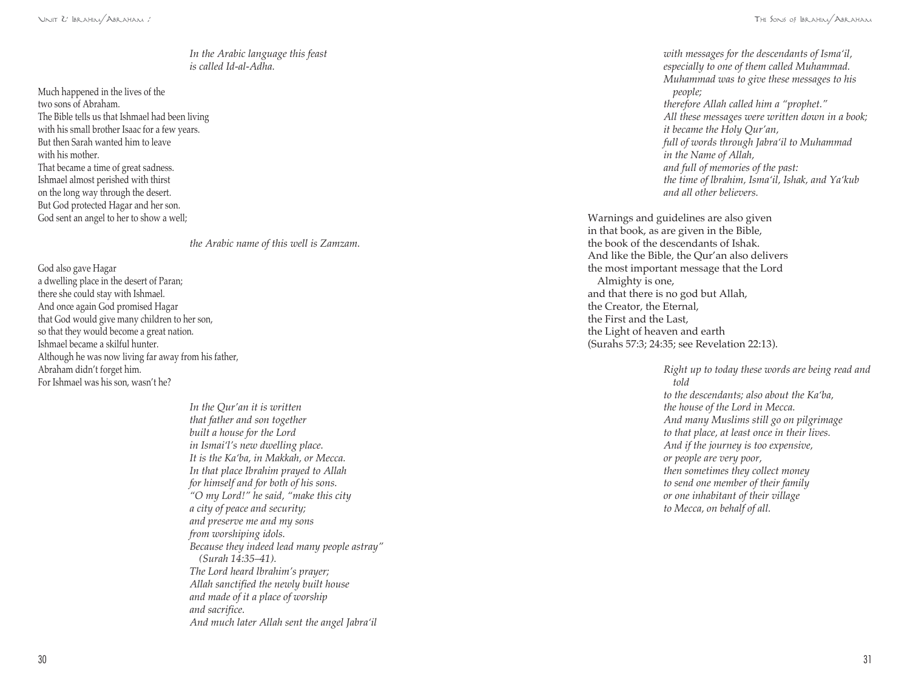*In the Arabic language this feast*
*is called Id-al-Adha.*

Much happened in the lives of the
two sons of Abraham.
The Bible tells us that Ishmael had been living
with his small brother Isaac for a few years.
But then Sarah wanted him to leave
with his mother.
That became a time of great sadness.
Ishmael almost perished with thirst
on the long way through the desert.
But God protected Hagar and her son.
God sent an angel to her to show a well;

*the Arabic name of this well is Zamzam.*

God also gave Hagar
a dwelling place in the desert of Paran;
there she could stay with Ishmael.
And once again God promised Hagar
that God would give many children to her son,
so that they would become a great nation.
Ishmael became a skilful hunter.
Although he was now living far away from his father,
Abraham didn't forget him.
For Ishmael was his son, wasn't he?

*In the Qur'an it is written*
*that father and son together*
*built a house for the Lord*
*in Ismai'l's new dwelling place.*
*It is the Ka'ba, in Makkah, or Mecca.*
*In that place Ibrahim prayed to Allah*
*for himself and for both of his sons.*
*"O my Lord!" he said, "make this city*
*a city of peace and security;*
*and preserve me and my sons*
*from worshiping idols.*
*Because they indeed lead many people astray"*
*(Surah 14:35–41).*
*The Lord heard Ibrahim's prayer;*
*Allah sanctified the newly built house*
*and made of it a place of worship*
*and sacrifice.*
*And much later Allah sent the angel Jabra'il*
*with messages for the descendants of Isma'il,*
*especially to one of them called Muhammad.*
*Muhammad was to give these messages to his people;*
*therefore Allah called him a "prophet."*
*All these messages were written down in a book;*
*it became the Holy Qur'an,*
*full of words through Jabra'il to Muhammad*
*in the Name of Allah,*
*and full of memories of the past:*
*the time of Ibrahim, Isma'il, Ishak, and Ya'kub*
*and all other believers.*

Warnings and guidelines are also given
in that book, as are given in the Bible,
the book of the descendants of Ishak.
And like the Bible, the Qur'an also delivers
the most important message that the Lord Almighty is one,
and that there is no god but Allah,
the Creator, the Eternal,
the First and the Last,
the Light of heaven and earth
(Surahs 57:3; 24:35; see Revelation 22:13).

*Right up to today these words are being read and told*
*to the descendants; also about the Ka'ba,*
*the house of the Lord in Mecca.*
*And many Muslims still go on pilgrimage*
*to that place, at least once in their lives.*
*And if the journey is too expensive,*
*or people are very poor,*
*then sometimes they collect money*
*to send one member of their family*
*or one inhabitant of their village*
*to Mecca, on behalf of all.*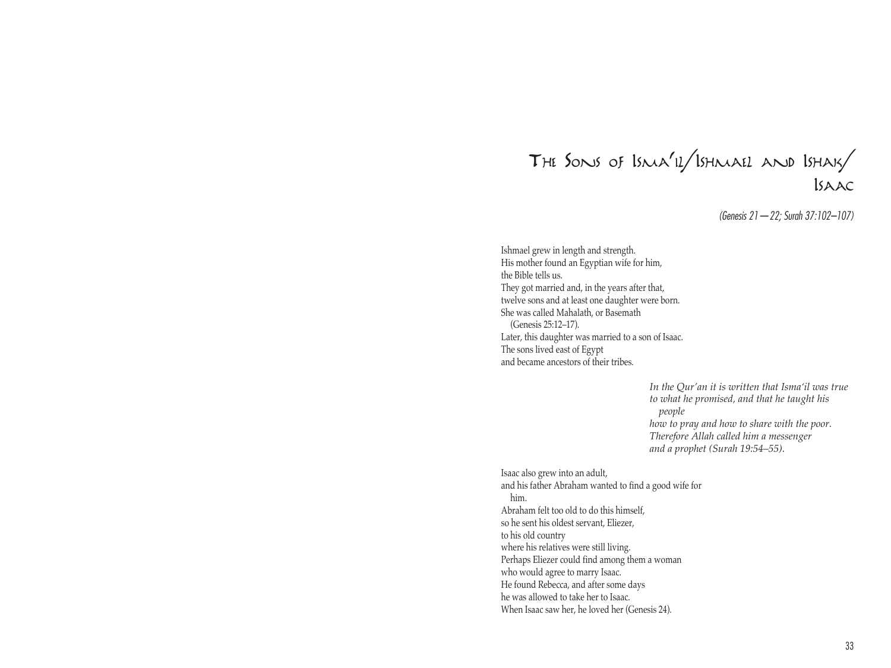# The Sons of Isma'il/Ishmael and Ishaq/Isaac

*(Genesis 21—22; Surah 37:102–107)*

Ishmael grew in length and strength.
His mother found an Egyptian wife for him,
the Bible tells us.
They got married and, in the years after that,
twelve sons and at least one daughter were born.
She was called Mahalath, or Basemath
(Genesis 25:12–17).
Later, this daughter was married to a son of Isaac.
The sons lived east of Egypt
and became ancestors of their tribes.

*In the Qur'an it is written that Isma'il was true
to what he promised, and that he taught his
people
how to pray and how to share with the poor.
Therefore Allah called him a messenger
and a prophet (Surah 19:54–55).*

Isaac also grew into an adult,
and his father Abraham wanted to find a good wife for
him.
Abraham felt too old to do this himself,
so he sent his oldest servant, Eliezer,
to his old country
where his relatives were still living.
Perhaps Eliezer could find among them a woman
who would agree to marry Isaac.
He found Rebecca, and after some days
he was allowed to take her to Isaac.
When Isaac saw her, he loved her (Genesis 24).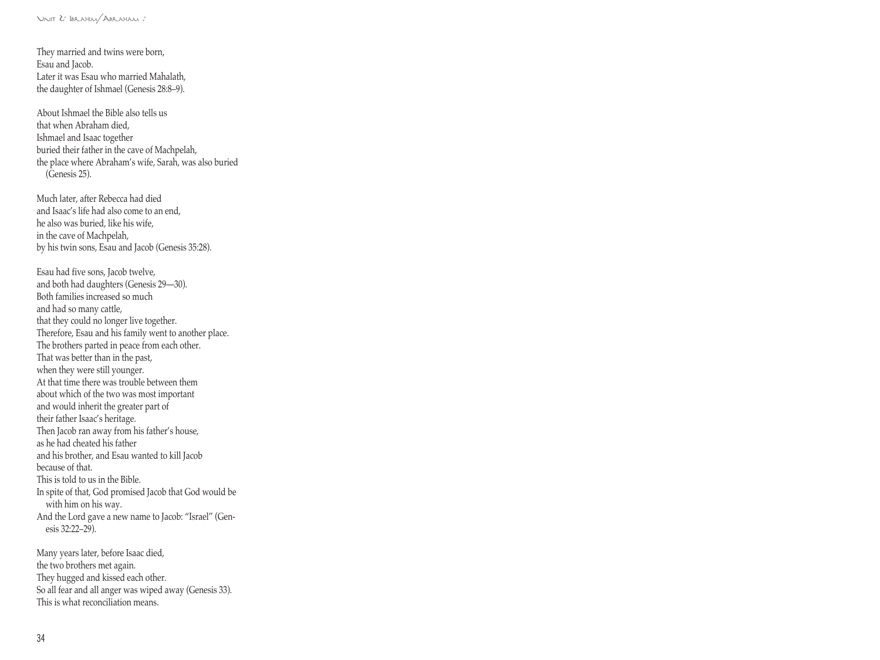They married and twins were born,
Esau and Jacob.
Later it was Esau who married Mahalath,
the daughter of Ishmael (Genesis 28:8–9).

About Ishmael the Bible also tells us
that when Abraham died,
Ishmael and Isaac together
buried their father in the cave of Machpelah,
the place where Abraham's wife, Sarah, was also buried
(Genesis 25).

Much later, after Rebecca had died
and Isaac's life had also come to an end,
he also was buried, like his wife,
in the cave of Machpelah,
by his twin sons, Esau and Jacob (Genesis 35:28).

Esau had five sons, Jacob twelve,
and both had daughters (Genesis 29—30).
Both families increased so much
and had so many cattle,
that they could no longer live together.
Therefore, Esau and his family went to another place.
The brothers parted in peace from each other.
That was better than in the past,
when they were still younger.
At that time there was trouble between them
about which of the two was most important
and would inherit the greater part of
their father Isaac's heritage.
Then Jacob ran away from his father's house,
as he had cheated his father
and his brother, and Esau wanted to kill Jacob
because of that.
This is told to us in the Bible.
In spite of that, God promised Jacob that God would be
with him on his way.
And the Lord gave a new name to Jacob: "Israel" (Genesis 32:22–29).

Many years later, before Isaac died,
the two brothers met again.
They hugged and kissed each other.
So all fear and all anger was wiped away (Genesis 33).
This is what reconciliation means.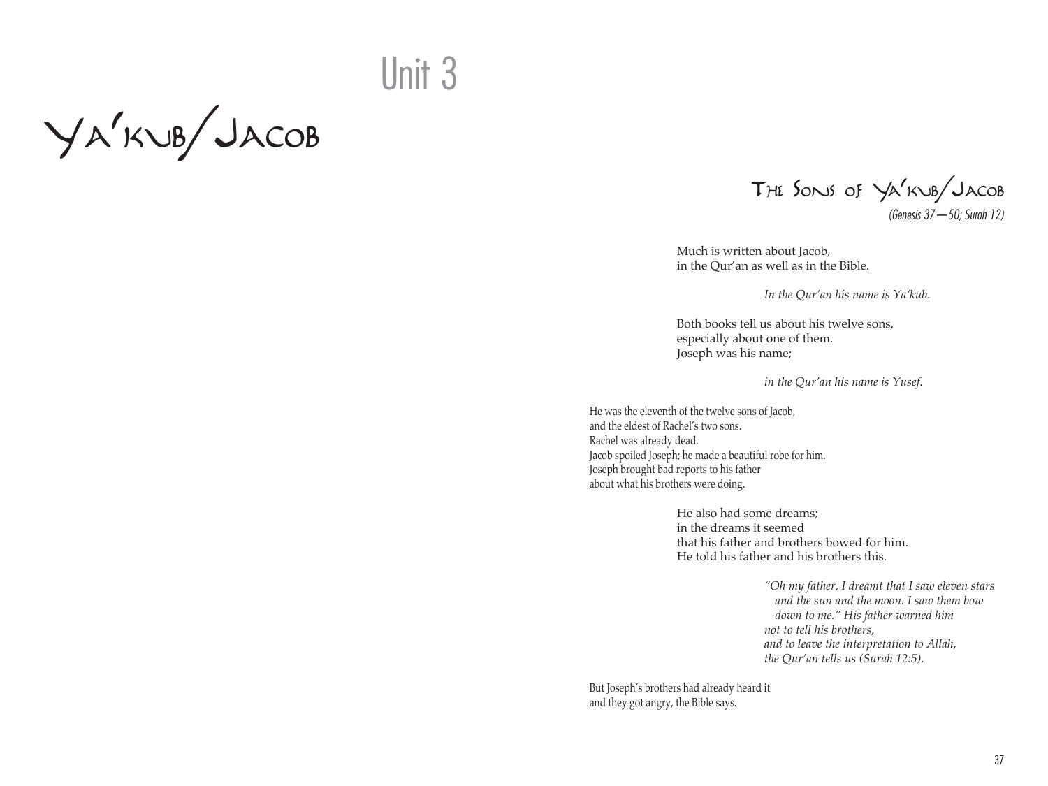# Unit 3

# Ya'kub/Jacob

## The Sons of Ya'kub/Jacob

*(Genesis 37—50; Surah 12)*

Much is written about Jacob,
in the Qur'an as well as in the Bible.

*In the Qur'an his name is Ya'kub.*

Both books tell us about his twelve sons,
especially about one of them.
Joseph was his name;

*in the Qur'an his name is Yusef.*

He was the eleventh of the twelve sons of Jacob,
and the eldest of Rachel's two sons.
Rachel was already dead.
Jacob spoiled Joseph; he made a beautiful robe for him.
Joseph brought bad reports to his father
about what his brothers were doing.

He also had some dreams;
in the dreams it seemed
that his father and brothers bowed for him.
He told his father and his brothers this.

*"Oh my father, I dreamt that I saw eleven stars
and the sun and the moon. I saw them bow
down to me." His father warned him
not to tell his brothers,
and to leave the interpretation to Allah,
the Qur'an tells us (Surah 12:5).*

But Joseph's brothers had already heard it
and they got angry, the Bible says.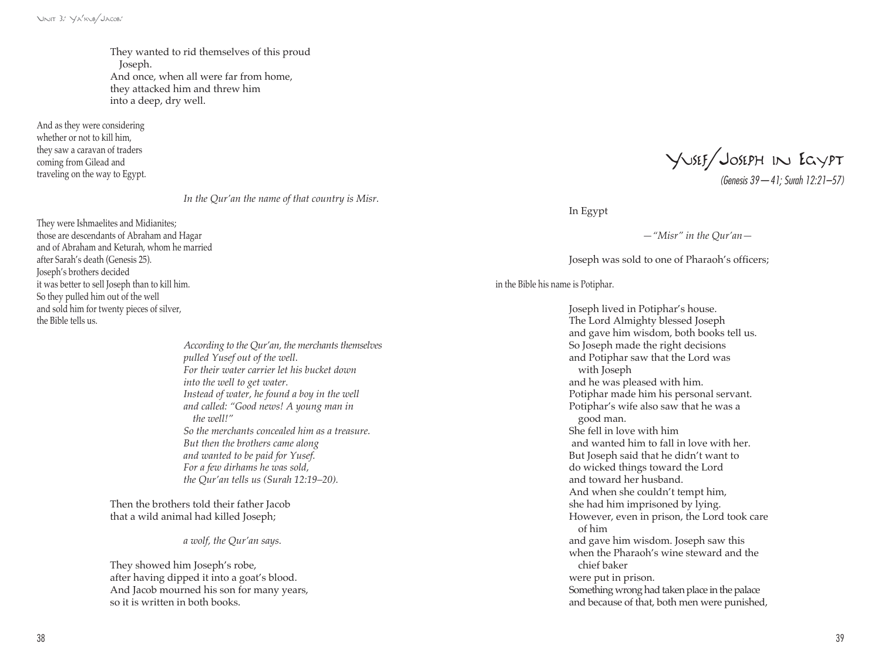They wanted to rid themselves of this proud
Joseph.
And once, when all were far from home,
they attacked him and threw him
into a deep, dry well.

And as they were considering
whether or not to kill him,
they saw a caravan of traders
coming from Gilead and
traveling on the way to Egypt.

*In the Qur'an the name of that country is Misr.*

They were Ishmaelites and Midianites;
those are descendants of Abraham and Hagar
and of Abraham and Keturah, whom he married
after Sarah's death (Genesis 25).
Joseph's brothers decided
it was better to sell Joseph than to kill him.
So they pulled him out of the well
and sold him for twenty pieces of silver,
the Bible tells us.

*According to the Qur'an, the merchants themselves*
*pulled Yusef out of the well.*
*For their water carrier let his bucket down*
*into the well to get water.*
*Instead of water, he found a boy in the well*
*and called: "Good news! A young man in*
*the well!"*
*So the merchants concealed him as a treasure.*
*But then the brothers came along*
*and wanted to be paid for Yusef.*
*For a few dirhams he was sold,*
*the Qur'an tells us (Surah 12:19–20).*

Then the brothers told their father Jacob
that a wild animal had killed Joseph;

*a wolf, the Qur'an says.*

They showed him Joseph's robe,
after having dipped it into a goat's blood.
And Jacob mourned his son for many years,
so it is written in both books.

# Yusef/Joseph in Egypt

*(Genesis 39—41; Surah 12:21–57)*

In Egypt

*—"Misr" in the Qur'an—*

Joseph was sold to one of Pharaoh's officers;

in the Bible his name is Potiphar.

Joseph lived in Potiphar's house.
The Lord Almighty blessed Joseph
and gave him wisdom, both books tell us.
So Joseph made the right decisions
and Potiphar saw that the Lord was
with Joseph
and he was pleased with him.
Potiphar made him his personal servant.
Potiphar's wife also saw that he was a
good man.
She fell in love with him
and wanted him to fall in love with her.
But Joseph said that he didn't want to
do wicked things toward the Lord
and toward her husband.
And when she couldn't tempt him,
she had him imprisoned by lying.
However, even in prison, the Lord took care
of him
and gave him wisdom. Joseph saw this
when the Pharaoh's wine steward and the
chief baker
were put in prison.
Something wrong had taken place in the palace
and because of that, both men were punished,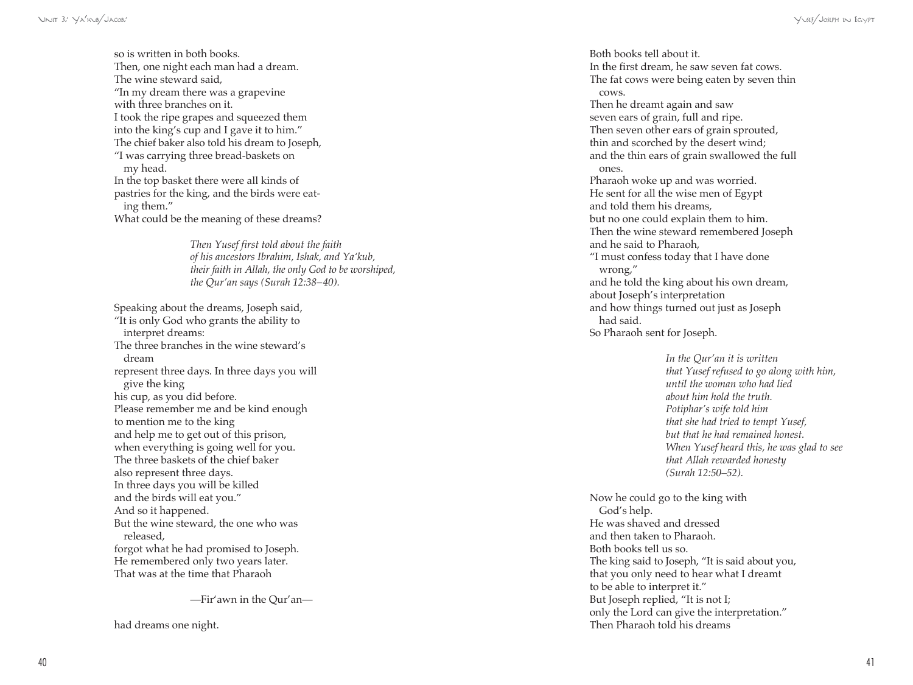so is written in both books.
Then, one night each man had a dream.
The wine steward said,
"In my dream there was a grapevine
with three branches on it.
I took the ripe grapes and squeezed them
into the king's cup and I gave it to him."
The chief baker also told his dream to Joseph,
"I was carrying three bread-baskets on my head.
In the top basket there were all kinds of
pastries for the king, and the birds were eating them."
What could be the meaning of these dreams?

> *Then Yusef first told about the faith*
> *of his ancestors Ibrahim, Ishak, and Ya'kub,*
> *their faith in Allah, the only God to be worshiped,*
> *the Qur'an says (Surah 12:38–40).*

Speaking about the dreams, Joseph said,
"It is only God who grants the ability to interpret dreams:
The three branches in the wine steward's dream
represent three days. In three days you will give the king
his cup, as you did before.
Please remember me and be kind enough
to mention me to the king
and help me to get out of this prison,
when everything is going well for you.
The three baskets of the chief baker
also represent three days.
In three days you will be killed
and the birds will eat you."
And so it happened.
But the wine steward, the one who was released,
forgot what he had promised to Joseph.
He remembered only two years later.
That was at the time that Pharaoh

—Fir'awn in the Qur'an—

had dreams one night.

Both books tell about it.
In the first dream, he saw seven fat cows.
The fat cows were being eaten by seven thin cows.
Then he dreamt again and saw
seven ears of grain, full and ripe.
Then seven other ears of grain sprouted,
thin and scorched by the desert wind;
and the thin ears of grain swallowed the full ones.
Pharaoh woke up and was worried.
He sent for all the wise men of Egypt
and told them his dreams,
but no one could explain them to him.
Then the wine steward remembered Joseph
and he said to Pharaoh,
"I must confess today that I have done wrong,"
and he told the king about his own dream,
about Joseph's interpretation
and how things turned out just as Joseph had said.
So Pharaoh sent for Joseph.

> *In the Qur'an it is written*
> *that Yusef refused to go along with him,*
> *until the woman who had lied*
> *about him hold the truth.*
> *Potiphar's wife told him*
> *that she had tried to tempt Yusef,*
> *but that he had remained honest.*
> *When Yusef heard this, he was glad to see*
> *that Allah rewarded honesty*
> *(Surah 12:50–52).*

Now he could go to the king with God's help.
He was shaved and dressed
and then taken to Pharaoh.
Both books tell us so.
The king said to Joseph, "It is said about you,
that you only need to hear what I dreamt
to be able to interpret it."
But Joseph replied, "It is not I;
only the Lord can give the interpretation."
Then Pharaoh told his dreams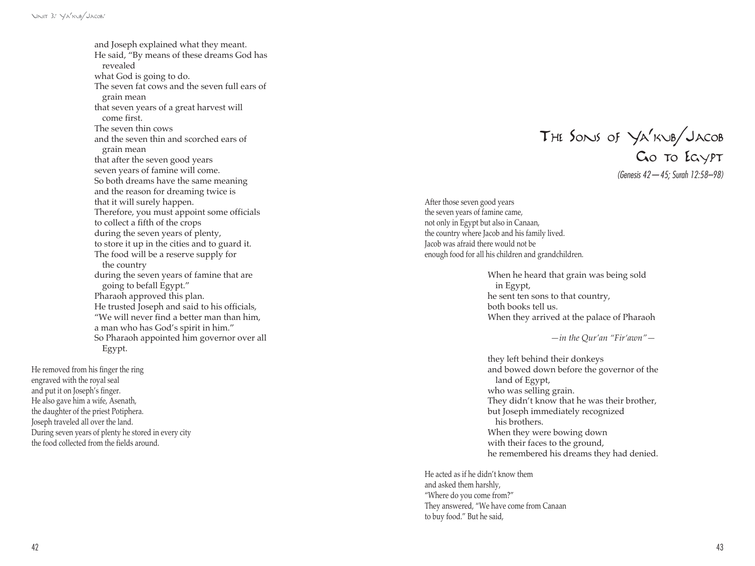and Joseph explained what they meant.
He said, "By means of these dreams God has revealed
what God is going to do.
The seven fat cows and the seven full ears of grain mean
that seven years of a great harvest will come first.
The seven thin cows
and the seven thin and scorched ears of grain mean
that after the seven good years
seven years of famine will come.
So both dreams have the same meaning
and the reason for dreaming twice is
that it will surely happen.
Therefore, you must appoint some officials
to collect a fifth of the crops
during the seven years of plenty,
to store it up in the cities and to guard it.
The food will be a reserve supply for the country
during the seven years of famine that are going to befall Egypt."
Pharaoh approved this plan.
He trusted Joseph and said to his officials,
"We will never find a better man than him,
a man who has God's spirit in him."
So Pharaoh appointed him governor over all Egypt.

He removed from his finger the ring
engraved with the royal seal
and put it on Joseph's finger.
He also gave him a wife, Asenath,
the daughter of the priest Potiphera.
Joseph traveled all over the land.
During seven years of plenty he stored in every city
the food collected from the fields around.

# The Sons of Ya'kub/Jacob Go to Egypt

*(Genesis 42—45; Surah 12:58–98)*

After those seven good years
the seven years of famine came,
not only in Egypt but also in Canaan,
the country where Jacob and his family lived.
Jacob was afraid there would not be
enough food for all his children and grandchildren.

When he heard that grain was being sold in Egypt,
he sent ten sons to that country,
both books tell us.
When they arrived at the palace of Pharaoh

*—in the Qur'an "Fir'awn"—*

they left behind their donkeys
and bowed down before the governor of the land of Egypt,
who was selling grain.
They didn't know that he was their brother,
but Joseph immediately recognized his brothers.
When they were bowing down
with their faces to the ground,
he remembered his dreams they had denied.

He acted as if he didn't know them
and asked them harshly,
"Where do you come from?"
They answered, "We have come from Canaan
to buy food." But he said,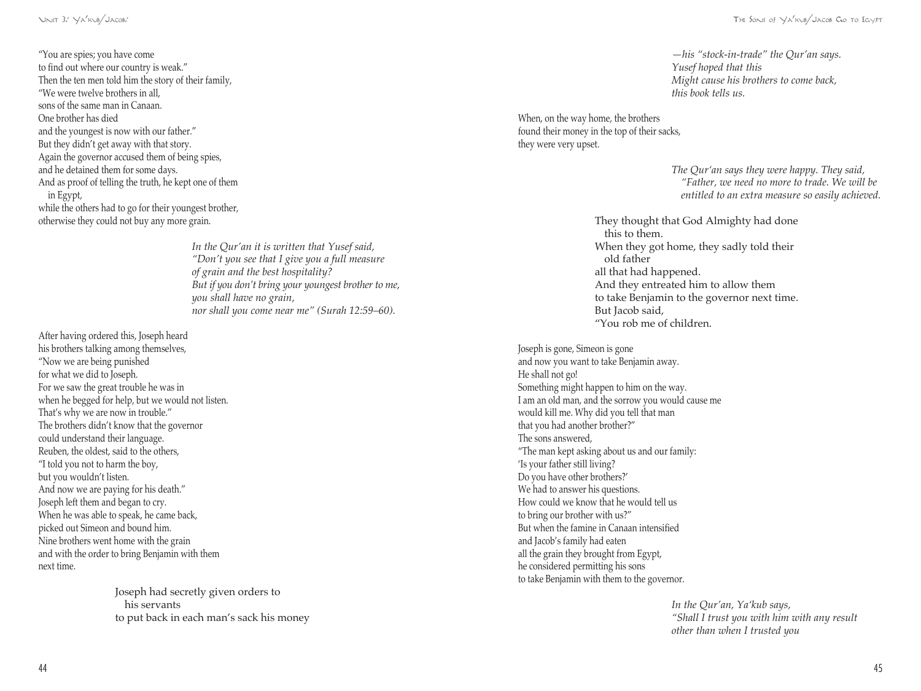"You are spies; you have come
to find out where our country is weak."
Then the ten men told him the story of their family,
"We were twelve brothers in all,
sons of the same man in Canaan.
One brother has died
and the youngest is now with our father."
But they didn't get away with that story.
Again the governor accused them of being spies,
and he detained them for some days.
And as proof of telling the truth, he kept one of them
in Egypt,
while the others had to go for their youngest brother,
otherwise they could not buy any more grain.

*In the Qur'an it is written that Yusef said,*
*"Don't you see that I give you a full measure*
*of grain and the best hospitality?*
*But if you don't bring your youngest brother to me,*
*you shall have no grain,*
*nor shall you come near me" (Surah 12:59–60).*

After having ordered this, Joseph heard
his brothers talking among themselves,
"Now we are being punished
for what we did to Joseph.
For we saw the great trouble he was in
when he begged for help, but we would not listen.
That's why we are now in trouble."
The brothers didn't know that the governor
could understand their language.
Reuben, the oldest, said to the others,
"I told you not to harm the boy,
but you wouldn't listen.
And now we are paying for his death."
Joseph left them and began to cry.
When he was able to speak, he came back,
picked out Simeon and bound him.
Nine brothers went home with the grain
and with the order to bring Benjamin with them
next time.

Joseph had secretly given orders to
his servants
to put back in each man's sack his money

*—his "stock-in-trade" the Qur'an says.*
*Yusef hoped that this*
*Might cause his brothers to come back,*
*this book tells us.*

When, on the way home, the brothers
found their money in the top of their sacks,
they were very upset.

*The Qur'an says they were happy. They said,*
*"Father, we need no more to trade. We will be*
*entitled to an extra measure so easily achieved.*

They thought that God Almighty had done
this to them.
When they got home, they sadly told their
old father
all that had happened.
And they entreated him to allow them
to take Benjamin to the governor next time.
But Jacob said,
"You rob me of children.

Joseph is gone, Simeon is gone
and now you want to take Benjamin away.
He shall not go!
Something might happen to him on the way.
I am an old man, and the sorrow you would cause me
would kill me. Why did you tell that man
that you had another brother?"
The sons answered,
"The man kept asking about us and our family:
'Is your father still living?
Do you have other brothers?'
We had to answer his questions.
How could we know that he would tell us
to bring our brother with us?"
But when the famine in Canaan intensified
and Jacob's family had eaten
all the grain they brought from Egypt,
he considered permitting his sons
to take Benjamin with them to the governor.

*In the Qur'an, Ya'kub says,*
*"Shall I trust you with him with any result*
*other than when I trusted you*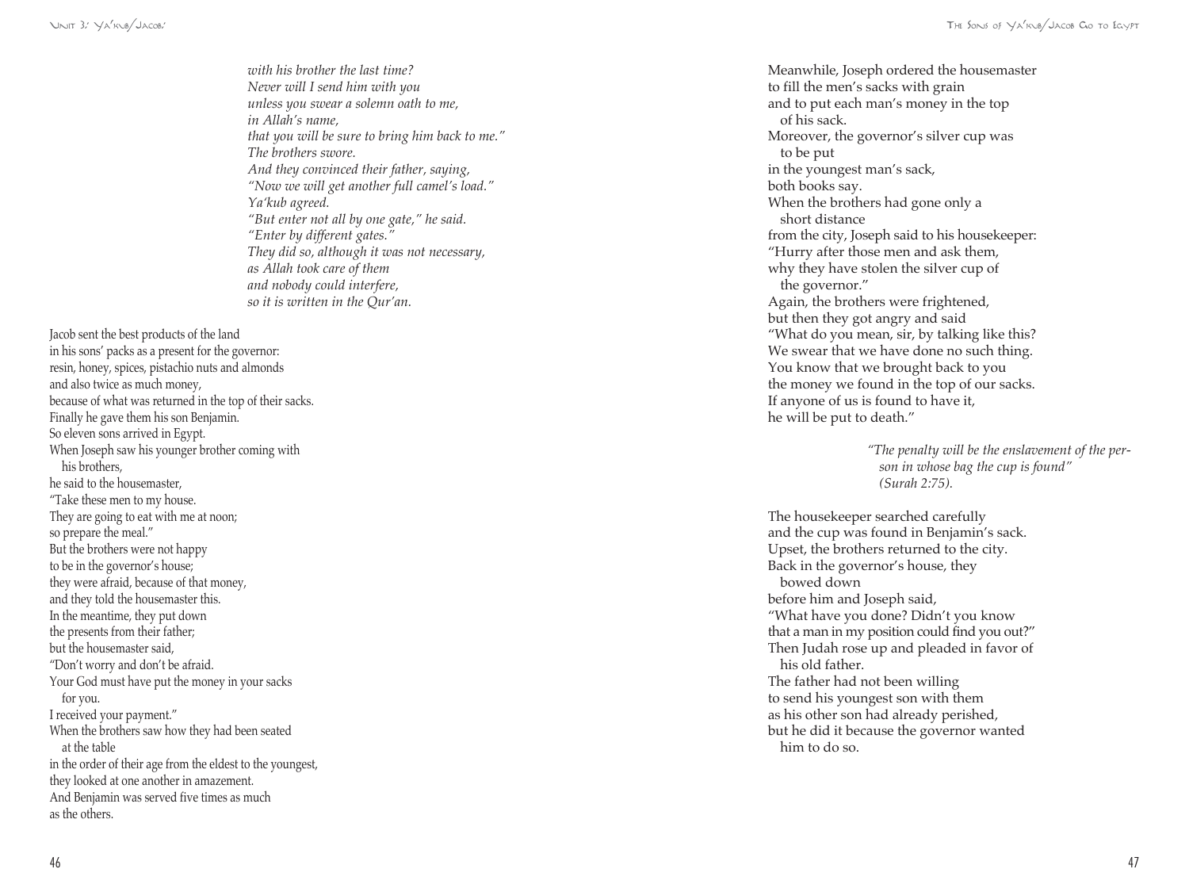*with his brother the last time?*
*Never will I send him with you*
*unless you swear a solemn oath to me,*
*in Allah's name,*
*that you will be sure to bring him back to me."*
*The brothers swore.*
*And they convinced their father, saying,*
*"Now we will get another full camel's load."*
*Ya'kub agreed.*
*"But enter not all by one gate," he said.*
*"Enter by different gates."*
*They did so, although it was not necessary,*
*as Allah took care of them*
*and nobody could interfere,*
*so it is written in the Qur'an.*

Jacob sent the best products of the land
in his sons' packs as a present for the governor:
resin, honey, spices, pistachio nuts and almonds
and also twice as much money,
because of what was returned in the top of their sacks.
Finally he gave them his son Benjamin.
So eleven sons arrived in Egypt.
When Joseph saw his younger brother coming with his brothers,
he said to the housemaster,
"Take these men to my house.
They are going to eat with me at noon;
so prepare the meal."
But the brothers were not happy
to be in the governor's house;
they were afraid, because of that money,
and they told the housemaster this.
In the meantime, they put down
the presents from their father;
but the housemaster said,
"Don't worry and don't be afraid.
Your God must have put the money in your sacks for you.
I received your payment."
When the brothers saw how they had been seated at the table
in the order of their age from the eldest to the youngest,
they looked at one another in amazement.
And Benjamin was served five times as much
as the others.

Meanwhile, Joseph ordered the housemaster
to fill the men's sacks with grain
and to put each man's money in the top of his sack.
Moreover, the governor's silver cup was to be put
in the youngest man's sack,
both books say.
When the brothers had gone only a short distance
from the city, Joseph said to his housekeeper:
"Hurry after those men and ask them,
why they have stolen the silver cup of the governor."
Again, the brothers were frightened,
but then they got angry and said
"What do you mean, sir, by talking like this?
We swear that we have done no such thing.
You know that we brought back to you
the money we found in the top of our sacks.
If anyone of us is found to have it,
he will be put to death."

*"The penalty will be the enslavement of the person in whose bag the cup is found" (Surah 2:75).*

The housekeeper searched carefully
and the cup was found in Benjamin's sack.
Upset, the brothers returned to the city.
Back in the governor's house, they bowed down
before him and Joseph said,
"What have you done? Didn't you know
that a man in my position could find you out?"
Then Judah rose up and pleaded in favor of his old father.
The father had not been willing
to send his youngest son with them
as his other son had already perished,
but he did it because the governor wanted him to do so.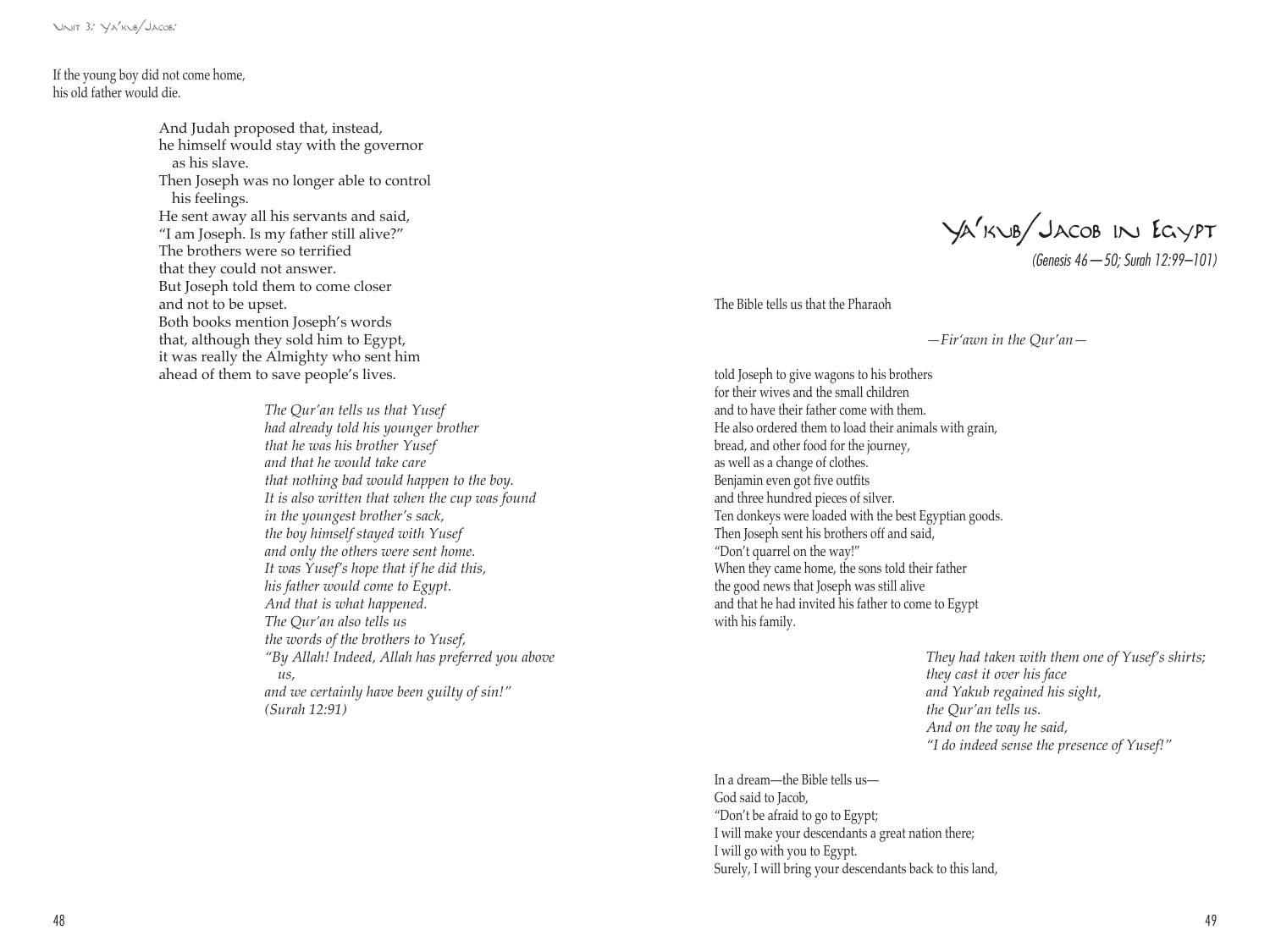If the young boy did not come home,
his old father would die.

And Judah proposed that, instead,
he himself would stay with the governor
as his slave.
Then Joseph was no longer able to control
his feelings.
He sent away all his servants and said,
"I am Joseph. Is my father still alive?"
The brothers were so terrified
that they could not answer.
But Joseph told them to come closer
and not to be upset.
Both books mention Joseph's words
that, although they sold him to Egypt,
it was really the Almighty who sent him
ahead of them to save people's lives.

*The Qur'an tells us that Yusef*
*had already told his younger brother*
*that he was his brother Yusef*
*and that he would take care*
*that nothing bad would happen to the boy.*
*It is also written that when the cup was found*
*in the youngest brother's sack,*
*the boy himself stayed with Yusef*
*and only the others were sent home.*
*It was Yusef's hope that if he did this,*
*his father would come to Egypt.*
*And that is what happened.*
*The Qur'an also tells us*
*the words of the brothers to Yusef,*
*"By Allah! Indeed, Allah has preferred you above us,*
*and we certainly have been guilty of sin!"*
*(Surah 12:91)*

## Ya'kub/Jacob in Egypt

*(Genesis 46—50; Surah 12:99–101)*

The Bible tells us that the Pharaoh

*—Fir'awn in the Qur'an—*

told Joseph to give wagons to his brothers
for their wives and the small children
and to have their father come with them.
He also ordered them to load their animals with grain,
bread, and other food for the journey,
as well as a change of clothes.
Benjamin even got five outfits
and three hundred pieces of silver.
Ten donkeys were loaded with the best Egyptian goods.
Then Joseph sent his brothers off and said,
"Don't quarrel on the way!"
When they came home, the sons told their father
the good news that Joseph was still alive
and that he had invited his father to come to Egypt
with his family.

*They had taken with them one of Yusef's shirts;*
*they cast it over his face*
*and Yakub regained his sight,*
*the Qur'an tells us.*
*And on the way he said,*
*"I do indeed sense the presence of Yusef!"*

In a dream—the Bible tells us—
God said to Jacob,
"Don't be afraid to go to Egypt;
I will make your descendants a great nation there;
I will go with you to Egypt.
Surely, I will bring your descendants back to this land,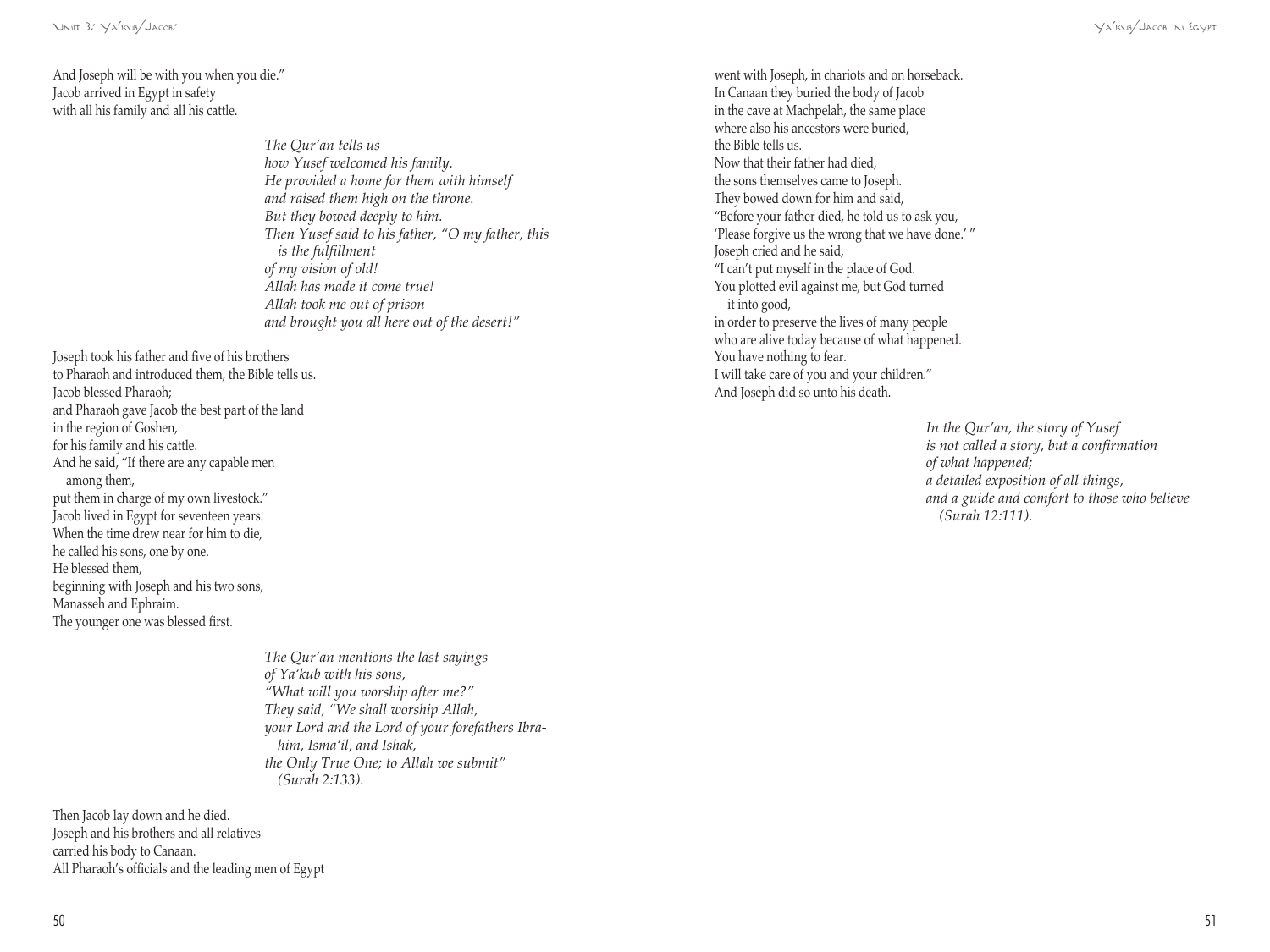And Joseph will be with you when you die."
Jacob arrived in Egypt in safety
with all his family and all his cattle.

*The Qur'an tells us*
*how Yusef welcomed his family.*
*He provided a home for them with himself*
*and raised them high on the throne.*
*But they bowed deeply to him.*
*Then Yusef said to his father, "O my father, this is the fulfillment*
*of my vision of old!*
*Allah has made it come true!*
*Allah took me out of prison*
*and brought you all here out of the desert!"*

Joseph took his father and five of his brothers
to Pharaoh and introduced them, the Bible tells us.
Jacob blessed Pharaoh;
and Pharaoh gave Jacob the best part of the land
in the region of Goshen,
for his family and his cattle.
And he said, "If there are any capable men among them,
put them in charge of my own livestock."
Jacob lived in Egypt for seventeen years.
When the time drew near for him to die,
he called his sons, one by one.
He blessed them,
beginning with Joseph and his two sons,
Manasseh and Ephraim.
The younger one was blessed first.

*The Qur'an mentions the last sayings*
*of Ya'kub with his sons,*
*"What will you worship after me?"*
*They said, "We shall worship Allah,*
*your Lord and the Lord of your forefathers Ibrahim, Isma'il, and Ishak,*
*the Only True One; to Allah we submit" (Surah 2:133).*

Then Jacob lay down and he died.
Joseph and his brothers and all relatives
carried his body to Canaan.
All Pharaoh's officials and the leading men of Egypt
went with Joseph, in chariots and on horseback.
In Canaan they buried the body of Jacob
in the cave at Machpelah, the same place
where also his ancestors were buried,
the Bible tells us.
Now that their father had died,
the sons themselves came to Joseph.
They bowed down for him and said,
"Before your father died, he told us to ask you,
'Please forgive us the wrong that we have done.' "
Joseph cried and he said,
"I can't put myself in the place of God.
You plotted evil against me, but God turned it into good,
in order to preserve the lives of many people
who are alive today because of what happened.
You have nothing to fear.
I will take care of you and your children."
And Joseph did so unto his death.

*In the Qur'an, the story of Yusef*
*is not called a story, but a confirmation*
*of what happened;*
*a detailed exposition of all things,*
*and a guide and comfort to those who believe (Surah 12:111).*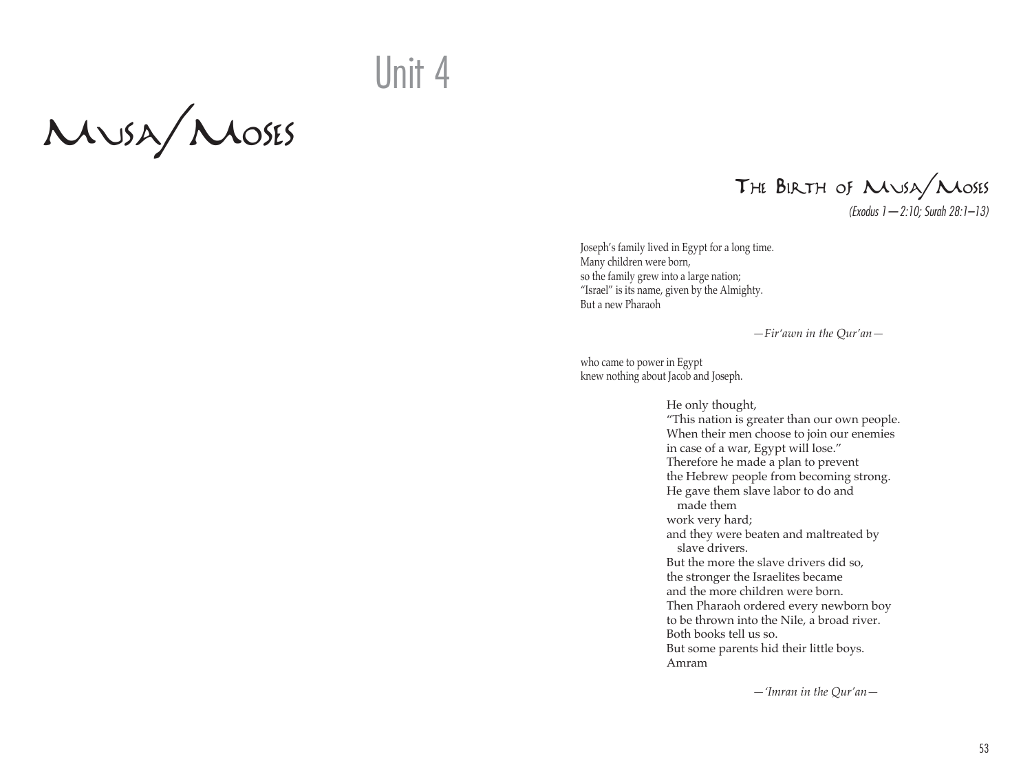# Unit 4

# Musa/Moses

## The Birth of Musa/Moses

*(Exodus 1—2:10; Surah 28:1–13)*

Joseph's family lived in Egypt for a long time.
Many children were born,
so the family grew into a large nation;
"Israel" is its name, given by the Almighty.
But a new Pharaoh

*—Fir'awn in the Qur'an—*

who came to power in Egypt
knew nothing about Jacob and Joseph.

He only thought,
"This nation is greater than our own people.
When their men choose to join our enemies
in case of a war, Egypt will lose."
Therefore he made a plan to prevent
the Hebrew people from becoming strong.
He gave them slave labor to do and
made them
work very hard;
and they were beaten and maltreated by
slave drivers.
But the more the slave drivers did so,
the stronger the Israelites became
and the more children were born.
Then Pharaoh ordered every newborn boy
to be thrown into the Nile, a broad river.
Both books tell us so.
But some parents hid their little boys.
Amram

*—'Imran in the Qur'an—*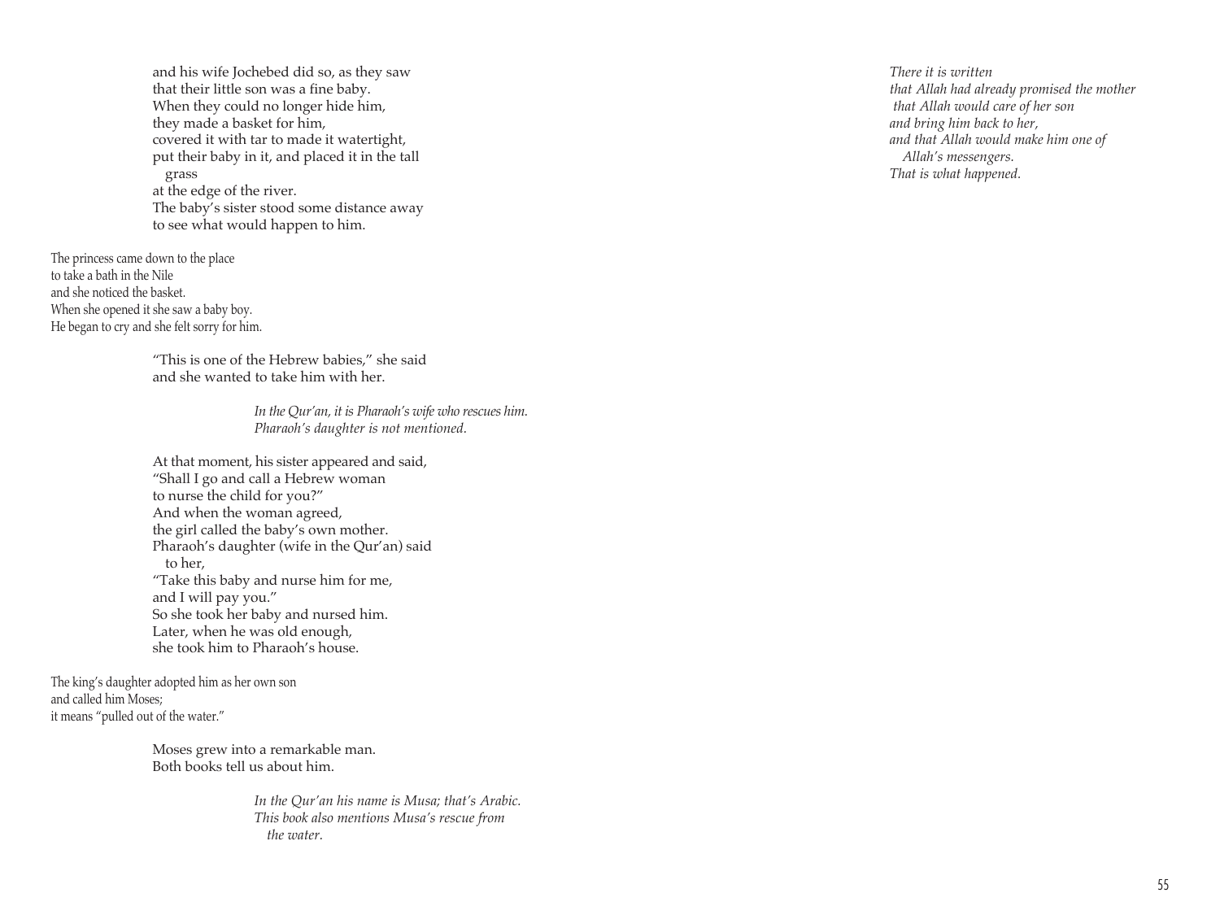and his wife Jochebed did so, as they saw
that their little son was a fine baby.
When they could no longer hide him,
they made a basket for him,
covered it with tar to made it watertight,
put their baby in it, and placed it in the tall grass
at the edge of the river.
The baby's sister stood some distance away
to see what would happen to him.

The princess came down to the place
to take a bath in the Nile
and she noticed the basket.
When she opened it she saw a baby boy.
He began to cry and she felt sorry for him.

"This is one of the Hebrew babies," she said
and she wanted to take him with her.

*In the Qur'an, it is Pharaoh's wife who rescues him.*
*Pharaoh's daughter is not mentioned.*

At that moment, his sister appeared and said,
"Shall I go and call a Hebrew woman
to nurse the child for you?"
And when the woman agreed,
the girl called the baby's own mother.
Pharaoh's daughter (wife in the Qur'an) said to her,
"Take this baby and nurse him for me,
and I will pay you."
So she took her baby and nursed him.
Later, when he was old enough,
she took him to Pharaoh's house.

The king's daughter adopted him as her own son
and called him Moses;
it means "pulled out of the water."

Moses grew into a remarkable man.
Both books tell us about him.

*In the Qur'an his name is Musa; that's Arabic.*
*This book also mentions Musa's rescue from the water.*

*There it is written*
*that Allah had already promised the mother*
*that Allah would care of her son*
*and bring him back to her,*
*and that Allah would make him one of Allah's messengers.*
*That is what happened.*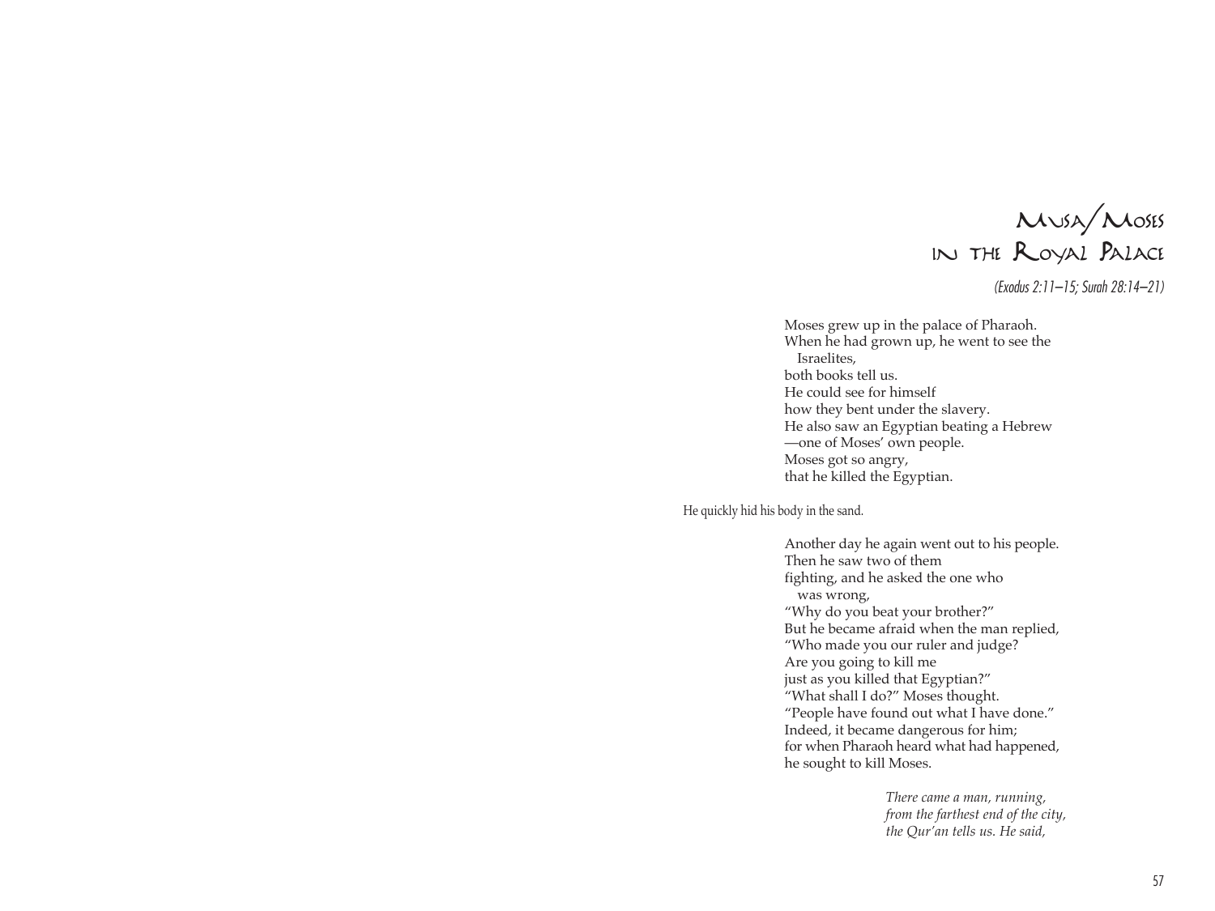# Musa/Moses in the Royal Palace

*(Exodus 2:11–15; Surah 28:14–21)*

Moses grew up in the palace of Pharaoh.
When he had grown up, he went to see the Israelites,
both books tell us.
He could see for himself
how they bent under the slavery.
He also saw an Egyptian beating a Hebrew
—one of Moses' own people.
Moses got so angry,
that he killed the Egyptian.

He quickly hid his body in the sand.

Another day he again went out to his people.
Then he saw two of them
fighting, and he asked the one who was wrong,
"Why do you beat your brother?"
But he became afraid when the man replied,
"Who made you our ruler and judge?
Are you going to kill me
just as you killed that Egyptian?"
"What shall I do?" Moses thought.
"People have found out what I have done."
Indeed, it became dangerous for him;
for when Pharaoh heard what had happened,
he sought to kill Moses.

*There came a man, running,*
*from the farthest end of the city,*
*the Qur'an tells us. He said,*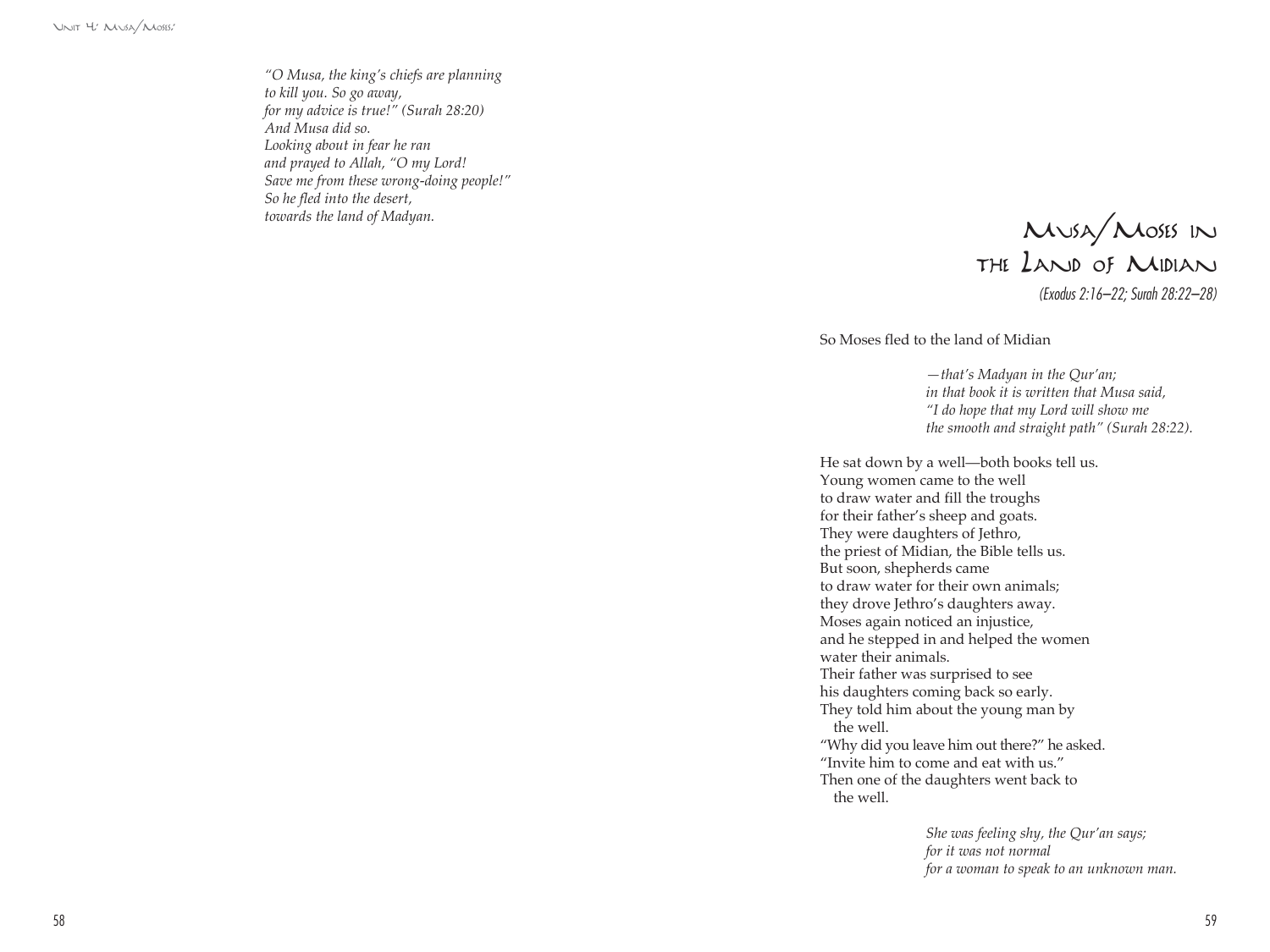*"O Musa, the king's chiefs are planning*
*to kill you. So go away,*
*for my advice is true!" (Surah 28:20)*
*And Musa did so.*
*Looking about in fear he ran*
*and prayed to Allah, "O my Lord!*
*Save me from these wrong-doing people!"*
*So he fled into the desert,*
*towards the land of Madyan.*

# Musa/Moses in the Land of Midian

*(Exodus 2:16–22; Surah 28:22–28)*

So Moses fled to the land of Midian

> *—that's Madyan in the Qur'an;*
> *in that book it is written that Musa said,*
> *"I do hope that my Lord will show me*
> *the smooth and straight path" (Surah 28:22).*

He sat down by a well—both books tell us.
Young women came to the well
to draw water and fill the troughs
for their father's sheep and goats.
They were daughters of Jethro,
the priest of Midian, the Bible tells us.
But soon, shepherds came
to draw water for their own animals;
they drove Jethro's daughters away.
Moses again noticed an injustice,
and he stepped in and helped the women
water their animals.
Their father was surprised to see
his daughters coming back so early.
They told him about the young man by the well.
"Why did you leave him out there?" he asked.
"Invite him to come and eat with us."
Then one of the daughters went back to the well.

> *She was feeling shy, the Qur'an says;*
> *for it was not normal*
> *for a woman to speak to an unknown man.*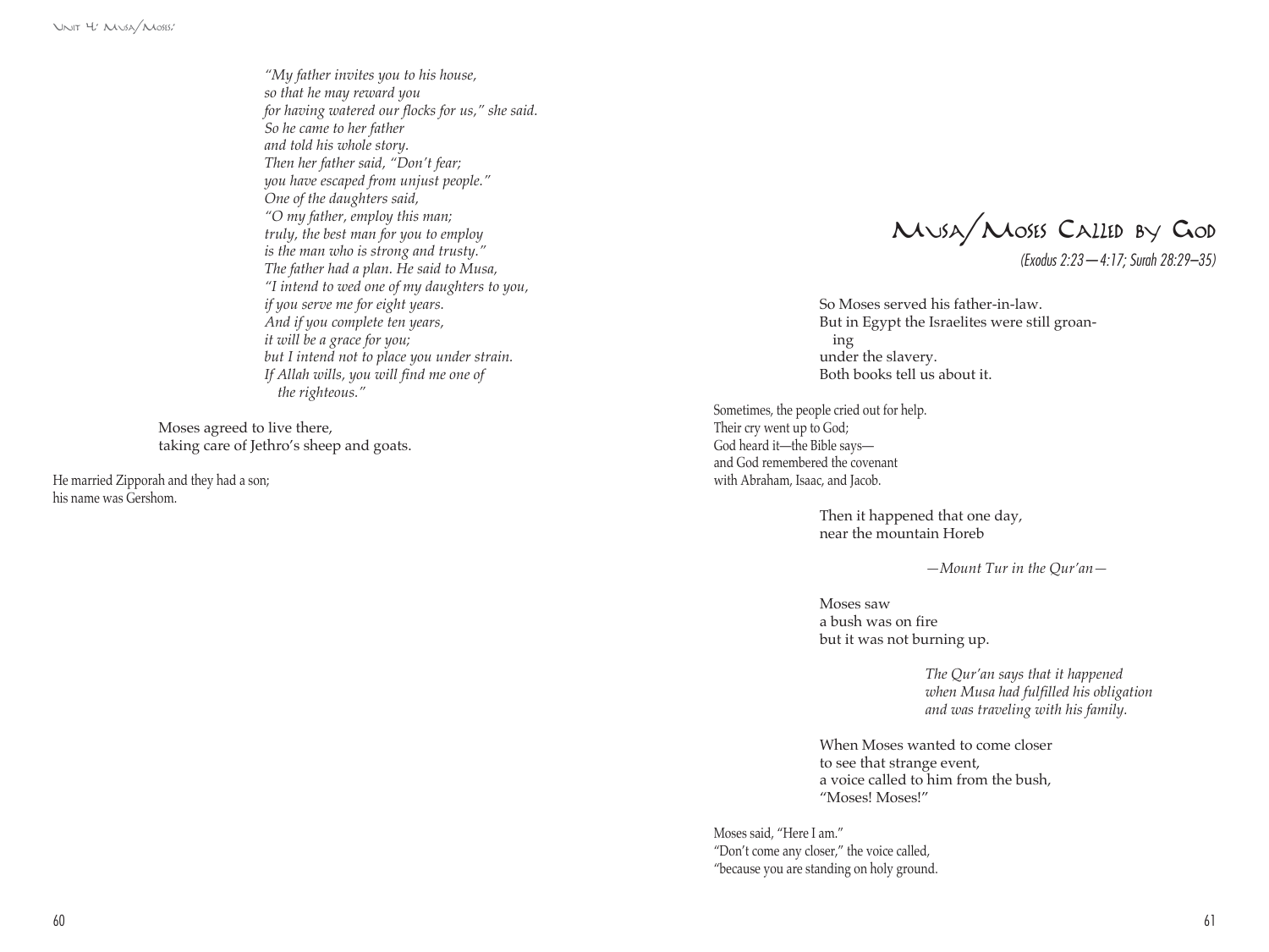*"My father invites you to his house,*
*so that he may reward you*
*for having watered our flocks for us," she said.*
*So he came to her father*
*and told his whole story.*
*Then her father said, "Don't fear;*
*you have escaped from unjust people."*
*One of the daughters said,*
*"O my father, employ this man;*
*truly, the best man for you to employ*
*is the man who is strong and trusty."*
*The father had a plan. He said to Musa,*
*"I intend to wed one of my daughters to you,*
*if you serve me for eight years.*
*And if you complete ten years,*
*it will be a grace for you;*
*but I intend not to place you under strain.*
*If Allah wills, you will find me one of*
*the righteous."*

Moses agreed to live there,
taking care of Jethro's sheep and goats.

He married Zipporah and they had a son;
his name was Gershom.

# Musa/Moses Called by God

*(Exodus 2:23—4:17; Surah 28:29–35)*

So Moses served his father-in-law.
But in Egypt the Israelites were still groaning
under the slavery.
Both books tell us about it.

Sometimes, the people cried out for help.
Their cry went up to God;
God heard it—the Bible says—
and God remembered the covenant
with Abraham, Isaac, and Jacob.

Then it happened that one day,
near the mountain Horeb

*—Mount Tur in the Qur'an—*

Moses saw
a bush was on fire
but it was not burning up.

*The Qur'an says that it happened*
*when Musa had fulfilled his obligation*
*and was traveling with his family.*

When Moses wanted to come closer
to see that strange event,
a voice called to him from the bush,
"Moses! Moses!"

Moses said, "Here I am."
"Don't come any closer," the voice called,
"because you are standing on holy ground.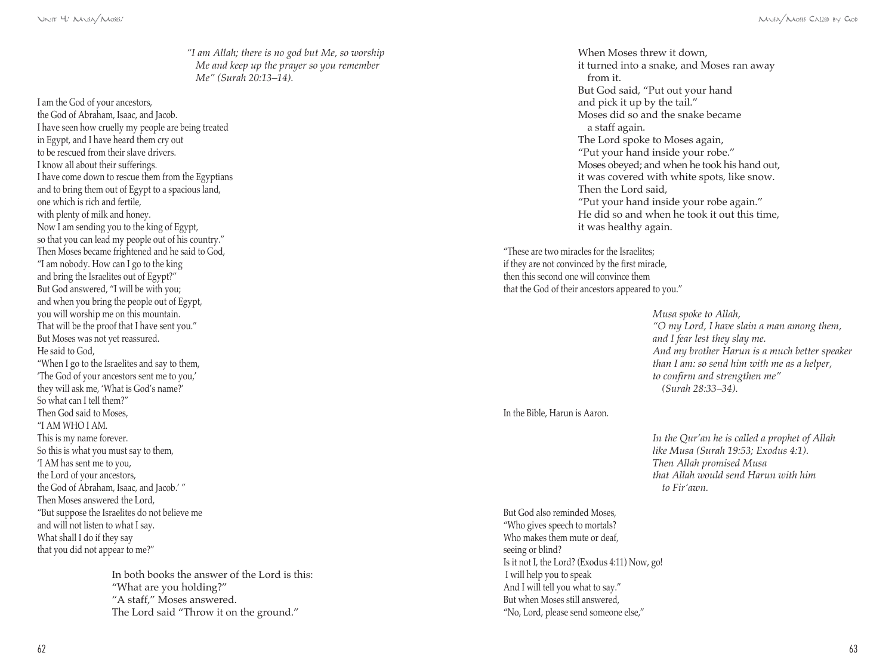*"I am Allah; there is no god but Me, so worship Me and keep up the prayer so you remember Me" (Surah 20:13–14).*

I am the God of your ancestors,
the God of Abraham, Isaac, and Jacob.
I have seen how cruelly my people are being treated
in Egypt, and I have heard them cry out
to be rescued from their slave drivers.
I know all about their sufferings.
I have come down to rescue them from the Egyptians
and to bring them out of Egypt to a spacious land,
one which is rich and fertile,
with plenty of milk and honey.
Now I am sending you to the king of Egypt,
so that you can lead my people out of his country."
Then Moses became frightened and he said to God,
"I am nobody. How can I go to the king
and bring the Israelites out of Egypt?"
But God answered, "I will be with you;
and when you bring the people out of Egypt,
you will worship me on this mountain.
That will be the proof that I have sent you."
But Moses was not yet reassured.
He said to God,
"When I go to the Israelites and say to them,
'The God of your ancestors sent me to you,'
they will ask me, 'What is God's name?'
So what can I tell them?"
Then God said to Moses,
"I AM WHO I AM.
This is my name forever.
So this is what you must say to them,
'I AM has sent me to you,
the Lord of your ancestors,
the God of Abraham, Isaac, and Jacob.' "
Then Moses answered the Lord,
"But suppose the Israelites do not believe me
and will not listen to what I say.
What shall I do if they say
that you did not appear to me?"

In both books the answer of the Lord is this:
"What are you holding?"
"A staff," Moses answered.
The Lord said "Throw it on the ground."
When Moses threw it down,
it turned into a snake, and Moses ran away from it.
But God said, "Put out your hand
and pick it up by the tail."
Moses did so and the snake became a staff again.
The Lord spoke to Moses again,
"Put your hand inside your robe."
Moses obeyed; and when he took his hand out,
it was covered with white spots, like snow.
Then the Lord said,
"Put your hand inside your robe again."
He did so and when he took it out this time,
it was healthy again.

"These are two miracles for the Israelites;
if they are not convinced by the first miracle,
then this second one will convince them
that the God of their ancestors appeared to you."

*Musa spoke to Allah,*
*"O my Lord, I have slain a man among them,*
*and I fear lest they slay me.*
*And my brother Harun is a much better speaker*
*than I am: so send him with me as a helper,*
*to confirm and strengthen me"*
*(Surah 28:33–34).*

In the Bible, Harun is Aaron.

*In the Qur'an he is called a prophet of Allah*
*like Musa (Surah 19:53; Exodus 4:1).*
*Then Allah promised Musa*
*that Allah would send Harun with him*
*to Fir'awn.*

But God also reminded Moses,
"Who gives speech to mortals?
Who makes them mute or deaf,
seeing or blind?
Is it not I, the Lord? (Exodus 4:11) Now, go!
I will help you to speak
And I will tell you what to say."
But when Moses still answered,
"No, Lord, please send someone else,"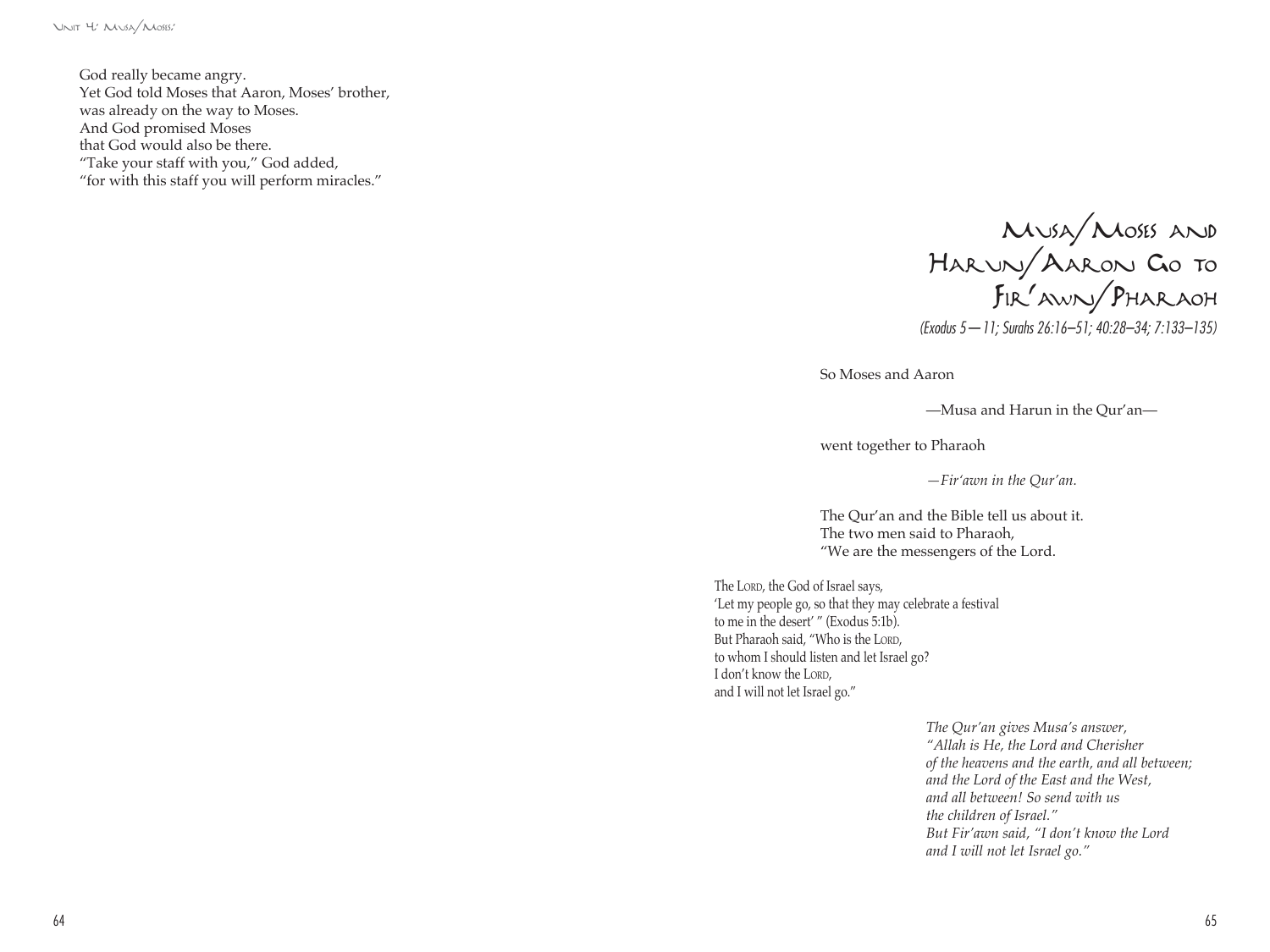God really became angry.
Yet God told Moses that Aaron, Moses' brother,
was already on the way to Moses.
And God promised Moses
that God would also be there.
"Take your staff with you," God added,
"for with this staff you will perform miracles."

## Musa/Moses and Harun/Aaron Go to Fir'awn/Pharaoh

*(Exodus 5—11; Surahs 26:16–51; 40:28–34; 7:133–135)*

So Moses and Aaron

—Musa and Harun in the Qur'an—

went together to Pharaoh

*—Fir'awn in the Qur'an.*

The Qur'an and the Bible tell us about it.
The two men said to Pharaoh,
"We are the messengers of the Lord.

The LORD, the God of Israel says,
'Let my people go, so that they may celebrate a festival
to me in the desert' " (Exodus 5:1b).
But Pharaoh said, "Who is the LORD,
to whom I should listen and let Israel go?
I don't know the LORD,
and I will not let Israel go."

*The Qur'an gives Musa's answer,*
*"Allah is He, the Lord and Cherisher*
*of the heavens and the earth, and all between;*
*and the Lord of the East and the West,*
*and all between! So send with us*
*the children of Israel."*
*But Fir'awn said, "I don't know the Lord*
*and I will not let Israel go."*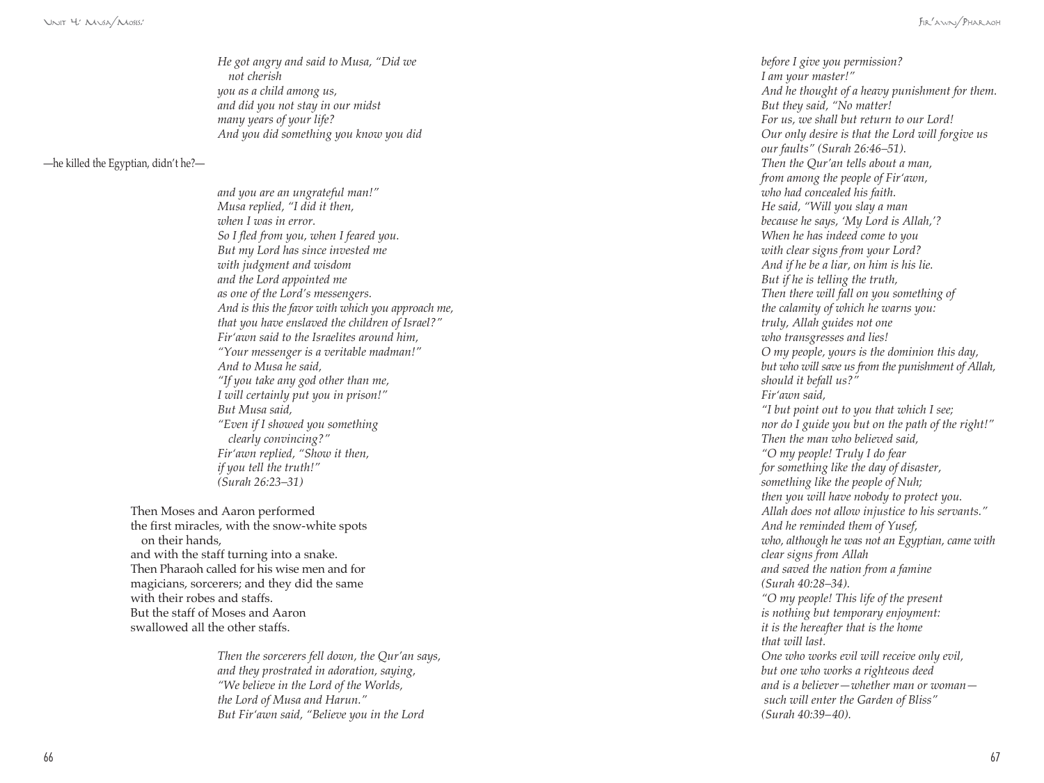*He got angry and said to Musa, "Did we*
*not cherish*
*you as a child among us,*
*and did you not stay in our midst*
*many years of your life?*
*And you did something you know you did*

—he killed the Egyptian, didn't he?—

*and you are an ungrateful man!"*
*Musa replied, "I did it then,*
*when I was in error.*
*So I fled from you, when I feared you.*
*But my Lord has since invested me*
*with judgment and wisdom*
*and the Lord appointed me*
*as one of the Lord's messengers.*
*And is this the favor with which you approach me,*
*that you have enslaved the children of Israel?"*
*Fir'awn said to the Israelites around him,*
*"Your messenger is a veritable madman!"*
*And to Musa he said,*
*"If you take any god other than me,*
*I will certainly put you in prison!"*
*But Musa said,*
*"Even if I showed you something*
*clearly convincing?"*
*Fir'awn replied, "Show it then,*
*if you tell the truth!"*
*(Surah 26:23–31)*

Then Moses and Aaron performed
the first miracles, with the snow-white spots
on their hands,
and with the staff turning into a snake.
Then Pharaoh called for his wise men and for
magicians, sorcerers; and they did the same
with their robes and staffs.
But the staff of Moses and Aaron
swallowed all the other staffs.

*Then the sorcerers fell down, the Qur'an says,*
*and they prostrated in adoration, saying,*
*"We believe in the Lord of the Worlds,*
*the Lord of Musa and Harun."*
*But Fir'awn said, "Believe you in the Lord*
*before I give you permission?*
*I am your master!"*
*And he thought of a heavy punishment for them.*
*But they said, "No matter!*
*For us, we shall but return to our Lord!*
*Our only desire is that the Lord will forgive us*
*our faults" (Surah 26:46–51).*
*Then the Qur'an tells about a man,*
*from among the people of Fir'awn,*
*who had concealed his faith.*
*He said, "Will you slay a man*
*because he says, 'My Lord is Allah,'?*
*When he has indeed come to you*
*with clear signs from your Lord?*
*And if he be a liar, on him is his lie.*
*But if he is telling the truth,*
*Then there will fall on you something of*
*the calamity of which he warns you:*
*truly, Allah guides not one*
*who transgresses and lies!*
*O my people, yours is the dominion this day,*
*but who will save us from the punishment of Allah,*
*should it befall us?"*
*Fir'awn said,*
*"I but point out to you that which I see;*
*nor do I guide you but on the path of the right!"*
*Then the man who believed said,*
*"O my people! Truly I do fear*
*for something like the day of disaster,*
*something like the people of Nuh;*
*then you will have nobody to protect you.*
*Allah does not allow injustice to his servants."*
*And he reminded them of Yusef,*
*who, although he was not an Egyptian, came with*
*clear signs from Allah*
*and saved the nation from a famine*
*(Surah 40:28–34).*
*"O my people! This life of the present*
*is nothing but temporary enjoyment:*
*it is the hereafter that is the home*
*that will last.*
*One who works evil will receive only evil,*
*but one who works a righteous deed*
*and is a believer—whether man or woman—*
*such will enter the Garden of Bliss"*
*(Surah 40:39–40).*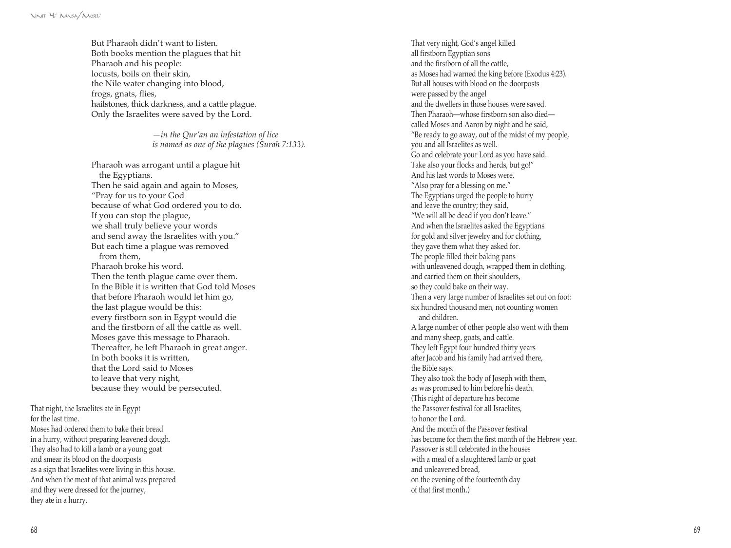But Pharaoh didn't want to listen.
Both books mention the plagues that hit
Pharaoh and his people:
locusts, boils on their skin,
the Nile water changing into blood,
frogs, gnats, flies,
hailstones, thick darkness, and a cattle plague.
Only the Israelites were saved by the Lord.

*—in the Qur'an an infestation of lice*
*is named as one of the plagues (Surah 7:133).*

Pharaoh was arrogant until a plague hit
the Egyptians.
Then he said again and again to Moses,
"Pray for us to your God
because of what God ordered you to do.
If you can stop the plague,
we shall truly believe your words
and send away the Israelites with you."
But each time a plague was removed
from them,
Pharaoh broke his word.
Then the tenth plague came over them.
In the Bible it is written that God told Moses
that before Pharaoh would let him go,
the last plague would be this:
every firstborn son in Egypt would die
and the firstborn of all the cattle as well.
Moses gave this message to Pharaoh.
Thereafter, he left Pharaoh in great anger.
In both books it is written,
that the Lord said to Moses
to leave that very night,
because they would be persecuted.

That night, the Israelites ate in Egypt
for the last time.
Moses had ordered them to bake their bread
in a hurry, without preparing leavened dough.
They also had to kill a lamb or a young goat
and smear its blood on the doorposts
as a sign that Israelites were living in this house.
And when the meat of that animal was prepared
and they were dressed for the journey,
they ate in a hurry.

That very night, God's angel killed
all firstborn Egyptian sons
and the firstborn of all the cattle,
as Moses had warned the king before (Exodus 4:23).
But all houses with blood on the doorposts
were passed by the angel
and the dwellers in those houses were saved.
Then Pharaoh—whose firstborn son also died—
called Moses and Aaron by night and he said,
"Be ready to go away, out of the midst of my people,
you and all Israelites as well.
Go and celebrate your Lord as you have said.
Take also your flocks and herds, but go!"
And his last words to Moses were,
"Also pray for a blessing on me."
The Egyptians urged the people to hurry
and leave the country; they said,
"We will all be dead if you don't leave."
And when the Israelites asked the Egyptians
for gold and silver jewelry and for clothing,
they gave them what they asked for.
The people filled their baking pans
with unleavened dough, wrapped them in clothing,
and carried them on their shoulders,
so they could bake on their way.
Then a very large number of Israelites set out on foot:
six hundred thousand men, not counting women
and children.
A large number of other people also went with them
and many sheep, goats, and cattle.
They left Egypt four hundred thirty years
after Jacob and his family had arrived there,
the Bible says.
They also took the body of Joseph with them,
as was promised to him before his death.
(This night of departure has become
the Passover festival for all Israelites,
to honor the Lord.
And the month of the Passover festival
has become for them the first month of the Hebrew year.
Passover is still celebrated in the houses
with a meal of a slaughtered lamb or goat
and unleavened bread,
on the evening of the fourteenth day
of that first month.)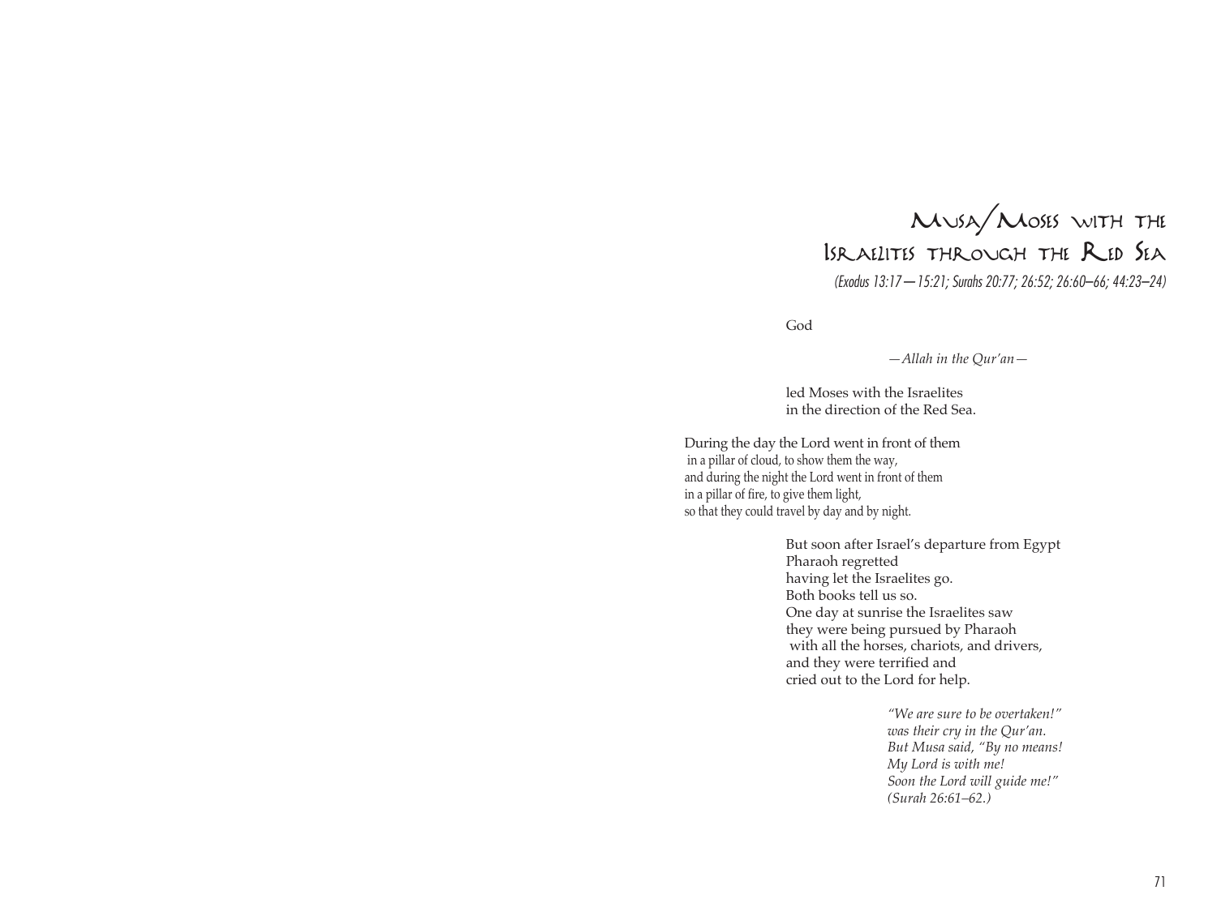# Musa/Moses with the Israelites through the Red Sea

*(Exodus 13:17—15:21; Surahs 20:77; 26:52; 26:60–66; 44:23–24)*

God

*—Allah in the Qur'an—*

led Moses with the Israelites
in the direction of the Red Sea.

During the day the Lord went in front of them
in a pillar of cloud, to show them the way,
and during the night the Lord went in front of them
in a pillar of fire, to give them light,
so that they could travel by day and by night.

But soon after Israel's departure from Egypt
Pharaoh regretted
having let the Israelites go.
Both books tell us so.
One day at sunrise the Israelites saw
they were being pursued by Pharaoh
with all the horses, chariots, and drivers,
and they were terrified and
cried out to the Lord for help.

*"We are sure to be overtaken!"*
*was their cry in the Qur'an.*
*But Musa said, "By no means!*
*My Lord is with me!*
*Soon the Lord will guide me!"*
*(Surah 26:61–62.)*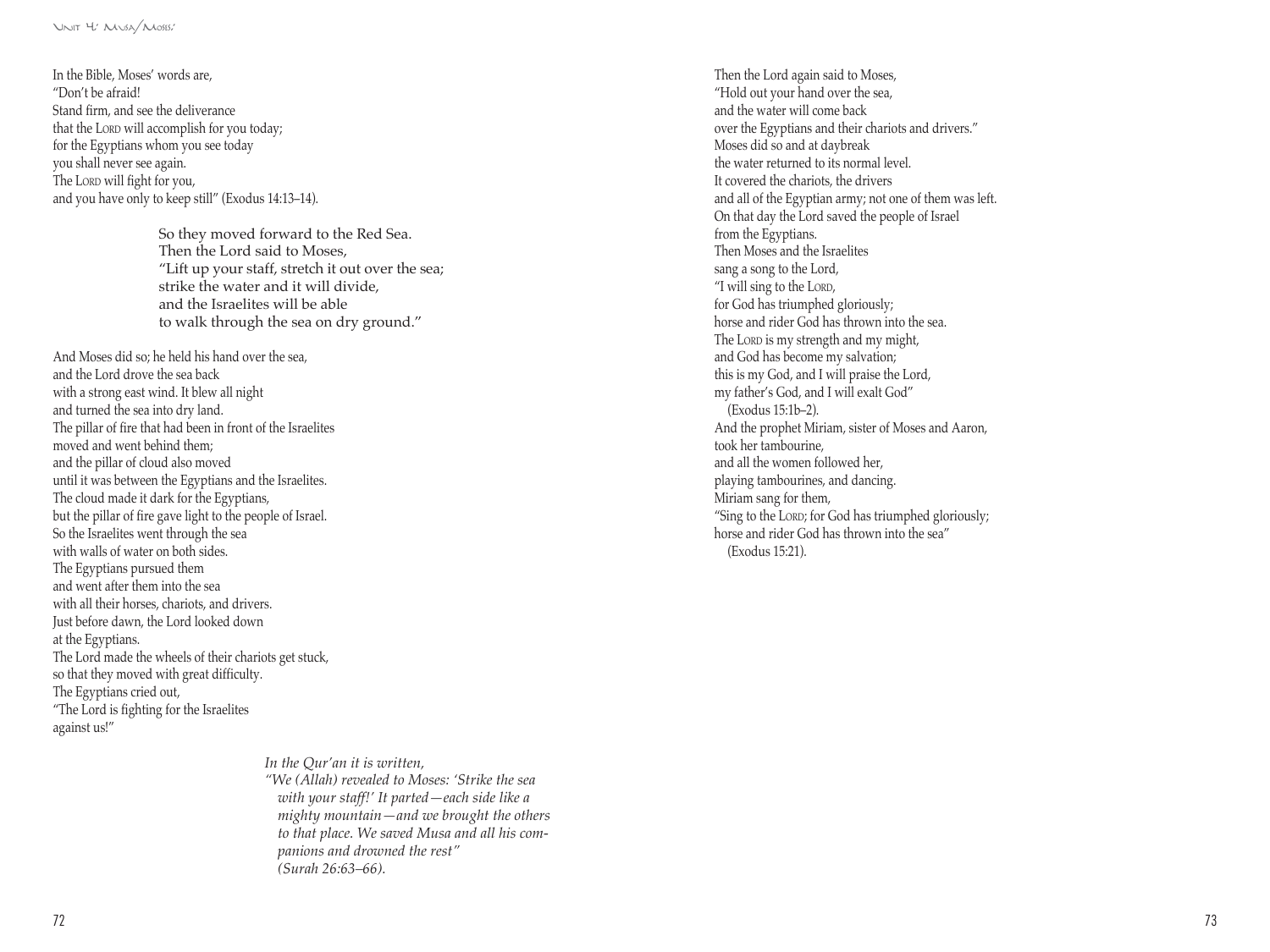In the Bible, Moses' words are,
"Don't be afraid!
Stand firm, and see the deliverance
that the LORD will accomplish for you today;
for the Egyptians whom you see today
you shall never see again.
The LORD will fight for you,
and you have only to keep still" (Exodus 14:13–14).

So they moved forward to the Red Sea.
Then the Lord said to Moses,
"Lift up your staff, stretch it out over the sea;
strike the water and it will divide,
and the Israelites will be able
to walk through the sea on dry ground."

And Moses did so; he held his hand over the sea,
and the Lord drove the sea back
with a strong east wind. It blew all night
and turned the sea into dry land.
The pillar of fire that had been in front of the Israelites
moved and went behind them;
and the pillar of cloud also moved
until it was between the Egyptians and the Israelites.
The cloud made it dark for the Egyptians,
but the pillar of fire gave light to the people of Israel.
So the Israelites went through the sea
with walls of water on both sides.
The Egyptians pursued them
and went after them into the sea
with all their horses, chariots, and drivers.
Just before dawn, the Lord looked down
at the Egyptians.
The Lord made the wheels of their chariots get stuck,
so that they moved with great difficulty.
The Egyptians cried out,
"The Lord is fighting for the Israelites
against us!"

*In the Qur'an it is written,*
*"We (Allah) revealed to Moses: 'Strike the sea with your staff!' It parted—each side like a mighty mountain—and we brought the others to that place. We saved Musa and all his companions and drowned the rest" (Surah 26:63–66).*

Then the Lord again said to Moses,
"Hold out your hand over the sea,
and the water will come back
over the Egyptians and their chariots and drivers."
Moses did so and at daybreak
the water returned to its normal level.
It covered the chariots, the drivers
and all of the Egyptian army; not one of them was left.
On that day the Lord saved the people of Israel
from the Egyptians.
Then Moses and the Israelites
sang a song to the Lord,
"I will sing to the LORD,
for God has triumphed gloriously;
horse and rider God has thrown into the sea.
The LORD is my strength and my might,
and God has become my salvation;
this is my God, and I will praise the Lord,
my father's God, and I will exalt God"
(Exodus 15:1b–2).
And the prophet Miriam, sister of Moses and Aaron,
took her tambourine,
and all the women followed her,
playing tambourines, and dancing.
Miriam sang for them,
"Sing to the LORD; for God has triumphed gloriously;
horse and rider God has thrown into the sea"
(Exodus 15:21).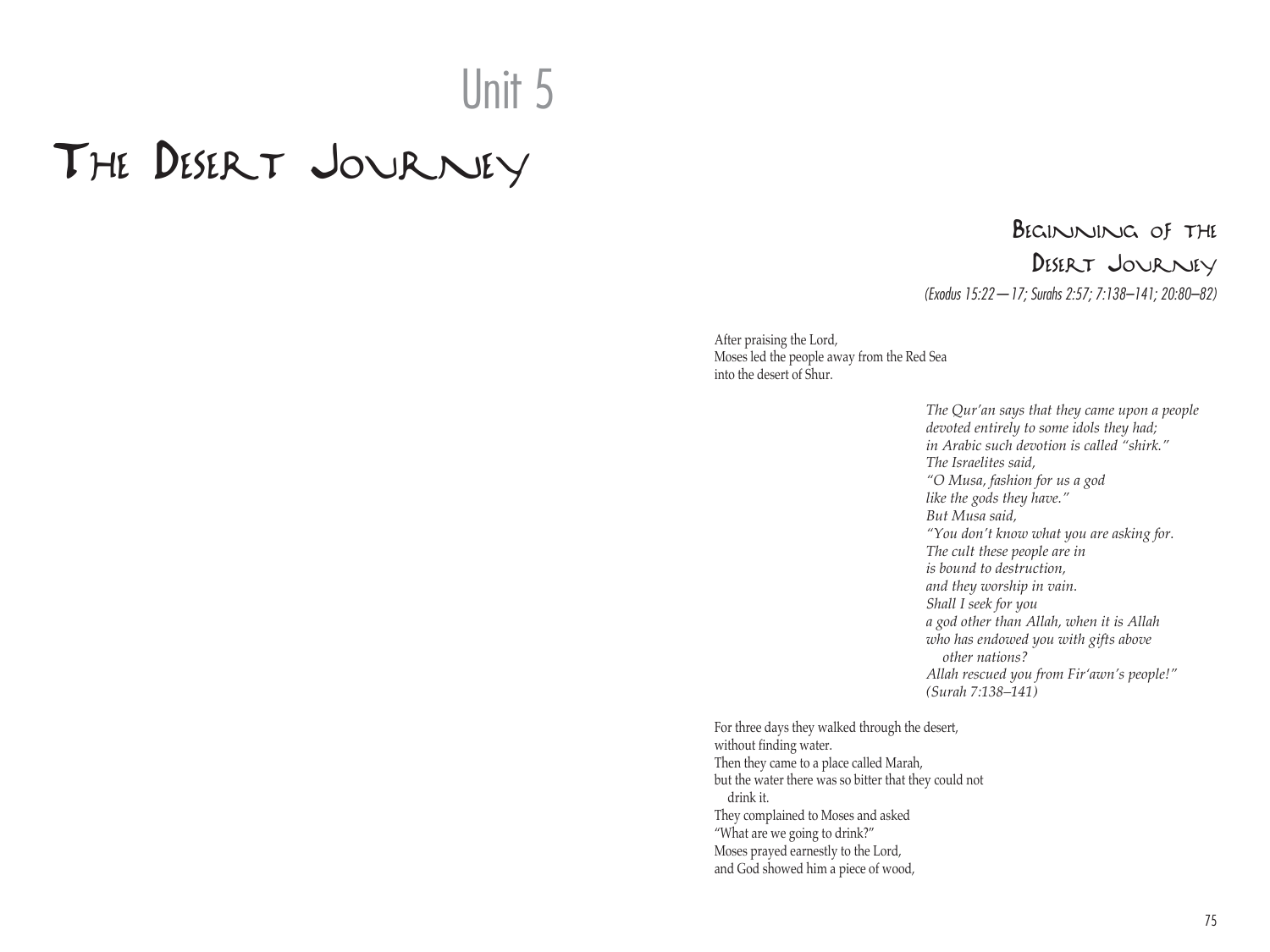# Unit 5

# The Desert Journey

## Beginning of the Desert Journey

*(Exodus 15:22—17; Surahs 2:57; 7:138–141; 20:80–82)*

After praising the Lord,
Moses led the people away from the Red Sea
into the desert of Shur.

*The Qur'an says that they came upon a people*
*devoted entirely to some idols they had;*
*in Arabic such devotion is called "shirk."*
*The Israelites said,*
*"O Musa, fashion for us a god*
*like the gods they have."*
*But Musa said,*
*"You don't know what you are asking for.*
*The cult these people are in*
*is bound to destruction,*
*and they worship in vain.*
*Shall I seek for you*
*a god other than Allah, when it is Allah*
*who has endowed you with gifts above*
*other nations?*
*Allah rescued you from Fir'awn's people!"*
*(Surah 7:138–141)*

For three days they walked through the desert,
without finding water.
Then they came to a place called Marah,
but the water there was so bitter that they could not
drink it.
They complained to Moses and asked
"What are we going to drink?"
Moses prayed earnestly to the Lord,
and God showed him a piece of wood,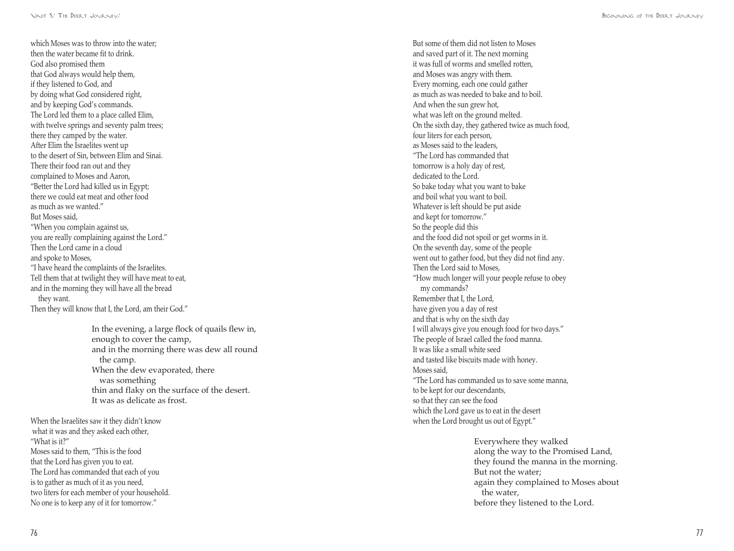which Moses was to throw into the water;
then the water became fit to drink.
God also promised them
that God always would help them,
if they listened to God, and
by doing what God considered right,
and by keeping God's commands.
The Lord led them to a place called Elim,
with twelve springs and seventy palm trees;
there they camped by the water.
After Elim the Israelites went up
to the desert of Sin, between Elim and Sinai.
There their food ran out and they
complained to Moses and Aaron,
"Better the Lord had killed us in Egypt;
there we could eat meat and other food
as much as we wanted."
But Moses said,
"When you complain against us,
you are really complaining against the Lord."
Then the Lord came in a cloud
and spoke to Moses,
"I have heard the complaints of the Israelites.
Tell them that at twilight they will have meat to eat,
and in the morning they will have all the bread
they want.
Then they will know that I, the Lord, am their God."

> In the evening, a large flock of quails flew in,
> enough to cover the camp,
> and in the morning there was dew all round
> the camp.
> When the dew evaporated, there
> was something
> thin and flaky on the surface of the desert.
> It was as delicate as frost.

When the Israelites saw it they didn't know
what it was and they asked each other,
"What is it?"
Moses said to them, "This is the food
that the Lord has given you to eat.
The Lord has commanded that each of you
is to gather as much of it as you need,
two liters for each member of your household.
No one is to keep any of it for tomorrow."

But some of them did not listen to Moses
and saved part of it. The next morning
it was full of worms and smelled rotten,
and Moses was angry with them.
Every morning, each one could gather
as much as was needed to bake and to boil.
And when the sun grew hot,
what was left on the ground melted.
On the sixth day, they gathered twice as much food,
four liters for each person,
as Moses said to the leaders,
"The Lord has commanded that
tomorrow is a holy day of rest,
dedicated to the Lord.
So bake today what you want to bake
and boil what you want to boil.
Whatever is left should be put aside
and kept for tomorrow."
So the people did this
and the food did not spoil or get worms in it.
On the seventh day, some of the people
went out to gather food, but they did not find any.
Then the Lord said to Moses,
"How much longer will your people refuse to obey
my commands?
Remember that I, the Lord,
have given you a day of rest
and that is why on the sixth day
I will always give you enough food for two days."
The people of Israel called the food manna.
It was like a small white seed
and tasted like biscuits made with honey.
Moses said,
"The Lord has commanded us to save some manna,
to be kept for our descendants,
so that they can see the food
which the Lord gave us to eat in the desert
when the Lord brought us out of Egypt."

> Everywhere they walked
> along the way to the Promised Land,
> they found the manna in the morning.
> But not the water;
> again they complained to Moses about
> the water,
> before they listened to the Lord.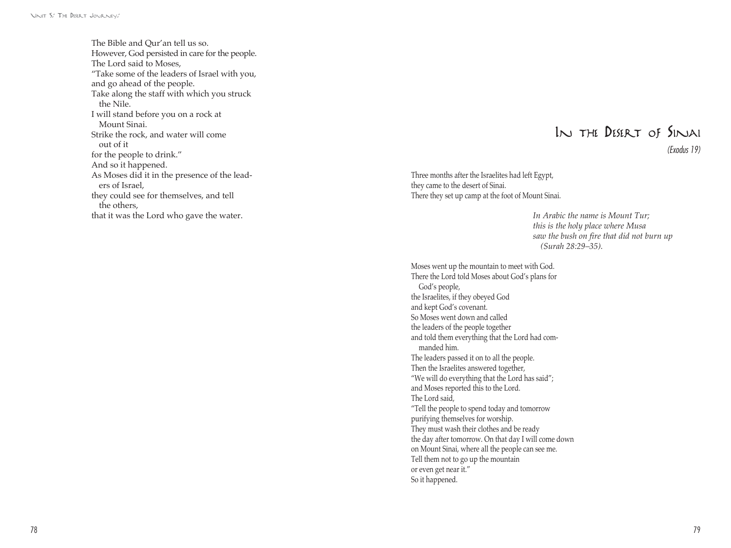The Bible and Qur'an tell us so.
However, God persisted in care for the people.
The Lord said to Moses,
"Take some of the leaders of Israel with you,
and go ahead of the people.
Take along the staff with which you struck
the Nile.
I will stand before you on a rock at
Mount Sinai.
Strike the rock, and water will come
out of it
for the people to drink."
And so it happened.
As Moses did it in the presence of the leaders of Israel,
they could see for themselves, and tell
the others,
that it was the Lord who gave the water.

# In the Desert of Sinai

*(Exodus 19)*

Three months after the Israelites had left Egypt,
they came to the desert of Sinai.
There they set up camp at the foot of Mount Sinai.

*In Arabic the name is Mount Tur;*
*this is the holy place where Musa*
*saw the bush on fire that did not burn up*
*(Surah 28:29–35).*

Moses went up the mountain to meet with God.
There the Lord told Moses about God's plans for
God's people,
the Israelites, if they obeyed God
and kept God's covenant.
So Moses went down and called
the leaders of the people together
and told them everything that the Lord had commanded him.
The leaders passed it on to all the people.
Then the Israelites answered together,
"We will do everything that the Lord has said";
and Moses reported this to the Lord.
The Lord said,
"Tell the people to spend today and tomorrow
purifying themselves for worship.
They must wash their clothes and be ready
the day after tomorrow. On that day I will come down
on Mount Sinai, where all the people can see me.
Tell them not to go up the mountain
or even get near it."
So it happened.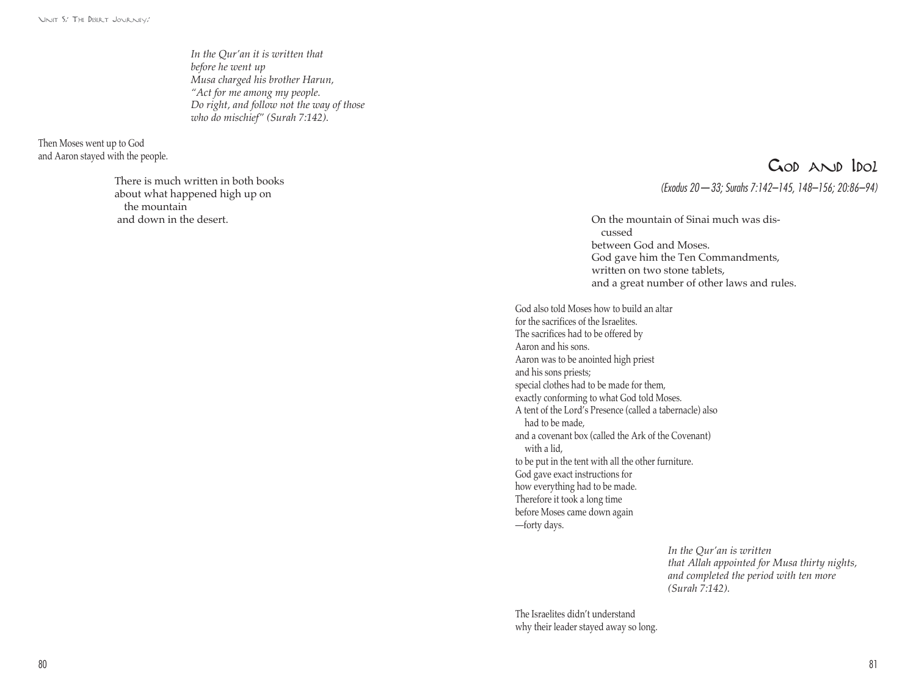*In the Qur'an it is written that*
*before he went up*
*Musa charged his brother Harun,*
*"Act for me among my people.*
*Do right, and follow not the way of those*
*who do mischief" (Surah 7:142).*

Then Moses went up to God
and Aaron stayed with the people.

There is much written in both books
about what happened high up on
the mountain
and down in the desert.

## God and Idol

*(Exodus 20—33; Surahs 7:142–145, 148–156; 20:86–94)*

On the mountain of Sinai much was discussed
between God and Moses.
God gave him the Ten Commandments,
written on two stone tablets,
and a great number of other laws and rules.

God also told Moses how to build an altar
for the sacrifices of the Israelites.
The sacrifices had to be offered by
Aaron and his sons.
Aaron was to be anointed high priest
and his sons priests;
special clothes had to be made for them,
exactly conforming to what God told Moses.
A tent of the Lord's Presence (called a tabernacle) also
had to be made,
and a covenant box (called the Ark of the Covenant)
with a lid,
to be put in the tent with all the other furniture.
God gave exact instructions for
how everything had to be made.
Therefore it took a long time
before Moses came down again
—forty days.

*In the Qur'an is written*
*that Allah appointed for Musa thirty nights,*
*and completed the period with ten more*
*(Surah 7:142).*

The Israelites didn't understand
why their leader stayed away so long.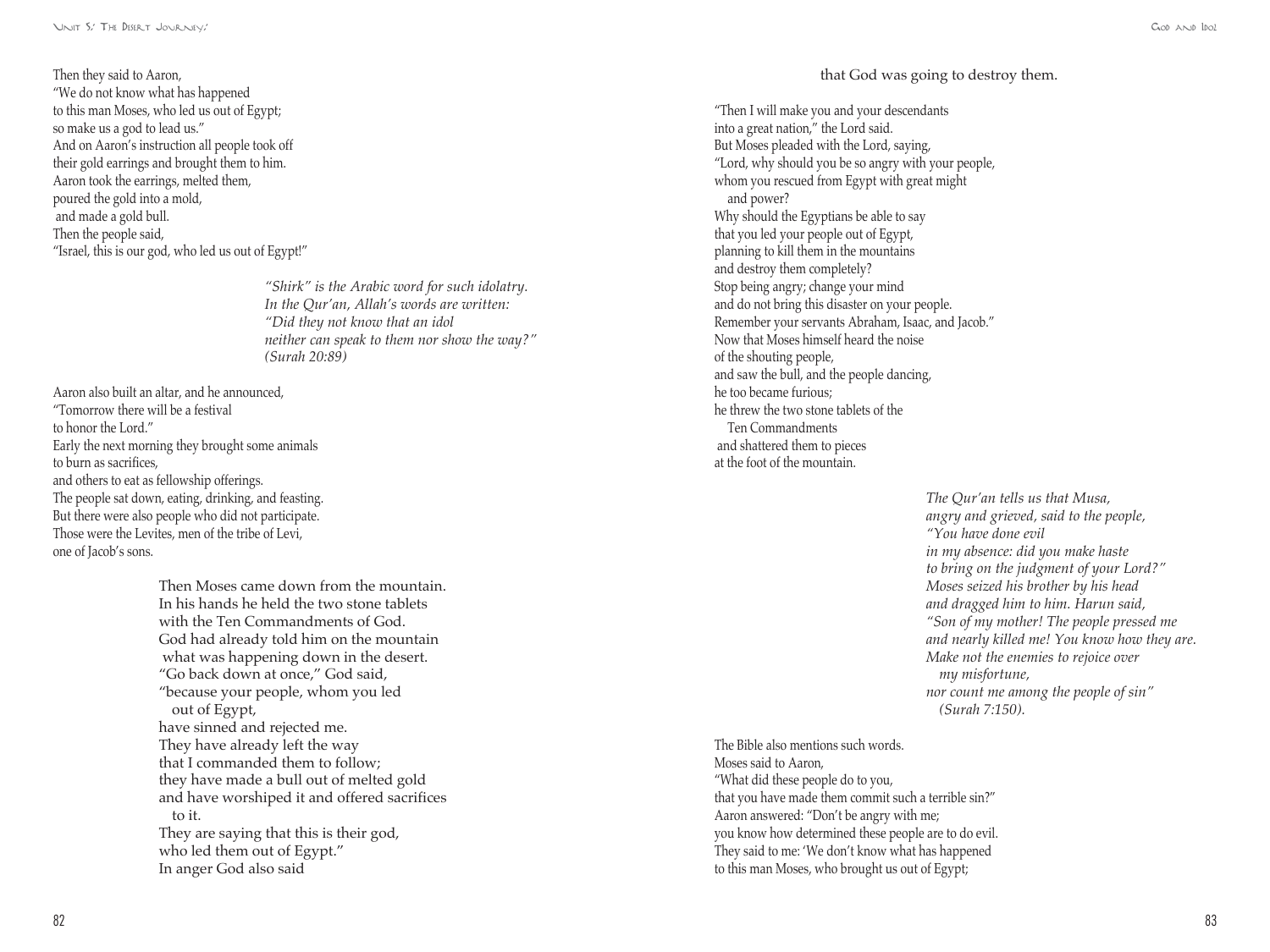Then they said to Aaron,
"We do not know what has happened
to this man Moses, who led us out of Egypt;
so make us a god to lead us."
And on Aaron's instruction all people took off
their gold earrings and brought them to him.
Aaron took the earrings, melted them,
poured the gold into a mold,
and made a gold bull.
Then the people said,
"Israel, this is our god, who led us out of Egypt!"

*"Shirk" is the Arabic word for such idolatry.*
*In the Qur'an, Allah's words are written:*
*"Did they not know that an idol*
*neither can speak to them nor show the way?"*
*(Surah 20:89)*

Aaron also built an altar, and he announced,
"Tomorrow there will be a festival
to honor the Lord."
Early the next morning they brought some animals
to burn as sacrifices,
and others to eat as fellowship offerings.
The people sat down, eating, drinking, and feasting.
But there were also people who did not participate.
Those were the Levites, men of the tribe of Levi,
one of Jacob's sons.

Then Moses came down from the mountain.
In his hands he held the two stone tablets
with the Ten Commandments of God.
God had already told him on the mountain
what was happening down in the desert.
"Go back down at once," God said,
"because your people, whom you led
out of Egypt,
have sinned and rejected me.
They have already left the way
that I commanded them to follow;
they have made a bull out of melted gold
and have worshiped it and offered sacrifices
to it.
They are saying that this is their god,
who led them out of Egypt."
In anger God also said
that God was going to destroy them.

"Then I will make you and your descendants
into a great nation," the Lord said.
But Moses pleaded with the Lord, saying,
"Lord, why should you be so angry with your people,
whom you rescued from Egypt with great might
and power?
Why should the Egyptians be able to say
that you led your people out of Egypt,
planning to kill them in the mountains
and destroy them completely?
Stop being angry; change your mind
and do not bring this disaster on your people.
Remember your servants Abraham, Isaac, and Jacob."
Now that Moses himself heard the noise
of the shouting people,
and saw the bull, and the people dancing,
he too became furious;
he threw the two stone tablets of the
Ten Commandments
and shattered them to pieces
at the foot of the mountain.

*The Qur'an tells us that Musa,*
*angry and grieved, said to the people,*
*"You have done evil*
*in my absence: did you make haste*
*to bring on the judgment of your Lord?"*
*Moses seized his brother by his head*
*and dragged him to him. Harun said,*
*"Son of my mother! The people pressed me*
*and nearly killed me! You know how they are.*
*Make not the enemies to rejoice over*
*my misfortune,*
*nor count me among the people of sin"*
*(Surah 7:150).*

The Bible also mentions such words.
Moses said to Aaron,
"What did these people do to you,
that you have made them commit such a terrible sin?"
Aaron answered: "Don't be angry with me;
you know how determined these people are to do evil.
They said to me: 'We don't know what has happened
to this man Moses, who brought us out of Egypt;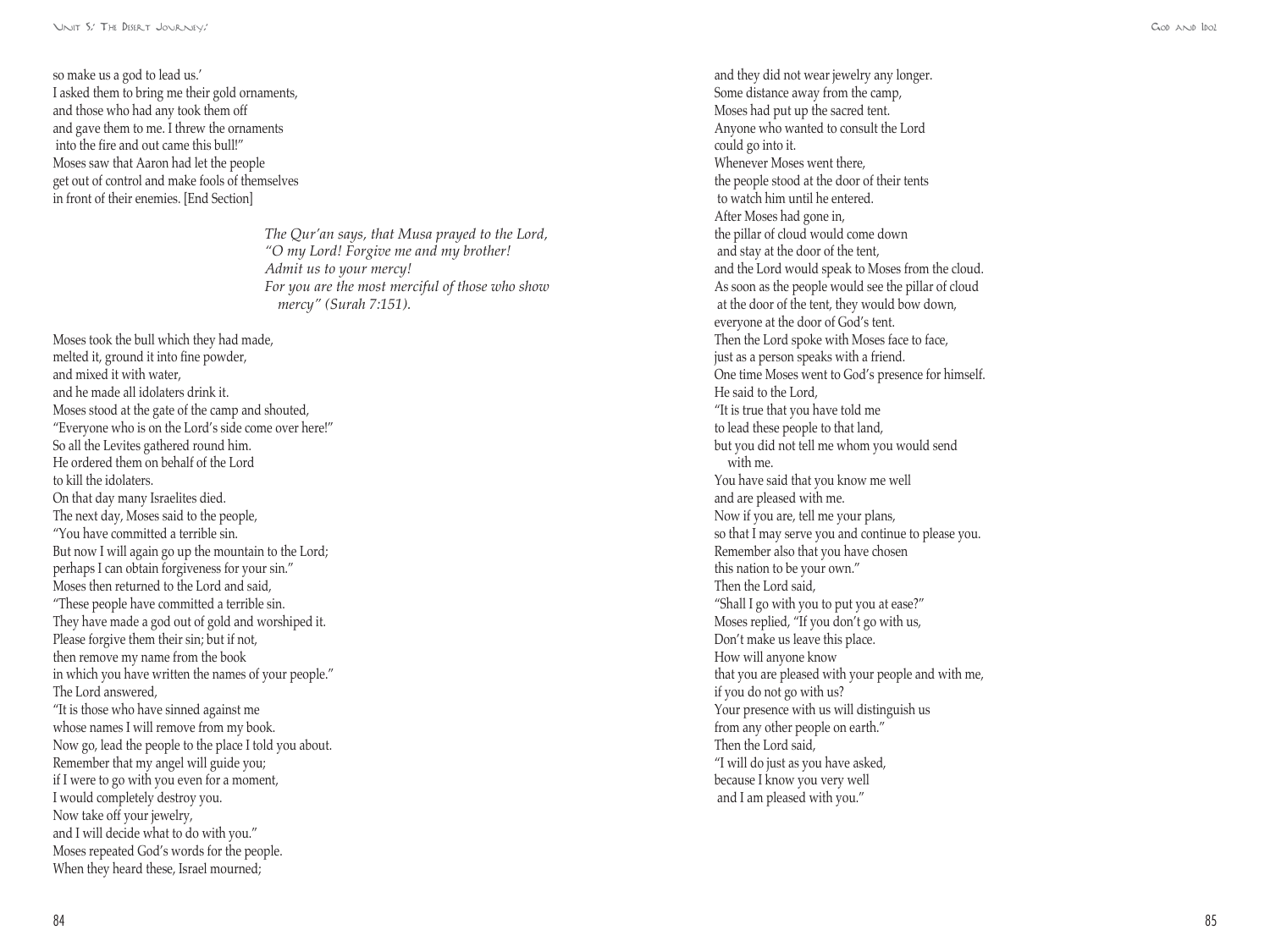so make us a god to lead us.'
I asked them to bring me their gold ornaments,
and those who had any took them off
and gave them to me. I threw the ornaments
into the fire and out came this bull!"
Moses saw that Aaron had let the people
get out of control and make fools of themselves
in front of their enemies. [End Section]

> *The Qur'an says, that Musa prayed to the Lord,*
> *"O my Lord! Forgive me and my brother!*
> *Admit us to your mercy!*
> *For you are the most merciful of those who show mercy" (Surah 7:151).*

Moses took the bull which they had made,
melted it, ground it into fine powder,
and mixed it with water,
and he made all idolaters drink it.
Moses stood at the gate of the camp and shouted,
"Everyone who is on the Lord's side come over here!"
So all the Levites gathered round him.
He ordered them on behalf of the Lord
to kill the idolaters.
On that day many Israelites died.
The next day, Moses said to the people,
"You have committed a terrible sin.
But now I will again go up the mountain to the Lord;
perhaps I can obtain forgiveness for your sin."
Moses then returned to the Lord and said,
"These people have committed a terrible sin.
They have made a god out of gold and worshiped it.
Please forgive them their sin; but if not,
then remove my name from the book
in which you have written the names of your people."
The Lord answered,
"It is those who have sinned against me
whose names I will remove from my book.
Now go, lead the people to the place I told you about.
Remember that my angel will guide you;
if I were to go with you even for a moment,
I would completely destroy you.
Now take off your jewelry,
and I will decide what to do with you."
Moses repeated God's words for the people.
When they heard these, Israel mourned;
and they did not wear jewelry any longer.
Some distance away from the camp,
Moses had put up the sacred tent.
Anyone who wanted to consult the Lord
could go into it.
Whenever Moses went there,
the people stood at the door of their tents
to watch him until he entered.
After Moses had gone in,
the pillar of cloud would come down
and stay at the door of the tent,
and the Lord would speak to Moses from the cloud.
As soon as the people would see the pillar of cloud
at the door of the tent, they would bow down,
everyone at the door of God's tent.
Then the Lord spoke with Moses face to face,
just as a person speaks with a friend.
One time Moses went to God's presence for himself.
He said to the Lord,
"It is true that you have told me
to lead these people to that land,
but you did not tell me whom you would send
with me.
You have said that you know me well
and are pleased with me.
Now if you are, tell me your plans,
so that I may serve you and continue to please you.
Remember also that you have chosen
this nation to be your own."
Then the Lord said,
"Shall I go with you to put you at ease?"
Moses replied, "If you don't go with us,
Don't make us leave this place.
How will anyone know
that you are pleased with your people and with me,
if you do not go with us?
Your presence with us will distinguish us
from any other people on earth."
Then the Lord said,
"I will do just as you have asked,
because I know you very well
and I am pleased with you."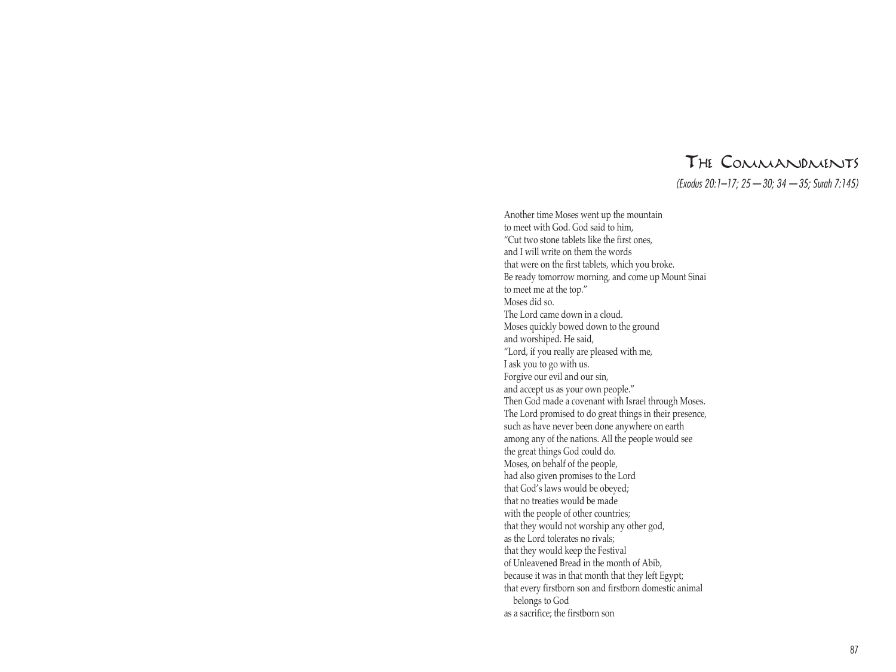# The Commandments

*(Exodus 20:1–17; 25 — 30; 34 — 35; Surah 7:145)*

Another time Moses went up the mountain
to meet with God. God said to him,
"Cut two stone tablets like the first ones,
and I will write on them the words
that were on the first tablets, which you broke.
Be ready tomorrow morning, and come up Mount Sinai
to meet me at the top."
Moses did so.
The Lord came down in a cloud.
Moses quickly bowed down to the ground
and worshiped. He said,
"Lord, if you really are pleased with me,
I ask you to go with us.
Forgive our evil and our sin,
and accept us as your own people."
Then God made a covenant with Israel through Moses.
The Lord promised to do great things in their presence,
such as have never been done anywhere on earth
among any of the nations. All the people would see
the great things God could do.
Moses, on behalf of the people,
had also given promises to the Lord
that God's laws would be obeyed;
that no treaties would be made
with the people of other countries;
that they would not worship any other god,
as the Lord tolerates no rivals;
that they would keep the Festival
of Unleavened Bread in the month of Abib,
because it was in that month that they left Egypt;
that every firstborn son and firstborn domestic animal
belongs to God
as a sacrifice; the firstborn son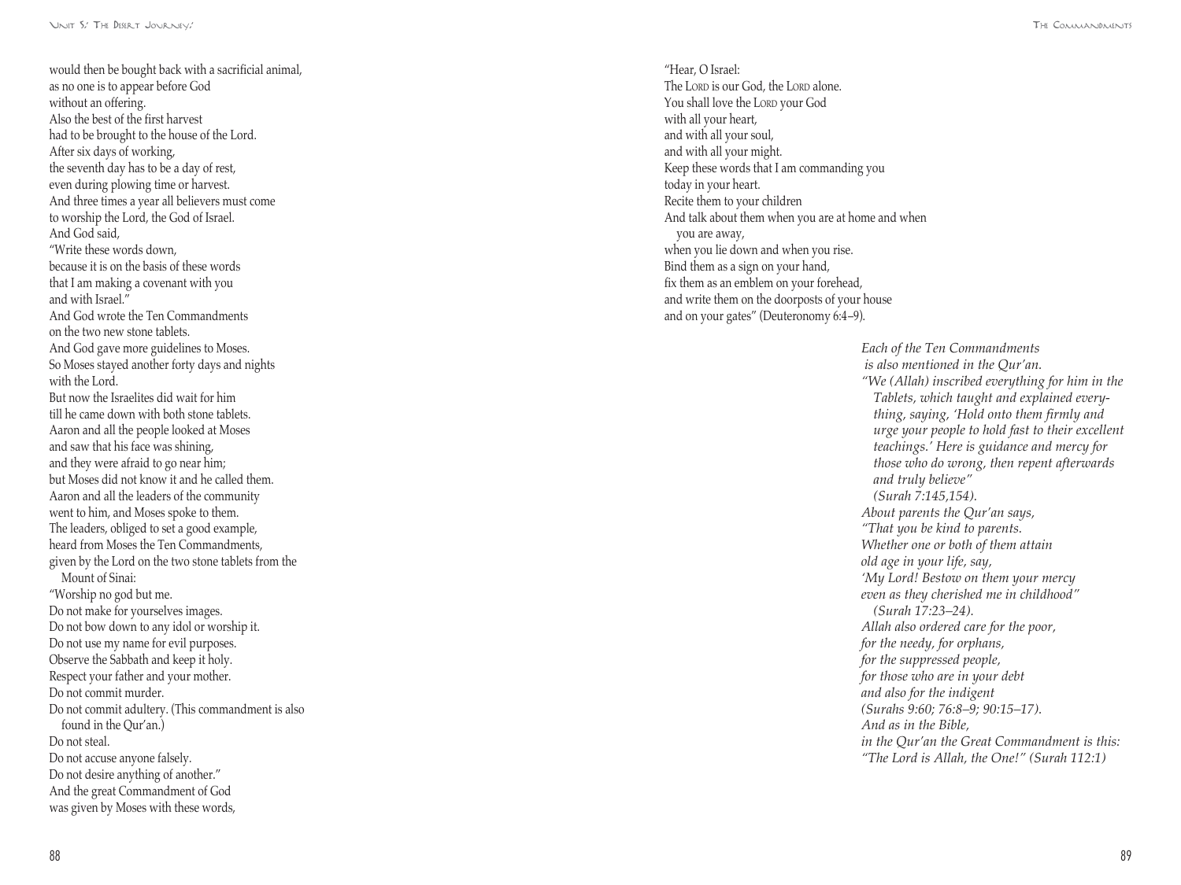would then be bought back with a sacrificial animal,
as no one is to appear before God
without an offering.
Also the best of the first harvest
had to be brought to the house of the Lord.
After six days of working,
the seventh day has to be a day of rest,
even during plowing time or harvest.
And three times a year all believers must come
to worship the Lord, the God of Israel.
And God said,
"Write these words down,
because it is on the basis of these words
that I am making a covenant with you
and with Israel."
And God wrote the Ten Commandments
on the two new stone tablets.
And God gave more guidelines to Moses.
So Moses stayed another forty days and nights
with the Lord.
But now the Israelites did wait for him
till he came down with both stone tablets.
Aaron and all the people looked at Moses
and saw that his face was shining,
and they were afraid to go near him;
but Moses did not know it and he called them.
Aaron and all the leaders of the community
went to him, and Moses spoke to them.
The leaders, obliged to set a good example,
heard from Moses the Ten Commandments,
given by the Lord on the two stone tablets from the
Mount of Sinai:
"Worship no god but me.
Do not make for yourselves images.
Do not bow down to any idol or worship it.
Do not use my name for evil purposes.
Observe the Sabbath and keep it holy.
Respect your father and your mother.
Do not commit murder.
Do not commit adultery. (This commandment is also
found in the Qur'an.)
Do not steal.
Do not accuse anyone falsely.
Do not desire anything of another."
And the great Commandment of God
was given by Moses with these words,

"Hear, O Israel:
The LORD is our God, the LORD alone.
You shall love the LORD your God
with all your heart,
and with all your soul,
and with all your might.
Keep these words that I am commanding you
today in your heart.
Recite them to your children
And talk about them when you are at home and when
you are away,
when you lie down and when you rise.
Bind them as a sign on your hand,
fix them as an emblem on your forehead,
and write them on the doorposts of your house
and on your gates" (Deuteronomy 6:4–9).

*Each of the Ten Commandments*
*is also mentioned in the Qur'an.*
*"We (Allah) inscribed everything for him in the Tablets, which taught and explained everything, saying, 'Hold onto them firmly and urge your people to hold fast to their excellent teachings.' Here is guidance and mercy for those who do wrong, then repent afterwards and truly believe"*
*(Surah 7:145,154).*
*About parents the Qur'an says,*
*"That you be kind to parents.*
*Whether one or both of them attain*
*old age in your life, say,*
*'My Lord! Bestow on them your mercy*
*even as they cherished me in childhood"*
*(Surah 17:23–24).*
*Allah also ordered care for the poor,*
*for the needy, for orphans,*
*for the suppressed people,*
*for those who are in your debt*
*and also for the indigent*
*(Surahs 9:60; 76:8–9; 90:15–17).*
*And as in the Bible,*
*in the Qur'an the Great Commandment is this:*
*"The Lord is Allah, the One!" (Surah 112:1)*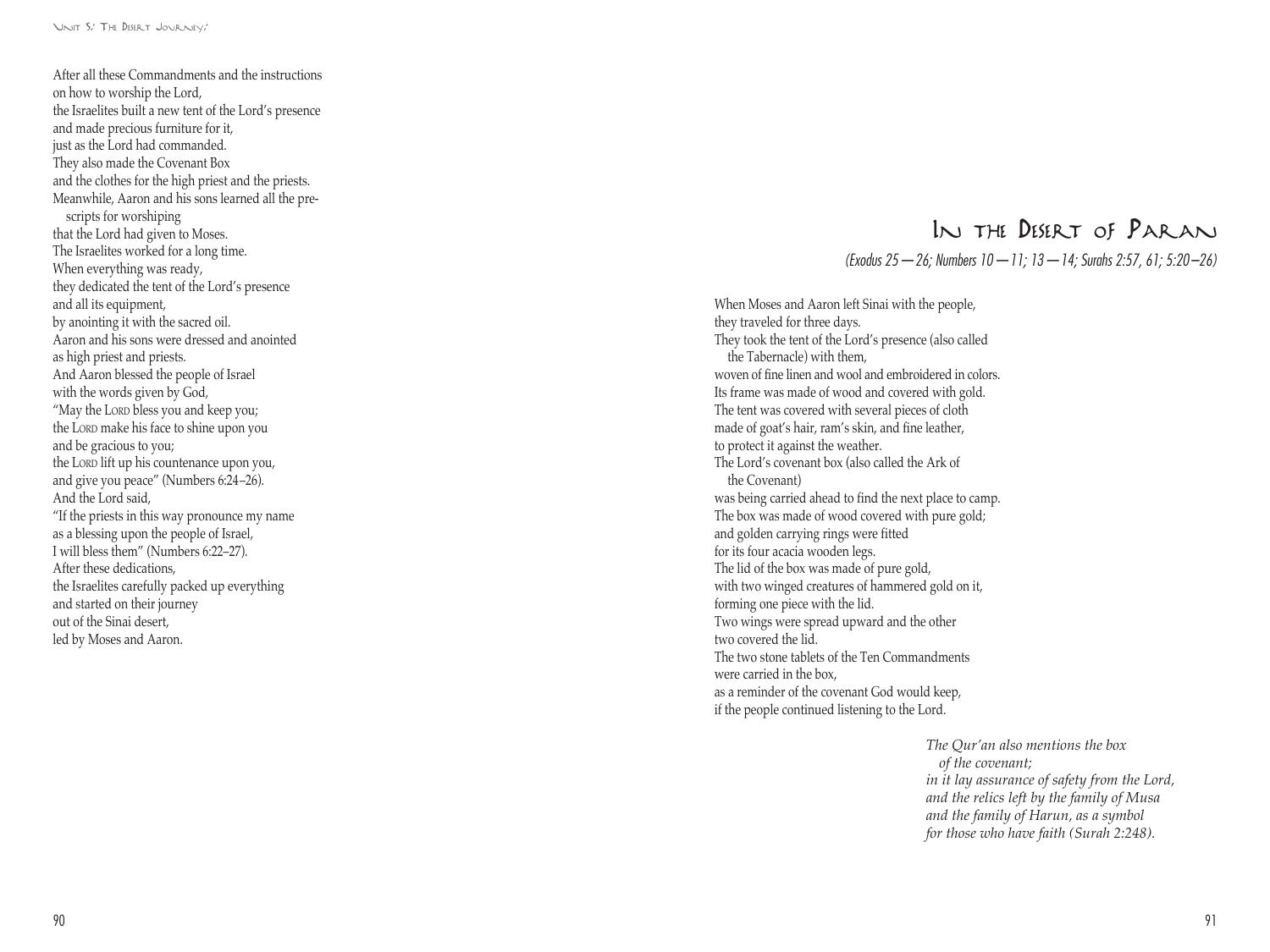After all these Commandments and the instructions
on how to worship the Lord,
the Israelites built a new tent of the Lord's presence
and made precious furniture for it,
just as the Lord had commanded.
They also made the Covenant Box
and the clothes for the high priest and the priests.
Meanwhile, Aaron and his sons learned all the prescripts for worshiping
that the Lord had given to Moses.
The Israelites worked for a long time.
When everything was ready,
they dedicated the tent of the Lord's presence
and all its equipment,
by anointing it with the sacred oil.
Aaron and his sons were dressed and anointed
as high priest and priests.
And Aaron blessed the people of Israel
with the words given by God,
"May the LORD bless you and keep you;
the LORD make his face to shine upon you
and be gracious to you;
the LORD lift up his countenance upon you,
and give you peace" (Numbers 6:24–26).
And the Lord said,
"If the priests in this way pronounce my name
as a blessing upon the people of Israel,
I will bless them" (Numbers 6:22–27).
After these dedications,
the Israelites carefully packed up everything
and started on their journey
out of the Sinai desert,
led by Moses and Aaron.

# In the Desert of Paran

*(Exodus 25—26; Numbers 10—11; 13—14; Surahs 2:57, 61; 5:20–26)*

When Moses and Aaron left Sinai with the people,
they traveled for three days.
They took the tent of the Lord's presence (also called the Tabernacle) with them,
woven of fine linen and wool and embroidered in colors.
Its frame was made of wood and covered with gold.
The tent was covered with several pieces of cloth
made of goat's hair, ram's skin, and fine leather,
to protect it against the weather.
The Lord's covenant box (also called the Ark of the Covenant)
was being carried ahead to find the next place to camp.
The box was made of wood covered with pure gold;
and golden carrying rings were fitted
for its four acacia wooden legs.
The lid of the box was made of pure gold,
with two winged creatures of hammered gold on it,
forming one piece with the lid.
Two wings were spread upward and the other
two covered the lid.
The two stone tablets of the Ten Commandments
were carried in the box,
as a reminder of the covenant God would keep,
if the people continued listening to the Lord.

*The Qur'an also mentions the box of the covenant;*
*in it lay assurance of safety from the Lord,*
*and the relics left by the family of Musa*
*and the family of Harun, as a symbol*
*for those who have faith (Surah 2:248).*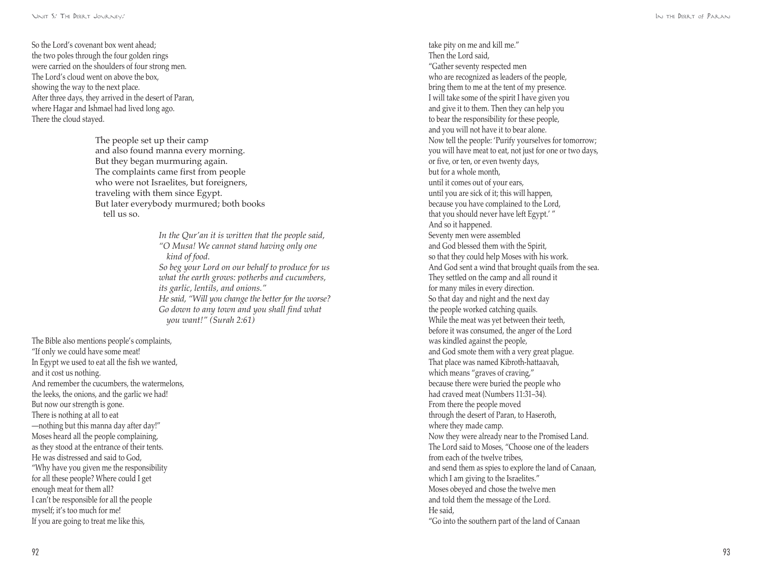So the Lord's covenant box went ahead;
the two poles through the four golden rings
were carried on the shoulders of four strong men.
The Lord's cloud went on above the box,
showing the way to the next place.
After three days, they arrived in the desert of Paran,
where Hagar and Ishmael had lived long ago.
There the cloud stayed.

The people set up their camp
and also found manna every morning.
But they began murmuring again.
The complaints came first from people
who were not Israelites, but foreigners,
traveling with them since Egypt.
But later everybody murmured; both books
tell us so.

*In the Qur'an it is written that the people said,*
*"O Musa! We cannot stand having only one*
*kind of food.*
*So beg your Lord on our behalf to produce for us*
*what the earth grows: potherbs and cucumbers,*
*its garlic, lentils, and onions."*
*He said, "Will you change the better for the worse?*
*Go down to any town and you shall find what*
*you want!" (Surah 2:61)*

The Bible also mentions people's complaints,
"If only we could have some meat!
In Egypt we used to eat all the fish we wanted,
and it cost us nothing.
And remember the cucumbers, the watermelons,
the leeks, the onions, and the garlic we had!
But now our strength is gone.
There is nothing at all to eat
—nothing but this manna day after day!"
Moses heard all the people complaining,
as they stood at the entrance of their tents.
He was distressed and said to God,
"Why have you given me the responsibility
for all these people? Where could I get
enough meat for them all?
I can't be responsible for all the people
myself; it's too much for me!
If you are going to treat me like this,
take pity on me and kill me."
Then the Lord said,
"Gather seventy respected men
who are recognized as leaders of the people,
bring them to me at the tent of my presence.
I will take some of the spirit I have given you
and give it to them. Then they can help you
to bear the responsibility for these people,
and you will not have it to bear alone.
Now tell the people: 'Purify yourselves for tomorrow;
you will have meat to eat, not just for one or two days,
or five, or ten, or even twenty days,
but for a whole month,
until it comes out of your ears,
until you are sick of it; this will happen,
because you have complained to the Lord,
that you should never have left Egypt.' "
And so it happened.
Seventy men were assembled
and God blessed them with the Spirit,
so that they could help Moses with his work.
And God sent a wind that brought quails from the sea.
They settled on the camp and all round it
for many miles in every direction.
So that day and night and the next day
the people worked catching quails.
While the meat was yet between their teeth,
before it was consumed, the anger of the Lord
was kindled against the people,
and God smote them with a very great plague.
That place was named Kibroth-hattaavah,
which means "graves of craving,"
because there were buried the people who
had craved meat (Numbers 11:31–34).
From there the people moved
through the desert of Paran, to Haseroth,
where they made camp.
Now they were already near to the Promised Land.
The Lord said to Moses, "Choose one of the leaders
from each of the twelve tribes,
and send them as spies to explore the land of Canaan,
which I am giving to the Israelites."
Moses obeyed and chose the twelve men
and told them the message of the Lord.
He said,
"Go into the southern part of the land of Canaan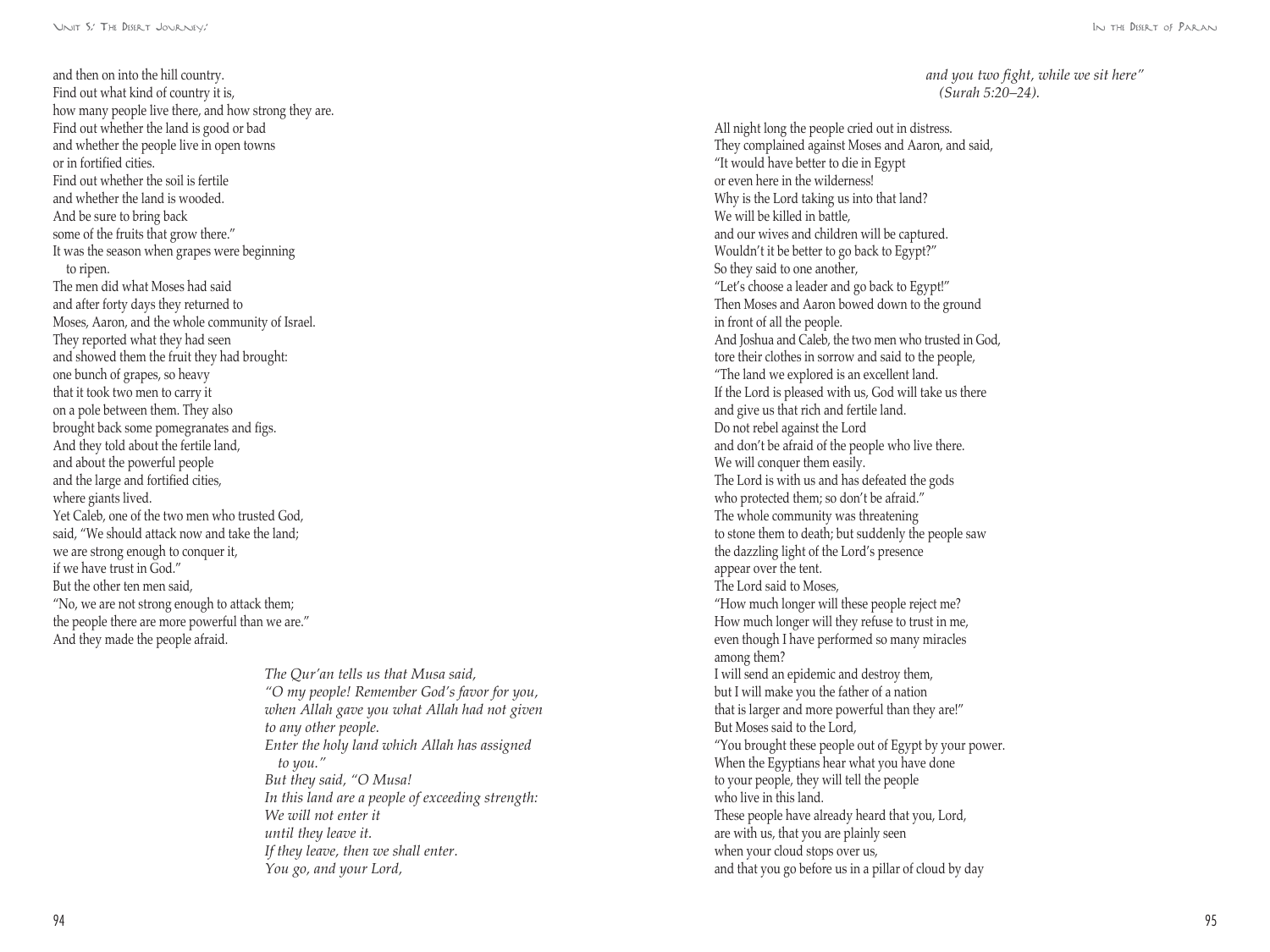and then on into the hill country.
Find out what kind of country it is,
how many people live there, and how strong they are.
Find out whether the land is good or bad
and whether the people live in open towns
or in fortified cities.
Find out whether the soil is fertile
and whether the land is wooded.
And be sure to bring back
some of the fruits that grow there."
It was the season when grapes were beginning
to ripen.
The men did what Moses had said
and after forty days they returned to
Moses, Aaron, and the whole community of Israel.
They reported what they had seen
and showed them the fruit they had brought:
one bunch of grapes, so heavy
that it took two men to carry it
on a pole between them. They also
brought back some pomegranates and figs.
And they told about the fertile land,
and about the powerful people
and the large and fortified cities,
where giants lived.
Yet Caleb, one of the two men who trusted God,
said, "We should attack now and take the land;
we are strong enough to conquer it,
if we have trust in God."
But the other ten men said,
"No, we are not strong enough to attack them;
the people there are more powerful than we are."
And they made the people afraid.

*The Qur'an tells us that Musa said,*
*"O my people! Remember God's favor for you,*
*when Allah gave you what Allah had not given*
*to any other people.*
*Enter the holy land which Allah has assigned*
*to you."*
*But they said, "O Musa!*
*In this land are a people of exceeding strength:*
*We will not enter it*
*until they leave it.*
*If they leave, then we shall enter.*
*You go, and your Lord,*
*and you two fight, while we sit here"*
*(Surah 5:20–24).*

All night long the people cried out in distress.
They complained against Moses and Aaron, and said,
"It would have better to die in Egypt
or even here in the wilderness!
Why is the Lord taking us into that land?
We will be killed in battle,
and our wives and children will be captured.
Wouldn't it be better to go back to Egypt?"
So they said to one another,
"Let's choose a leader and go back to Egypt!"
Then Moses and Aaron bowed down to the ground
in front of all the people.
And Joshua and Caleb, the two men who trusted in God,
tore their clothes in sorrow and said to the people,
"The land we explored is an excellent land.
If the Lord is pleased with us, God will take us there
and give us that rich and fertile land.
Do not rebel against the Lord
and don't be afraid of the people who live there.
We will conquer them easily.
The Lord is with us and has defeated the gods
who protected them; so don't be afraid."
The whole community was threatening
to stone them to death; but suddenly the people saw
the dazzling light of the Lord's presence
appear over the tent.
The Lord said to Moses,
"How much longer will these people reject me?
How much longer will they refuse to trust in me,
even though I have performed so many miracles
among them?
I will send an epidemic and destroy them,
but I will make you the father of a nation
that is larger and more powerful than they are!"
But Moses said to the Lord,
"You brought these people out of Egypt by your power.
When the Egyptians hear what you have done
to your people, they will tell the people
who live in this land.
These people have already heard that you, Lord,
are with us, that you are plainly seen
when your cloud stops over us,
and that you go before us in a pillar of cloud by day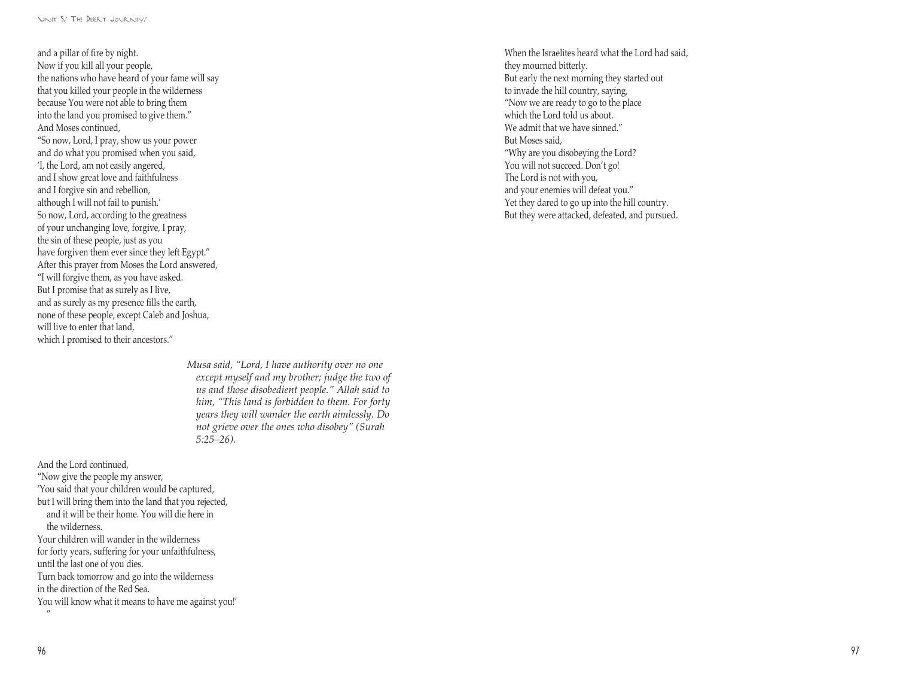and a pillar of fire by night.
Now if you kill all your people,
the nations who have heard of your fame will say
that you killed your people in the wilderness
because You were not able to bring them
into the land you promised to give them."
And Moses continued,
"So now, Lord, I pray, show us your power
and do what you promised when you said,
'I, the Lord, am not easily angered,
and I show great love and faithfulness
and I forgive sin and rebellion,
although I will not fail to punish.'
So now, Lord, according to the greatness
of your unchanging love, forgive, I pray,
the sin of these people, just as you
have forgiven them ever since they left Egypt."
After this prayer from Moses the Lord answered,
"I will forgive them, as you have asked.
But I promise that as surely as I live,
and as surely as my presence fills the earth,
none of these people, except Caleb and Joshua,
will live to enter that land,
which I promised to their ancestors."

> *Musa said, "Lord, I have authority over no one except myself and my brother; judge the two of us and those disobedient people." Allah said to him, "This land is forbidden to them. For forty years they will wander the earth aimlessly. Do not grieve over the ones who disobey" (Surah 5:25–26).*

And the Lord continued,
"Now give the people my answer,
'You said that your children would be captured,
but I will bring them into the land that you rejected,
and it will be their home. You will die here in the wilderness.
Your children will wander in the wilderness
for forty years, suffering for your unfaithfulness,
until the last one of you dies.
Turn back tomorrow and go into the wilderness
in the direction of the Red Sea.
You will know what it means to have me against you!'
"

When the Israelites heard what the Lord had said,
they mourned bitterly.
But early the next morning they started out
to invade the hill country, saying,
"Now we are ready to go to the place
which the Lord told us about.
We admit that we have sinned."
But Moses said,
"Why are you disobeying the Lord?
You will not succeed. Don't go!
The Lord is not with you,
and your enemies will defeat you."
Yet they dared to go up into the hill country.
But they were attacked, defeated, and pursued.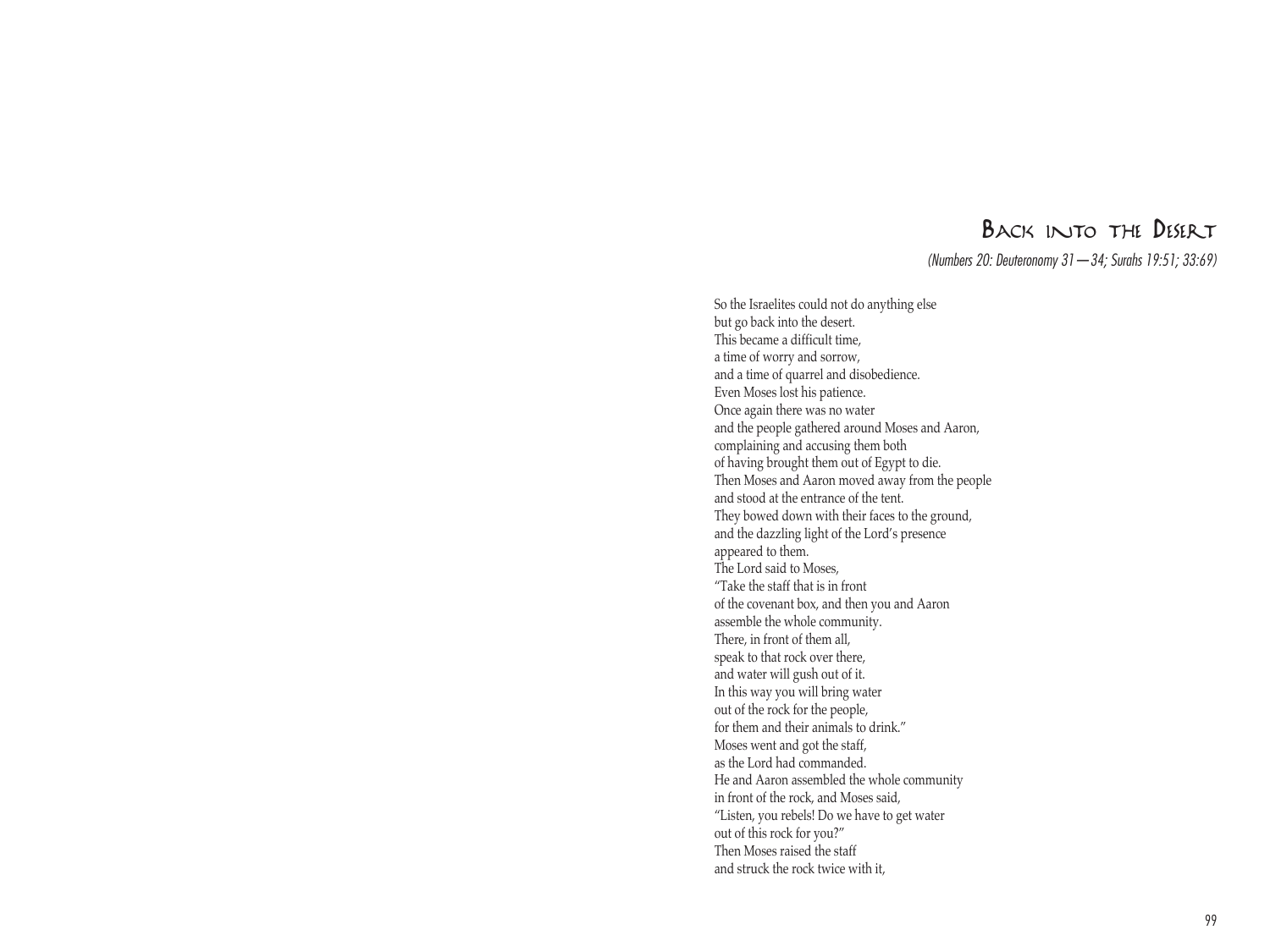# Back into the Desert

*(Numbers 20: Deuteronomy 31—34; Surahs 19:51; 33:69)*

So the Israelites could not do anything else  
but go back into the desert.  
This became a difficult time,  
a time of worry and sorrow,  
and a time of quarrel and disobedience.  
Even Moses lost his patience.  
Once again there was no water  
and the people gathered around Moses and Aaron,  
complaining and accusing them both  
of having brought them out of Egypt to die.  
Then Moses and Aaron moved away from the people  
and stood at the entrance of the tent.  
They bowed down with their faces to the ground,  
and the dazzling light of the Lord's presence  
appeared to them.  
The Lord said to Moses,  
"Take the staff that is in front  
of the covenant box, and then you and Aaron  
assemble the whole community.  
There, in front of them all,  
speak to that rock over there,  
and water will gush out of it.  
In this way you will bring water  
out of the rock for the people,  
for them and their animals to drink."  
Moses went and got the staff,  
as the Lord had commanded.  
He and Aaron assembled the whole community  
in front of the rock, and Moses said,  
"Listen, you rebels! Do we have to get water  
out of this rock for you?"  
Then Moses raised the staff  
and struck the rock twice with it,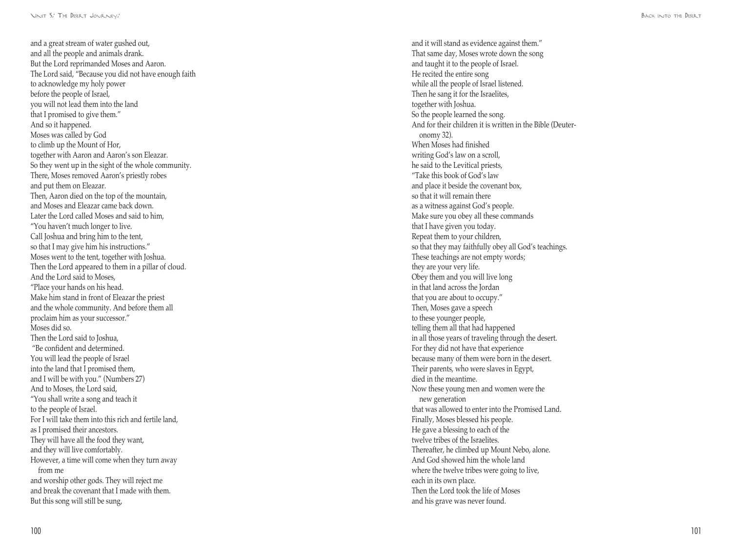and a great stream of water gushed out,
and all the people and animals drank.
But the Lord reprimanded Moses and Aaron.
The Lord said, "Because you did not have enough faith
to acknowledge my holy power
before the people of Israel,
you will not lead them into the land
that I promised to give them."
And so it happened.
Moses was called by God
to climb up the Mount of Hor,
together with Aaron and Aaron's son Eleazar.
So they went up in the sight of the whole community.
There, Moses removed Aaron's priestly robes
and put them on Eleazar.
Then, Aaron died on the top of the mountain,
and Moses and Eleazar came back down.
Later the Lord called Moses and said to him,
"You haven't much longer to live.
Call Joshua and bring him to the tent,
so that I may give him his instructions."
Moses went to the tent, together with Joshua.
Then the Lord appeared to them in a pillar of cloud.
And the Lord said to Moses,
"Place your hands on his head.
Make him stand in front of Eleazar the priest
and the whole community. And before them all
proclaim him as your successor."
Moses did so.
Then the Lord said to Joshua,
"Be confident and determined.
You will lead the people of Israel
into the land that I promised them,
and I will be with you." (Numbers 27)
And to Moses, the Lord said,
"You shall write a song and teach it
to the people of Israel.
For I will take them into this rich and fertile land,
as I promised their ancestors.
They will have all the food they want,
and they will live comfortably.
However, a time will come when they turn away from me
and worship other gods. They will reject me
and break the covenant that I made with them.
But this song will still be sung,
and it will stand as evidence against them."
That same day, Moses wrote down the song
and taught it to the people of Israel.
He recited the entire song
while all the people of Israel listened.
Then he sang it for the Israelites,
together with Joshua.
So the people learned the song.
And for their children it is written in the Bible (Deuteronomy 32).
When Moses had finished
writing God's law on a scroll,
he said to the Levitical priests,
"Take this book of God's law
and place it beside the covenant box,
so that it will remain there
as a witness against God's people.
Make sure you obey all these commands
that I have given you today.
Repeat them to your children,
so that they may faithfully obey all God's teachings.
These teachings are not empty words;
they are your very life.
Obey them and you will live long
in that land across the Jordan
that you are about to occupy."
Then, Moses gave a speech
to these younger people,
telling them all that had happened
in all those years of traveling through the desert.
For they did not have that experience
because many of them were born in the desert.
Their parents, who were slaves in Egypt,
died in the meantime.
Now these young men and women were the new generation
that was allowed to enter into the Promised Land.
Finally, Moses blessed his people.
He gave a blessing to each of the
twelve tribes of the Israelites.
Thereafter, he climbed up Mount Nebo, alone.
And God showed him the whole land
where the twelve tribes were going to live,
each in its own place.
Then the Lord took the life of Moses
and his grave was never found.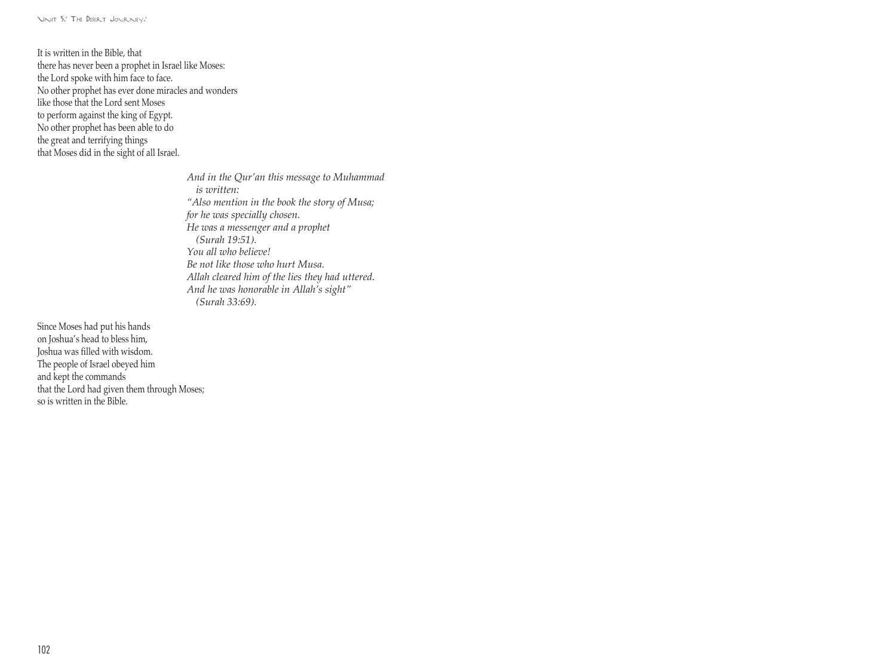It is written in the Bible, that
there has never been a prophet in Israel like Moses:
the Lord spoke with him face to face.
No other prophet has ever done miracles and wonders
like those that the Lord sent Moses
to perform against the king of Egypt.
No other prophet has been able to do
the great and terrifying things
that Moses did in the sight of all Israel.

*And in the Qur'an this message to Muhammad*
*is written:*
*"Also mention in the book the story of Musa;*
*for he was specially chosen.*
*He was a messenger and a prophet*
*(Surah 19:51).*
*You all who believe!*
*Be not like those who hurt Musa.*
*Allah cleared him of the lies they had uttered.*
*And he was honorable in Allah's sight"*
*(Surah 33:69).*

Since Moses had put his hands
on Joshua's head to bless him,
Joshua was filled with wisdom.
The people of Israel obeyed him
and kept the commands
that the Lord had given them through Moses;
so is written in the Bible.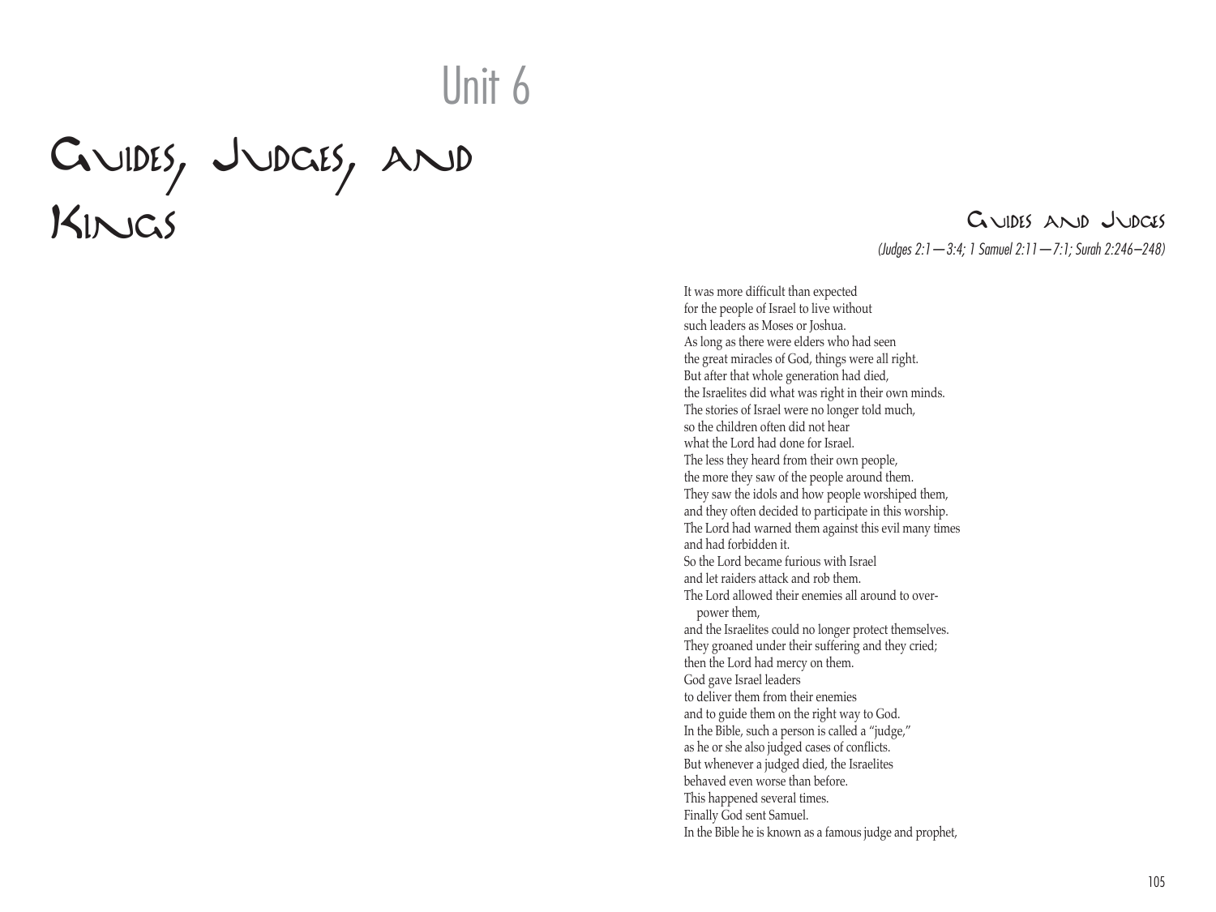Unit 6

# Guides, Judges, and Kings

## Guides and Judges

*(Judges 2:1—3:4; 1 Samuel 2:11—7:1; Surah 2:246–248)*

It was more difficult than expected
for the people of Israel to live without
such leaders as Moses or Joshua.
As long as there were elders who had seen
the great miracles of God, things were all right.
But after that whole generation had died,
the Israelites did what was right in their own minds.
The stories of Israel were no longer told much,
so the children often did not hear
what the Lord had done for Israel.
The less they heard from their own people,
the more they saw of the people around them.
They saw the idols and how people worshiped them,
and they often decided to participate in this worship.
The Lord had warned them against this evil many times
and had forbidden it.
So the Lord became furious with Israel
and let raiders attack and rob them.
The Lord allowed their enemies all around to over-
power them,
and the Israelites could no longer protect themselves.
They groaned under their suffering and they cried;
then the Lord had mercy on them.
God gave Israel leaders
to deliver them from their enemies
and to guide them on the right way to God.
In the Bible, such a person is called a "judge,"
as he or she also judged cases of conflicts.
But whenever a judged died, the Israelites
behaved even worse than before.
This happened several times.
Finally God sent Samuel.
In the Bible he is known as a famous judge and prophet,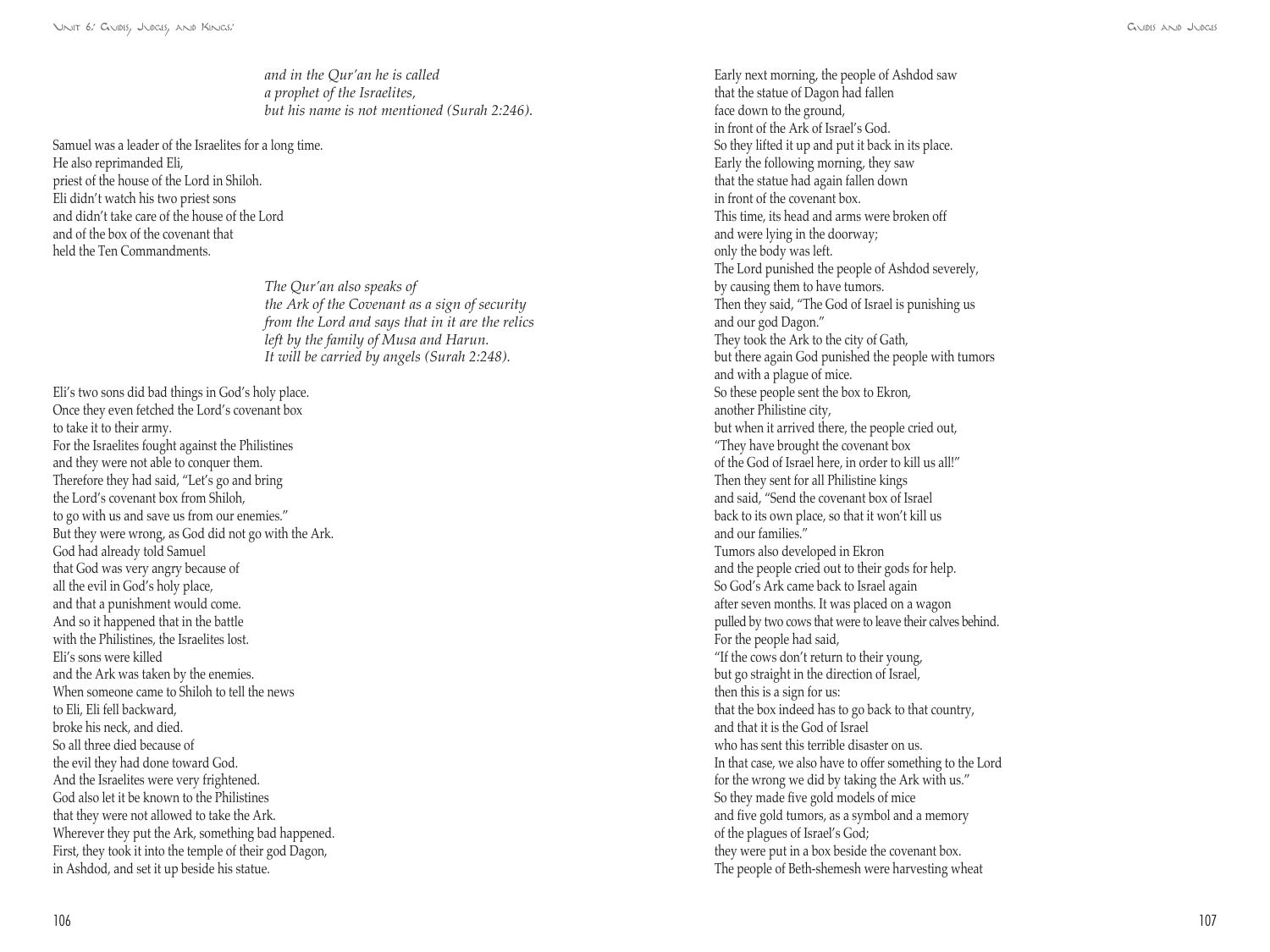*and in the Qur'an he is called*
*a prophet of the Israelites,*
*but his name is not mentioned (Surah 2:246).*

Samuel was a leader of the Israelites for a long time.
He also reprimanded Eli,
priest of the house of the Lord in Shiloh.
Eli didn't watch his two priest sons
and didn't take care of the house of the Lord
and of the box of the covenant that
held the Ten Commandments.

*The Qur'an also speaks of*
*the Ark of the Covenant as a sign of security*
*from the Lord and says that in it are the relics*
*left by the family of Musa and Harun.*
*It will be carried by angels (Surah 2:248).*

Eli's two sons did bad things in God's holy place.
Once they even fetched the Lord's covenant box
to take it to their army.
For the Israelites fought against the Philistines
and they were not able to conquer them.
Therefore they had said, "Let's go and bring
the Lord's covenant box from Shiloh,
to go with us and save us from our enemies."
But they were wrong, as God did not go with the Ark.
God had already told Samuel
that God was very angry because of
all the evil in God's holy place,
and that a punishment would come.
And so it happened that in the battle
with the Philistines, the Israelites lost.
Eli's sons were killed
and the Ark was taken by the enemies.
When someone came to Shiloh to tell the news
to Eli, Eli fell backward,
broke his neck, and died.
So all three died because of
the evil they had done toward God.
And the Israelites were very frightened.
God also let it be known to the Philistines
that they were not allowed to take the Ark.
Wherever they put the Ark, something bad happened.
First, they took it into the temple of their god Dagon,
in Ashdod, and set it up beside his statue.

Early next morning, the people of Ashdod saw
that the statue of Dagon had fallen
face down to the ground,
in front of the Ark of Israel's God.
So they lifted it up and put it back in its place.
Early the following morning, they saw
that the statue had again fallen down
in front of the covenant box.
This time, its head and arms were broken off
and were lying in the doorway;
only the body was left.
The Lord punished the people of Ashdod severely,
by causing them to have tumors.
Then they said, "The God of Israel is punishing us
and our god Dagon."
They took the Ark to the city of Gath,
but there again God punished the people with tumors
and with a plague of mice.
So these people sent the box to Ekron,
another Philistine city,
but when it arrived there, the people cried out,
"They have brought the covenant box
of the God of Israel here, in order to kill us all!"
Then they sent for all Philistine kings
and said, "Send the covenant box of Israel
back to its own place, so that it won't kill us
and our families."
Tumors also developed in Ekron
and the people cried out to their gods for help.
So God's Ark came back to Israel again
after seven months. It was placed on a wagon
pulled by two cows that were to leave their calves behind.
For the people had said,
"If the cows don't return to their young,
but go straight in the direction of Israel,
then this is a sign for us:
that the box indeed has to go back to that country,
and that it is the God of Israel
who has sent this terrible disaster on us.
In that case, we also have to offer something to the Lord
for the wrong we did by taking the Ark with us."
So they made five gold models of mice
and five gold tumors, as a symbol and a memory
of the plagues of Israel's God;
they were put in a box beside the covenant box.
The people of Beth-shemesh were harvesting wheat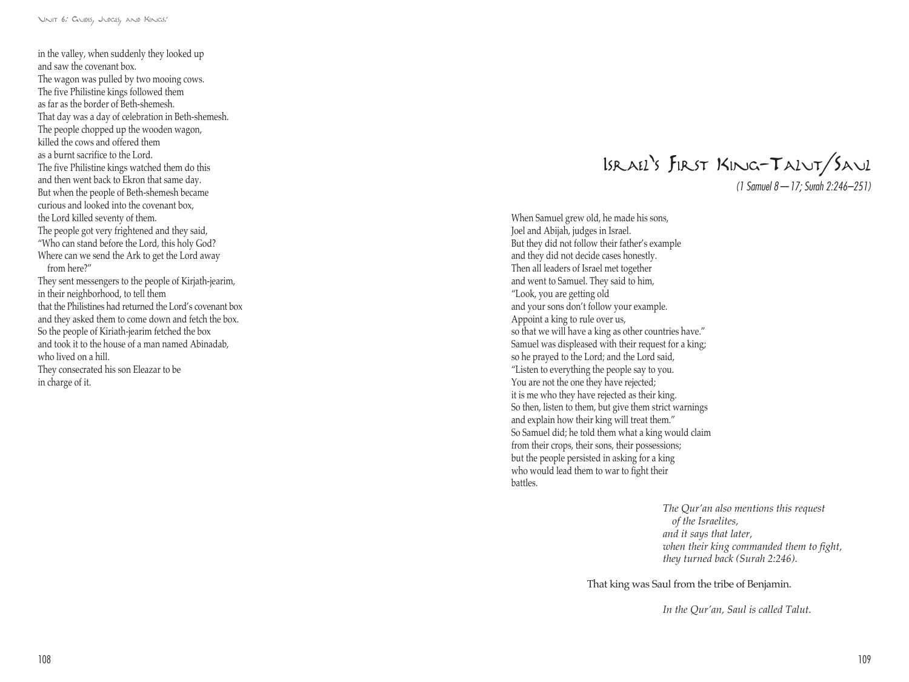in the valley, when suddenly they looked up
and saw the covenant box.
The wagon was pulled by two mooing cows.
The five Philistine kings followed them
as far as the border of Beth-shemesh.
That day was a day of celebration in Beth-shemesh.
The people chopped up the wooden wagon,
killed the cows and offered them
as a burnt sacrifice to the Lord.
The five Philistine kings watched them do this
and then went back to Ekron that same day.
But when the people of Beth-shemesh became
curious and looked into the covenant box,
the Lord killed seventy of them.
The people got very frightened and they said,
"Who can stand before the Lord, this holy God?
Where can we send the Ark to get the Lord away
from here?"
They sent messengers to the people of Kirjath-jearim,
in their neighborhood, to tell them
that the Philistines had returned the Lord's covenant box
and they asked them to come down and fetch the box.
So the people of Kiriath-jearim fetched the box
and took it to the house of a man named Abinadab,
who lived on a hill.
They consecrated his son Eleazar to be
in charge of it.

# Israel's First King-Talut/Saul

*(1 Samuel 8—17; Surah 2:246–251)*

When Samuel grew old, he made his sons,
Joel and Abijah, judges in Israel.
But they did not follow their father's example
and they did not decide cases honestly.
Then all leaders of Israel met together
and went to Samuel. They said to him,
"Look, you are getting old
and your sons don't follow your example.
Appoint a king to rule over us,
so that we will have a king as other countries have."
Samuel was displeased with their request for a king;
so he prayed to the Lord; and the Lord said,
"Listen to everything the people say to you.
You are not the one they have rejected;
it is me who they have rejected as their king.
So then, listen to them, but give them strict warnings
and explain how their king will treat them."
So Samuel did; he told them what a king would claim
from their crops, their sons, their possessions;
but the people persisted in asking for a king
who would lead them to war to fight their
battles.

*The Qur'an also mentions this request
of the Israelites,
and it says that later,
when their king commanded them to fight,
they turned back (Surah 2:246).*

That king was Saul from the tribe of Benjamin.

*In the Qur'an, Saul is called Talut.*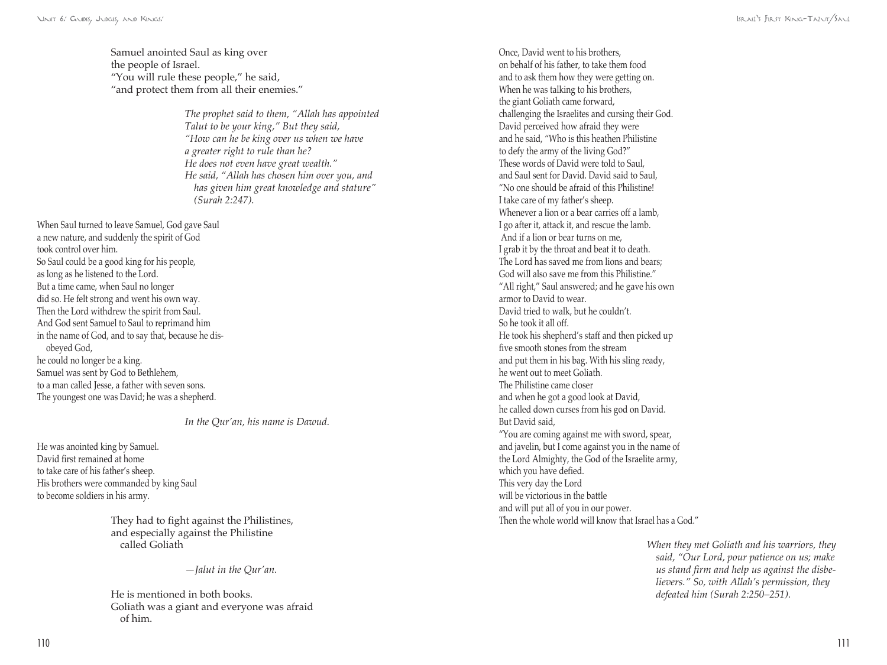Samuel anointed Saul as king over
the people of Israel.
"You will rule these people," he said,
"and protect them from all their enemies."

*The prophet said to them, "Allah has appointed Talut to be your king," But they said, "How can he be king over us when we have a greater right to rule than he? He does not even have great wealth." He said, "Allah has chosen him over you, and has given him great knowledge and stature" (Surah 2:247).*

When Saul turned to leave Samuel, God gave Saul
a new nature, and suddenly the spirit of God
took control over him.
So Saul could be a good king for his people,
as long as he listened to the Lord.
But a time came, when Saul no longer
did so. He felt strong and went his own way.
Then the Lord withdrew the spirit from Saul.
And God sent Samuel to Saul to reprimand him
in the name of God, and to say that, because he disobeyed God,
he could no longer be a king.
Samuel was sent by God to Bethlehem,
to a man called Jesse, a father with seven sons.
The youngest one was David; he was a shepherd.

*In the Qur'an, his name is Dawud.*

He was anointed king by Samuel.
David first remained at home
to take care of his father's sheep.
His brothers were commanded by king Saul
to become soldiers in his army.

They had to fight against the Philistines,
and especially against the Philistine
called Goliath

*—Jalut in the Qur'an.*

He is mentioned in both books.
Goliath was a giant and everyone was afraid
of him.

Once, David went to his brothers,
on behalf of his father, to take them food
and to ask them how they were getting on.
When he was talking to his brothers,
the giant Goliath came forward,
challenging the Israelites and cursing their God.
David perceived how afraid they were
and he said, "Who is this heathen Philistine
to defy the army of the living God?"
These words of David were told to Saul,
and Saul sent for David. David said to Saul,
"No one should be afraid of this Philistine!
I take care of my father's sheep.
Whenever a lion or a bear carries off a lamb,
I go after it, attack it, and rescue the lamb.
And if a lion or bear turns on me,
I grab it by the throat and beat it to death.
The Lord has saved me from lions and bears;
God will also save me from this Philistine."
"All right," Saul answered; and he gave his own
armor to David to wear.
David tried to walk, but he couldn't.
So he took it all off.
He took his shepherd's staff and then picked up
five smooth stones from the stream
and put them in his bag. With his sling ready,
he went out to meet Goliath.
The Philistine came closer
and when he got a good look at David,
he called down curses from his god on David.
But David said,
"You are coming against me with sword, spear,
and javelin, but I come against you in the name of
the Lord Almighty, the God of the Israelite army,
which you have defied.
This very day the Lord
will be victorious in the battle
and will put all of you in our power.
Then the whole world will know that Israel has a God."

*When they met Goliath and his warriors, they said, "Our Lord, pour patience on us; make us stand firm and help us against the disbelievers." So, with Allah's permission, they defeated him (Surah 2:250–251).*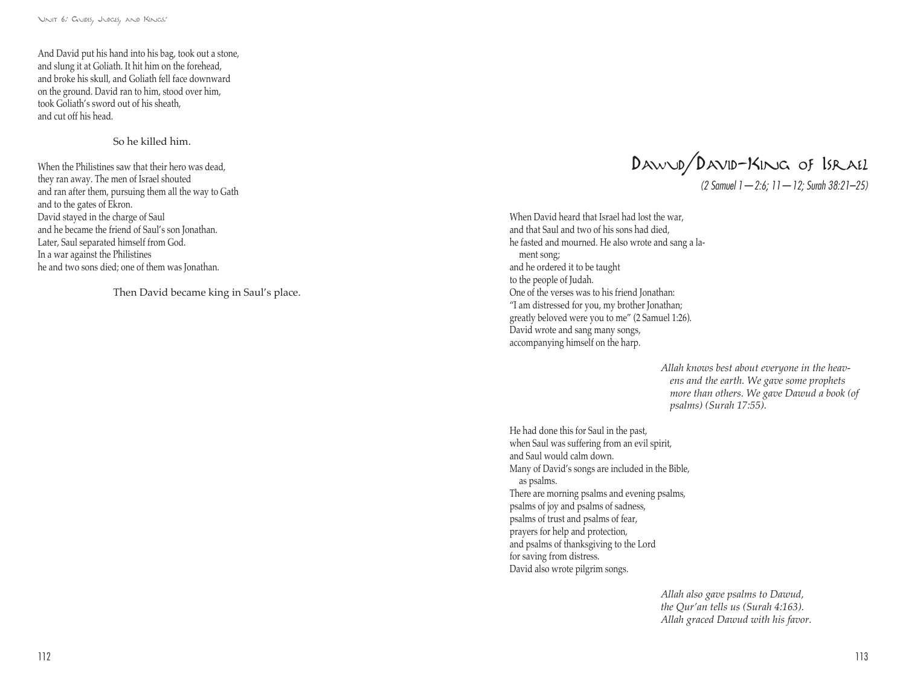And David put his hand into his bag, took out a stone,
and slung it at Goliath. It hit him on the forehead,
and broke his skull, and Goliath fell face downward
on the ground. David ran to him, stood over him,
took Goliath's sword out of his sheath,
and cut off his head.

So he killed him.

When the Philistines saw that their hero was dead,
they ran away. The men of Israel shouted
and ran after them, pursuing them all the way to Gath
and to the gates of Ekron.
David stayed in the charge of Saul
and he became the friend of Saul's son Jonathan.
Later, Saul separated himself from God.
In a war against the Philistines
he and two sons died; one of them was Jonathan.

Then David became king in Saul's place.

# Dawud/David–King of Israel

*(2 Samuel 1—2:6; 11—12; Surah 38:21–25)*

When David heard that Israel had lost the war,
and that Saul and two of his sons had died,
he fasted and mourned. He also wrote and sang a lament song;
and he ordered it to be taught
to the people of Judah.
One of the verses was to his friend Jonathan:
"I am distressed for you, my brother Jonathan;
greatly beloved were you to me" (2 Samuel 1:26).
David wrote and sang many songs,
accompanying himself on the harp.

*Allah knows best about everyone in the heavens and the earth. We gave some prophets more than others. We gave Dawud a book (of psalms) (Surah 17:55).*

He had done this for Saul in the past,
when Saul was suffering from an evil spirit,
and Saul would calm down.
Many of David's songs are included in the Bible,
as psalms.
There are morning psalms and evening psalms,
psalms of joy and psalms of sadness,
psalms of trust and psalms of fear,
prayers for help and protection,
and psalms of thanksgiving to the Lord
for saving from distress.
David also wrote pilgrim songs.

*Allah also gave psalms to Dawud,*
*the Qur'an tells us (Surah 4:163).*
*Allah graced Dawud with his favor.*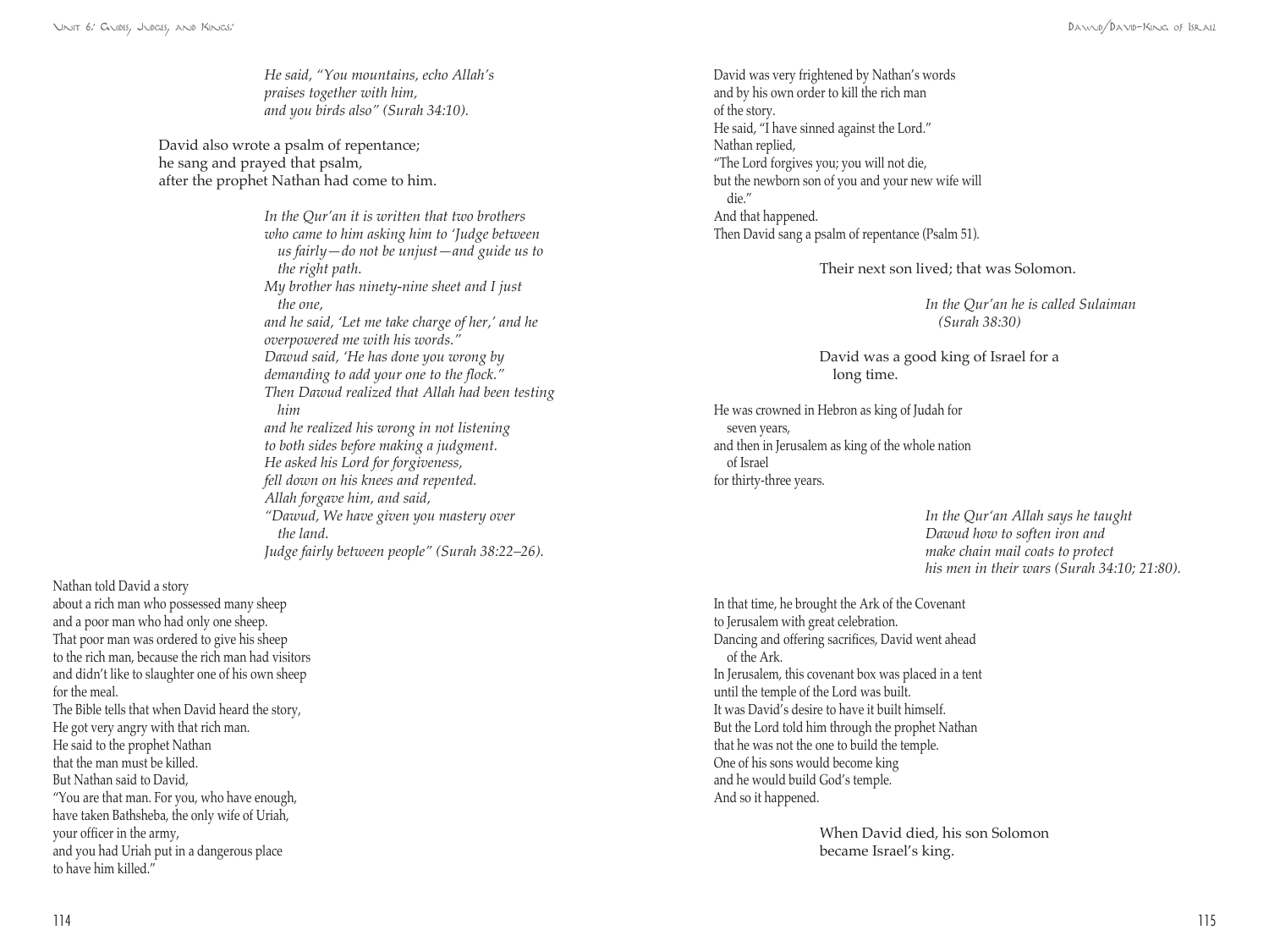*He said, "You mountains, echo Allah's praises together with him, and you birds also" (Surah 34:10).*

David also wrote a psalm of repentance;
he sang and prayed that psalm,
after the prophet Nathan had come to him.

*In the Qur'an it is written that two brothers who came to him asking him to 'Judge between us fairly—do not be unjust—and guide us to the right path.*
*My brother has ninety-nine sheet and I just the one,*
*and he said, 'Let me take charge of her,' and he overpowered me with his words."*
*Dawud said, 'He has done you wrong by demanding to add your one to the flock."*
*Then Dawud realized that Allah had been testing him*
*and he realized his wrong in not listening to both sides before making a judgment.*
*He asked his Lord for forgiveness,*
*fell down on his knees and repented.*
*Allah forgave him, and said,*
*"Dawud, We have given you mastery over the land.*
*Judge fairly between people" (Surah 38:22–26).*

Nathan told David a story
about a rich man who possessed many sheep
and a poor man who had only one sheep.
That poor man was ordered to give his sheep
to the rich man, because the rich man had visitors
and didn't like to slaughter one of his own sheep
for the meal.
The Bible tells that when David heard the story,
He got very angry with that rich man.
He said to the prophet Nathan
that the man must be killed.
But Nathan said to David,
"You are that man. For you, who have enough,
have taken Bathsheba, the only wife of Uriah,
your officer in the army,
and you had Uriah put in a dangerous place
to have him killed."

David was very frightened by Nathan's words
and by his own order to kill the rich man
of the story.
He said, "I have sinned against the Lord."
Nathan replied,
"The Lord forgives you; you will not die,
but the newborn son of you and your new wife will die."
And that happened.
Then David sang a psalm of repentance (Psalm 51).

Their next son lived; that was Solomon.

*In the Qur'an he is called Sulaiman (Surah 38:30)*

David was a good king of Israel for a long time.

He was crowned in Hebron as king of Judah for seven years,
and then in Jerusalem as king of the whole nation of Israel
for thirty-three years.

*In the Qur'an Allah says he taught Dawud how to soften iron and make chain mail coats to protect his men in their wars (Surah 34:10; 21:80).*

In that time, he brought the Ark of the Covenant
to Jerusalem with great celebration.
Dancing and offering sacrifices, David went ahead of the Ark.
In Jerusalem, this covenant box was placed in a tent
until the temple of the Lord was built.
It was David's desire to have it built himself.
But the Lord told him through the prophet Nathan
that he was not the one to build the temple.
One of his sons would become king
and he would build God's temple.
And so it happened.

When David died, his son Solomon
became Israel's king.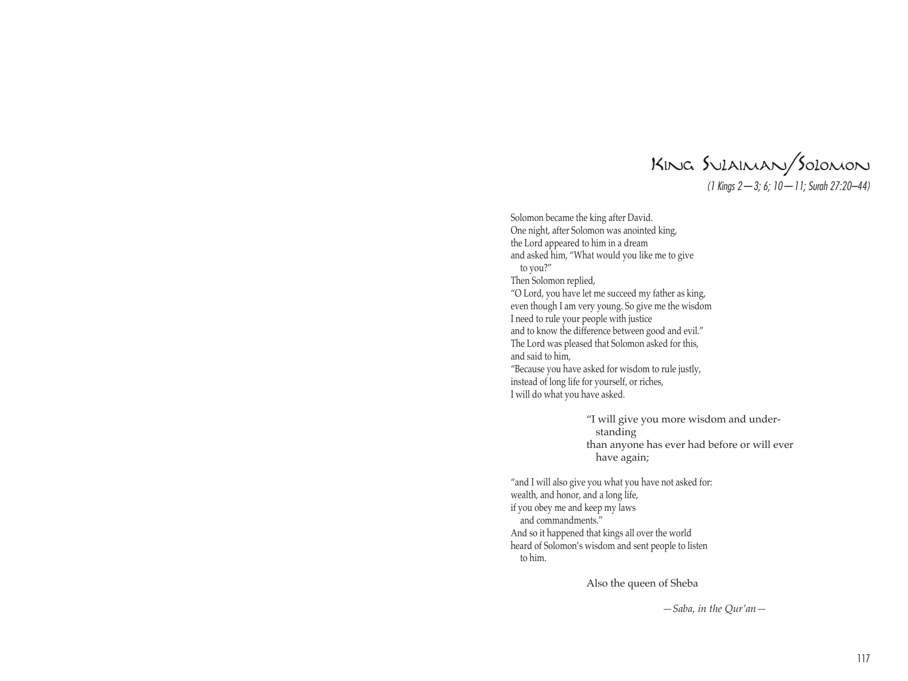# King Sulaiman/Solomon

*(1 Kings 2—3; 6; 10—11; Surah 27:20–44)*

Solomon became the king after David.
One night, after Solomon was anointed king,
the Lord appeared to him in a dream
and asked him, "What would you like me to give
  to you?"
Then Solomon replied,
"O Lord, you have let me succeed my father as king,
even though I am very young. So give me the wisdom
I need to rule your people with justice
and to know the difference between good and evil."
The Lord was pleased that Solomon asked for this,
and said to him,
"Because you have asked for wisdom to rule justly,
instead of long life for yourself, or riches,
I will do what you have asked.

> "I will give you more wisdom and under-
>   standing
> than anyone has ever had before or will ever
>   have again;

"and I will also give you what you have not asked for:
wealth, and honor, and a long life,
if you obey me and keep my laws
  and commandments."
And so it happened that kings all over the world
heard of Solomon's wisdom and sent people to listen
  to him.

> Also the queen of Sheba
>
> *—Saba, in the Qur'an—*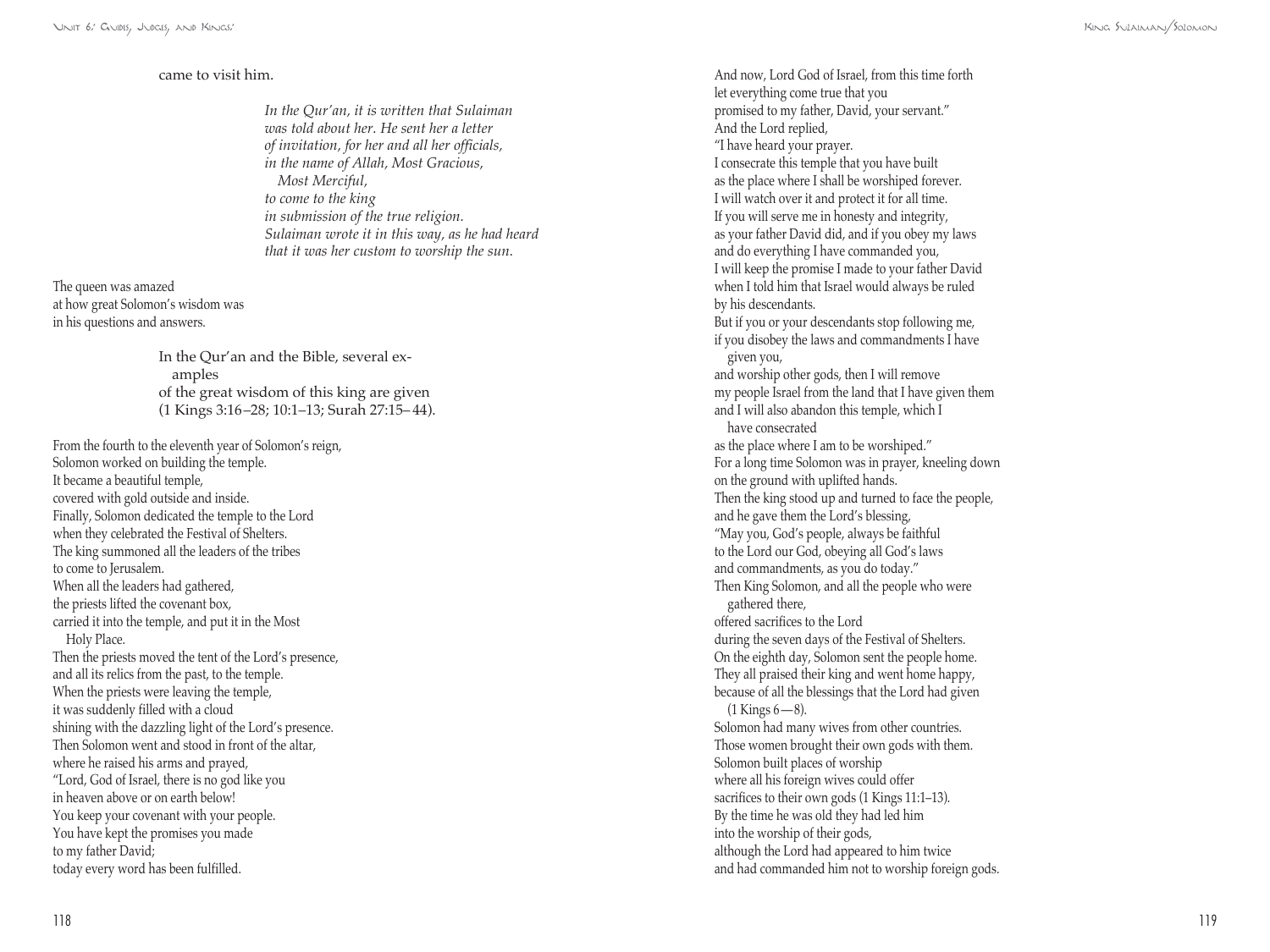came to visit him.

> *In the Qur'an, it is written that Sulaiman*
> *was told about her. He sent her a letter*
> *of invitation, for her and all her officials,*
> *in the name of Allah, Most Gracious,*
> *Most Merciful,*
> *to come to the king*
> *in submission of the true religion.*
> *Sulaiman wrote it in this way, as he had heard*
> *that it was her custom to worship the sun.*

The queen was amazed
at how great Solomon's wisdom was
in his questions and answers.

> In the Qur'an and the Bible, several examples
> of the great wisdom of this king are given
> (1 Kings 3:16–28; 10:1–13; Surah 27:15–44).

From the fourth to the eleventh year of Solomon's reign,
Solomon worked on building the temple.
It became a beautiful temple,
covered with gold outside and inside.
Finally, Solomon dedicated the temple to the Lord
when they celebrated the Festival of Shelters.
The king summoned all the leaders of the tribes
to come to Jerusalem.
When all the leaders had gathered,
the priests lifted the covenant box,
carried it into the temple, and put it in the Most Holy Place.
Then the priests moved the tent of the Lord's presence,
and all its relics from the past, to the temple.
When the priests were leaving the temple,
it was suddenly filled with a cloud
shining with the dazzling light of the Lord's presence.
Then Solomon went and stood in front of the altar,
where he raised his arms and prayed,
"Lord, God of Israel, there is no god like you
in heaven above or on earth below!
You keep your covenant with your people.
You have kept the promises you made
to my father David;
today every word has been fulfilled.
And now, Lord God of Israel, from this time forth
let everything come true that you
promised to my father, David, your servant."
And the Lord replied,
"I have heard your prayer.
I consecrate this temple that you have built
as the place where I shall be worshiped forever.
I will watch over it and protect it for all time.
If you will serve me in honesty and integrity,
as your father David did, and if you obey my laws
and do everything I have commanded you,
I will keep the promise I made to your father David
when I told him that Israel would always be ruled
by his descendants.
But if you or your descendants stop following me,
if you disobey the laws and commandments I have given you,
and worship other gods, then I will remove
my people Israel from the land that I have given them
and I will also abandon this temple, which I have consecrated
as the place where I am to be worshiped."
For a long time Solomon was in prayer, kneeling down
on the ground with uplifted hands.
Then the king stood up and turned to face the people,
and he gave them the Lord's blessing,
"May you, God's people, always be faithful
to the Lord our God, obeying all God's laws
and commandments, as you do today."
Then King Solomon, and all the people who were gathered there,
offered sacrifices to the Lord
during the seven days of the Festival of Shelters.
On the eighth day, Solomon sent the people home.
They all praised their king and went home happy,
because of all the blessings that the Lord had given
(1 Kings 6—8).
Solomon had many wives from other countries.
Those women brought their own gods with them.
Solomon built places of worship
where all his foreign wives could offer
sacrifices to their own gods (1 Kings 11:1–13).
By the time he was old they had led him
into the worship of their gods,
although the Lord had appeared to him twice
and had commanded him not to worship foreign gods.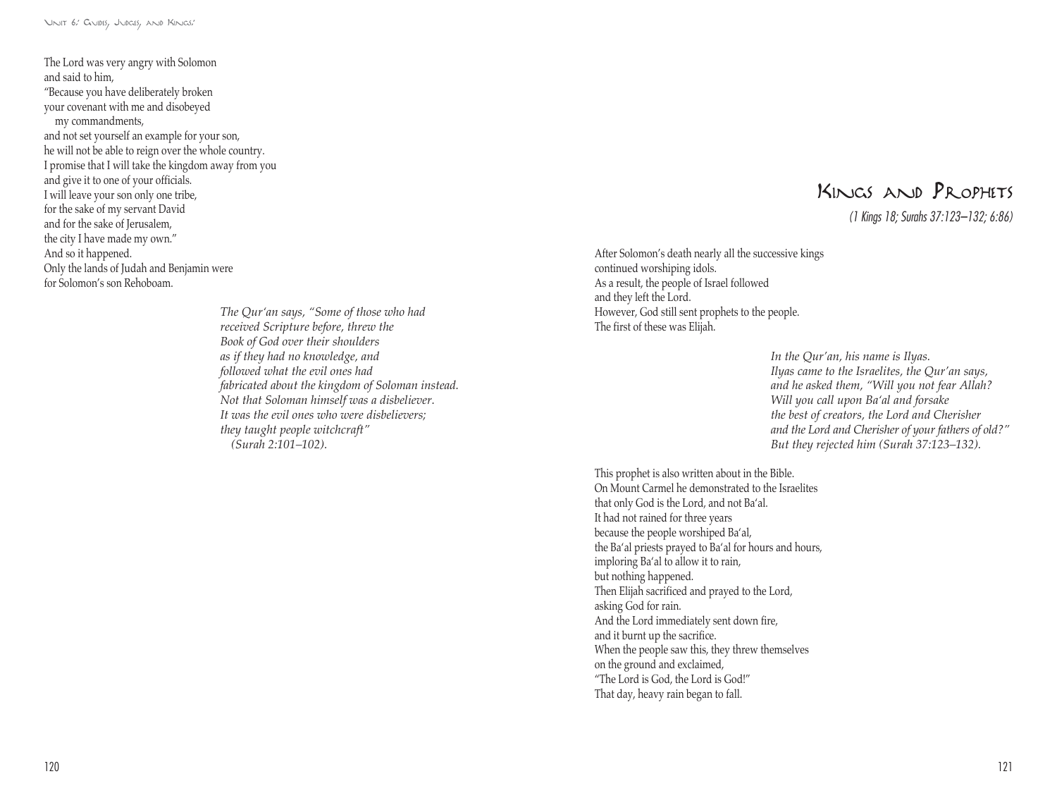The Lord was very angry with Solomon
and said to him,
"Because you have deliberately broken
your covenant with me and disobeyed
my commandments,
and not set yourself an example for your son,
he will not be able to reign over the whole country.
I promise that I will take the kingdom away from you
and give it to one of your officials.
I will leave your son only one tribe,
for the sake of my servant David
and for the sake of Jerusalem,
the city I have made my own."
And so it happened.
Only the lands of Judah and Benjamin were
for Solomon's son Rehoboam.

*The Qur'an says, "Some of those who had*
*received Scripture before, threw the*
*Book of God over their shoulders*
*as if they had no knowledge, and*
*followed what the evil ones had*
*fabricated about the kingdom of Soloman instead.*
*Not that Soloman himself was a disbeliever.*
*It was the evil ones who were disbelievers;*
*they taught people witchcraft"*
*(Surah 2:101–102).*

# Kings and Prophets

*(1 Kings 18; Surahs 37:123–132; 6:86)*

After Solomon's death nearly all the successive kings
continued worshiping idols.
As a result, the people of Israel followed
and they left the Lord.
However, God still sent prophets to the people.
The first of these was Elijah.

*In the Qur'an, his name is Ilyas.*
*Ilyas came to the Israelites, the Qur'an says,*
*and he asked them, "Will you not fear Allah?*
*Will you call upon Ba'al and forsake*
*the best of creators, the Lord and Cherisher*
*and the Lord and Cherisher of your fathers of old?"*
*But they rejected him (Surah 37:123–132).*

This prophet is also written about in the Bible.
On Mount Carmel he demonstrated to the Israelites
that only God is the Lord, and not Ba'al.
It had not rained for three years
because the people worshiped Ba'al,
the Ba'al priests prayed to Ba'al for hours and hours,
imploring Ba'al to allow it to rain,
but nothing happened.
Then Elijah sacrificed and prayed to the Lord,
asking God for rain.
And the Lord immediately sent down fire,
and it burnt up the sacrifice.
When the people saw this, they threw themselves
on the ground and exclaimed,
"The Lord is God, the Lord is God!"
That day, heavy rain began to fall.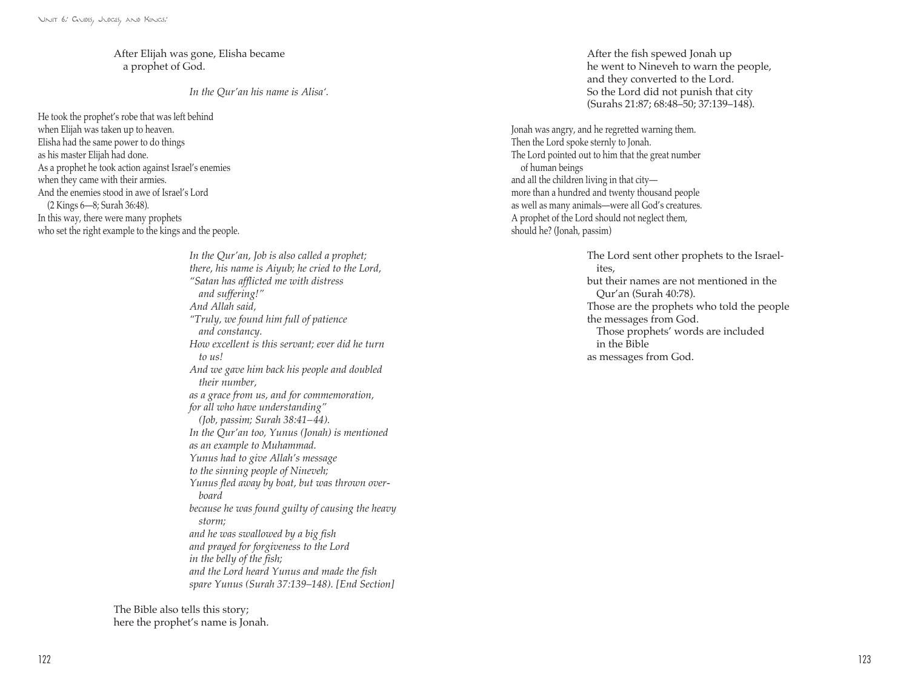After Elijah was gone, Elisha became
a prophet of God.

*In the Qur'an his name is Alisa'.*

He took the prophet's robe that was left behind
when Elijah was taken up to heaven.
Elisha had the same power to do things
as his master Elijah had done.
As a prophet he took action against Israel's enemies
when they came with their armies.
And the enemies stood in awe of Israel's Lord
(2 Kings 6—8; Surah 36:48).
In this way, there were many prophets
who set the right example to the kings and the people.

*In the Qur'an, Job is also called a prophet;*
*there, his name is Aiyub; he cried to the Lord,*
*"Satan has afflicted me with distress*
*and suffering!"*
*And Allah said,*
*"Truly, we found him full of patience*
*and constancy.*
*How excellent is this servant; ever did he turn*
*to us!*
*And we gave him back his people and doubled*
*their number,*
*as a grace from us, and for commemoration,*
*for all who have understanding"*
*(Job, passim; Surah 38:41–44).*
*In the Qur'an too, Yunus (Jonah) is mentioned*
*as an example to Muhammad.*
*Yunus had to give Allah's message*
*to the sinning people of Nineveh;*
*Yunus fled away by boat, but was thrown overboard*
*because he was found guilty of causing the heavy*
*storm;*
*and he was swallowed by a big fish*
*and prayed for forgiveness to the Lord*
*in the belly of the fish;*
*and the Lord heard Yunus and made the fish*
*spare Yunus (Surah 37:139–148). [End Section]*

The Bible also tells this story;
here the prophet's name is Jonah.

After the fish spewed Jonah up
he went to Nineveh to warn the people,
and they converted to the Lord.
So the Lord did not punish that city
(Surahs 21:87; 68:48–50; 37:139–148).

Jonah was angry, and he regretted warning them.
Then the Lord spoke sternly to Jonah.
The Lord pointed out to him that the great number
of human beings
and all the children living in that city—
more than a hundred and twenty thousand people
as well as many animals—were all God's creatures.
A prophet of the Lord should not neglect them,
should he? (Jonah, passim)

The Lord sent other prophets to the Israelites,
but their names are not mentioned in the
Qur'an (Surah 40:78).
Those are the prophets who told the people
the messages from God.
Those prophets' words are included
in the Bible
as messages from God.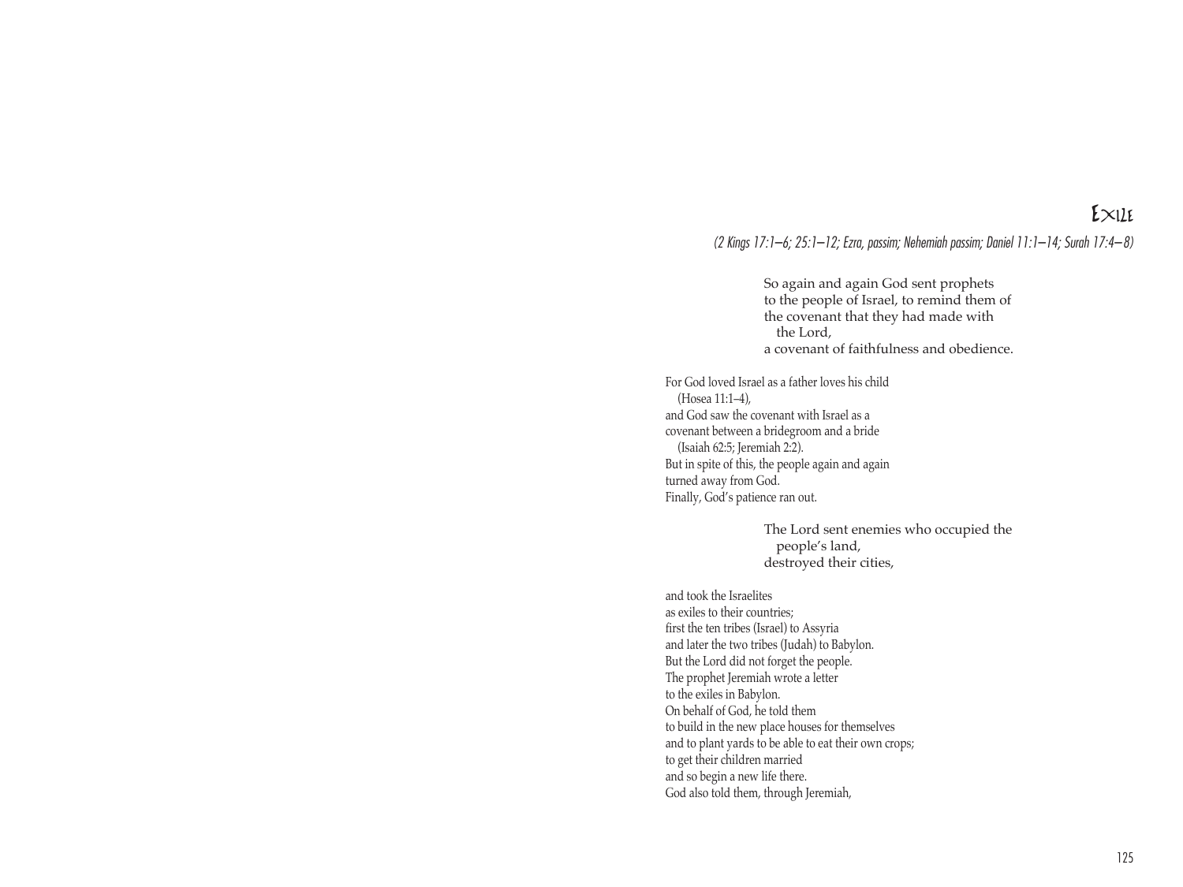# Exile

*(2 Kings 17:1–6; 25:1–12; Ezra, passim; Nehemiah passim; Daniel 11:1–14; Surah 17:4–8)*

So again and again God sent prophets
to the people of Israel, to remind them of
the covenant that they had made with
the Lord,
a covenant of faithfulness and obedience.

For God loved Israel as a father loves his child
(Hosea 11:1–4),
and God saw the covenant with Israel as a
covenant between a bridegroom and a bride
(Isaiah 62:5; Jeremiah 2:2).
But in spite of this, the people again and again
turned away from God.
Finally, God's patience ran out.

The Lord sent enemies who occupied the
people's land,
destroyed their cities,

and took the Israelites
as exiles to their countries;
first the ten tribes (Israel) to Assyria
and later the two tribes (Judah) to Babylon.
But the Lord did not forget the people.
The prophet Jeremiah wrote a letter
to the exiles in Babylon.
On behalf of God, he told them
to build in the new place houses for themselves
and to plant yards to be able to eat their own crops;
to get their children married
and so begin a new life there.
God also told them, through Jeremiah,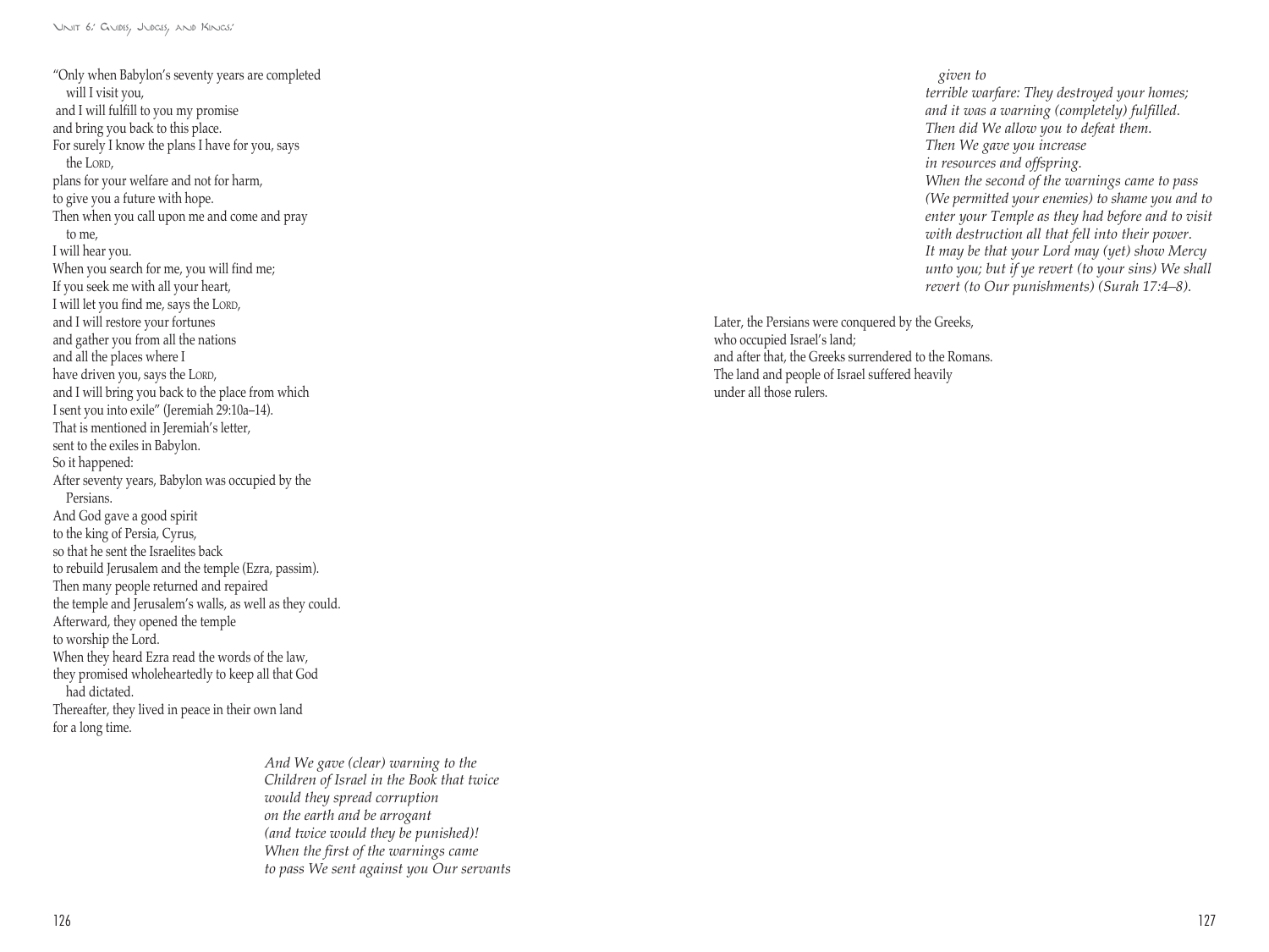"Only when Babylon's seventy years are completed
will I visit you,
and I will fulfill to you my promise
and bring you back to this place.
For surely I know the plans I have for you, says
the LORD,
plans for your welfare and not for harm,
to give you a future with hope.
Then when you call upon me and come and pray
to me,
I will hear you.
When you search for me, you will find me;
If you seek me with all your heart,
I will let you find me, says the LORD,
and I will restore your fortunes
and gather you from all the nations
and all the places where I
have driven you, says the LORD,
and I will bring you back to the place from which
I sent you into exile" (Jeremiah 29:10a–14).
That is mentioned in Jeremiah's letter,
sent to the exiles in Babylon.
So it happened:
After seventy years, Babylon was occupied by the
Persians.
And God gave a good spirit
to the king of Persia, Cyrus,
so that he sent the Israelites back
to rebuild Jerusalem and the temple (Ezra, passim).
Then many people returned and repaired
the temple and Jerusalem's walls, as well as they could.
Afterward, they opened the temple
to worship the Lord.
When they heard Ezra read the words of the law,
they promised wholeheartedly to keep all that God
had dictated.
Thereafter, they lived in peace in their own land
for a long time.

*And We gave (clear) warning to the*
*Children of Israel in the Book that twice*
*would they spread corruption*
*on the earth and be arrogant*
*(and twice would they be punished)!*
*When the first of the warnings came*
*to pass We sent against you Our servants*
*given to*
*terrible warfare: They destroyed your homes;*
*and it was a warning (completely) fulfilled.*
*Then did We allow you to defeat them.*
*Then We gave you increase*
*in resources and offspring.*
*When the second of the warnings came to pass*
*(We permitted your enemies) to shame you and to*
*enter your Temple as they had before and to visit*
*with destruction all that fell into their power.*
*It may be that your Lord may (yet) show Mercy*
*unto you; but if ye revert (to your sins) We shall*
*revert (to Our punishments) (Surah 17:4–8).*

Later, the Persians were conquered by the Greeks,
who occupied Israel's land;
and after that, the Greeks surrendered to the Romans.
The land and people of Israel suffered heavily
under all those rulers.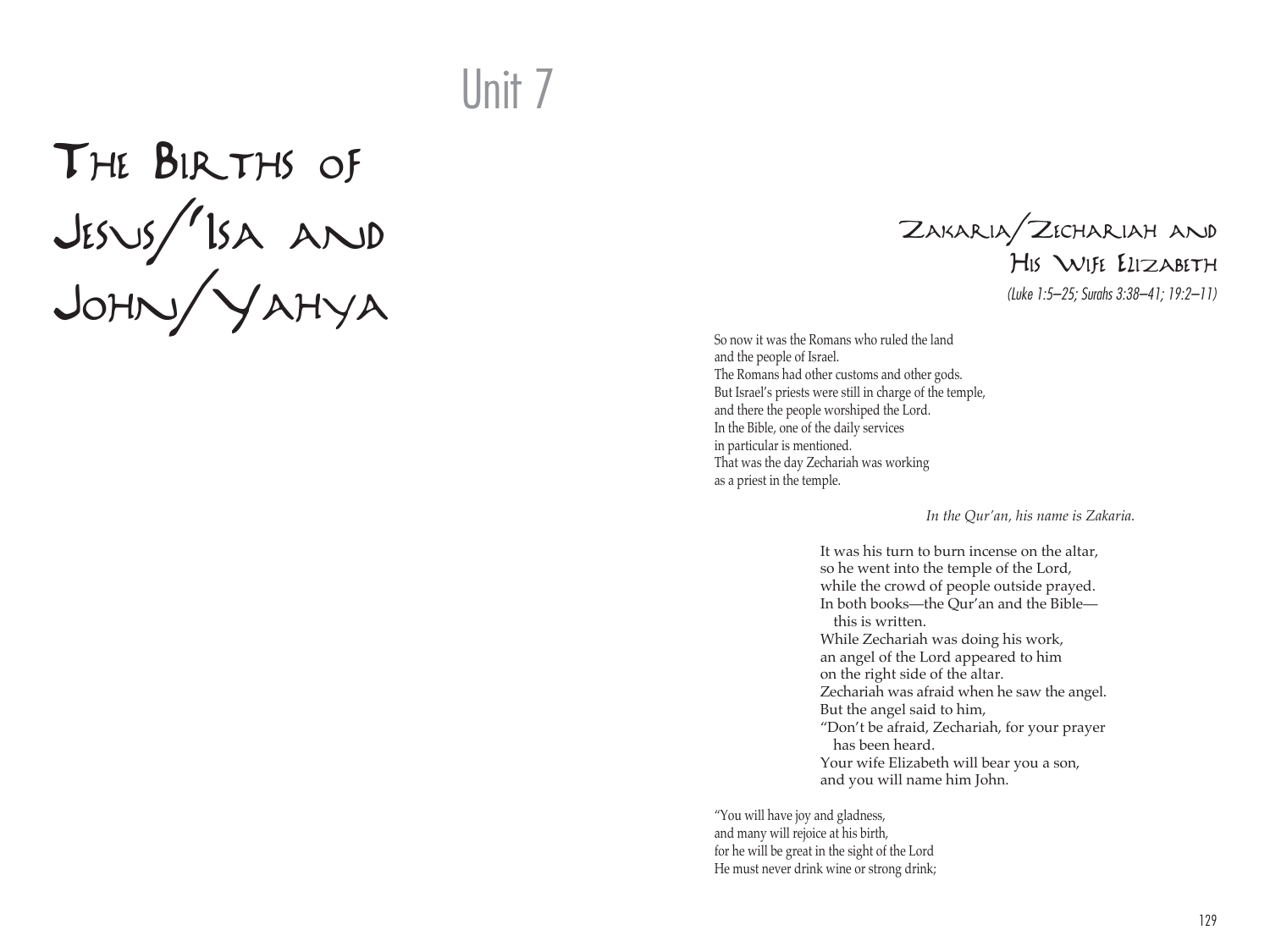# Unit 7

# The Births of Jesus/'Isa and John/Yahya

## Zakaria/Zechariah and His Wife Elizabeth

*(Luke 1:5–25; Surahs 3:38–41; 19:2–11)*

So now it was the Romans who ruled the land
and the people of Israel.
The Romans had other customs and other gods.
But Israel's priests were still in charge of the temple,
and there the people worshiped the Lord.
In the Bible, one of the daily services
in particular is mentioned.
That was the day Zechariah was working
as a priest in the temple.

*In the Qur'an, his name is Zakaria.*

It was his turn to burn incense on the altar,
so he went into the temple of the Lord,
while the crowd of people outside prayed.
In both books—the Qur'an and the Bible—
this is written.
While Zechariah was doing his work,
an angel of the Lord appeared to him
on the right side of the altar.
Zechariah was afraid when he saw the angel.
But the angel said to him,
"Don't be afraid, Zechariah, for your prayer
has been heard.
Your wife Elizabeth will bear you a son,
and you will name him John.

"You will have joy and gladness,
and many will rejoice at his birth,
for he will be great in the sight of the Lord
He must never drink wine or strong drink;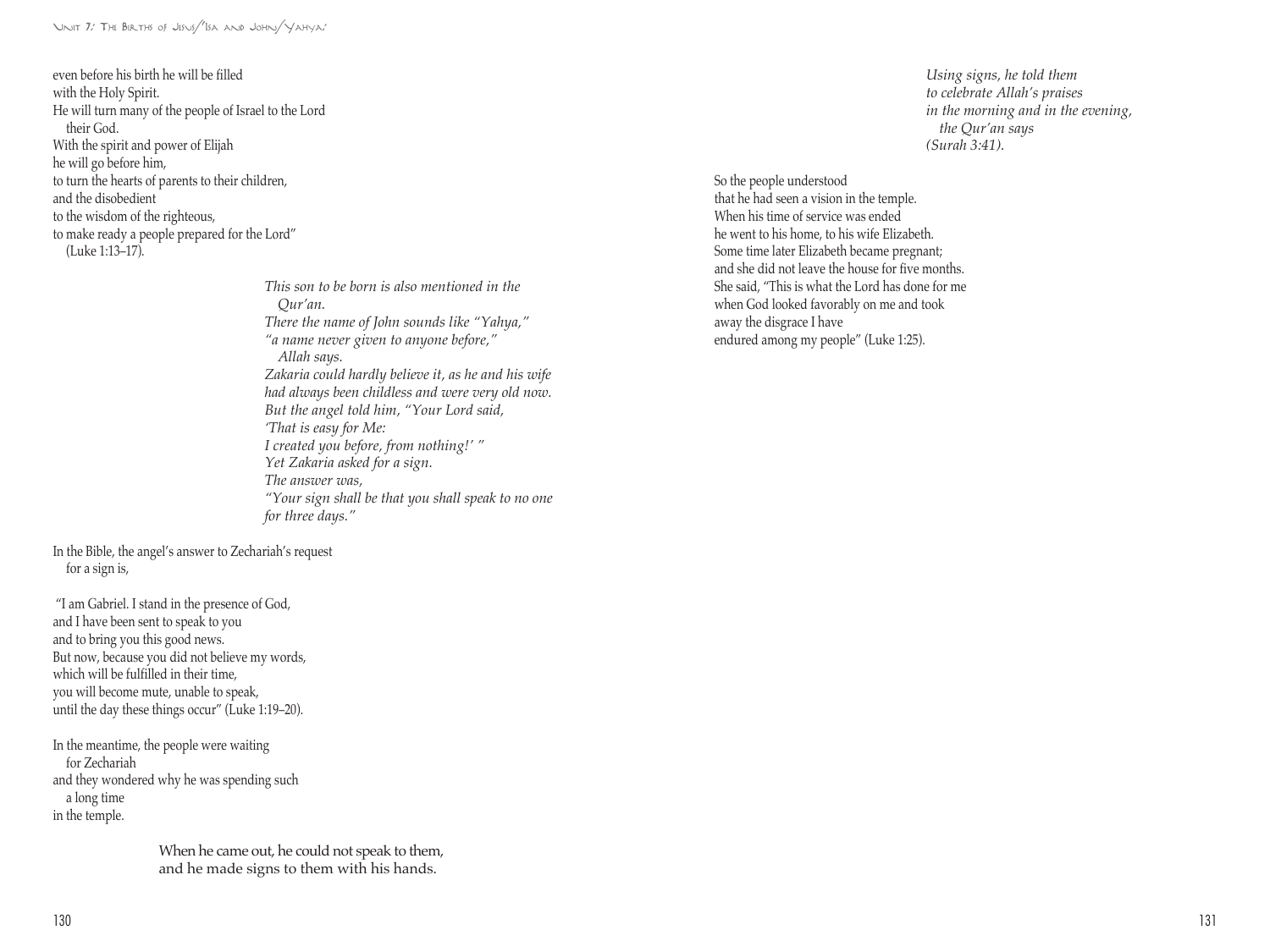even before his birth he will be filled
with the Holy Spirit.
He will turn many of the people of Israel to the Lord
their God.
With the spirit and power of Elijah
he will go before him,
to turn the hearts of parents to their children,
and the disobedient
to the wisdom of the righteous,
to make ready a people prepared for the Lord"
(Luke 1:13–17).

*This son to be born is also mentioned in the Qur'an.*
*There the name of John sounds like "Yahya,"*
*"a name never given to anyone before,"*
*Allah says.*
*Zakaria could hardly believe it, as he and his wife*
*had always been childless and were very old now.*
*But the angel told him, "Your Lord said,*
*'That is easy for Me:*
*I created you before, from nothing!' "*
*Yet Zakaria asked for a sign.*
*The answer was,*
*"Your sign shall be that you shall speak to no one*
*for three days."*

In the Bible, the angel's answer to Zechariah's request
for a sign is,

"I am Gabriel. I stand in the presence of God,
and I have been sent to speak to you
and to bring you this good news.
But now, because you did not believe my words,
which will be fulfilled in their time,
you will become mute, unable to speak,
until the day these things occur" (Luke 1:19–20).

In the meantime, the people were waiting
for Zechariah
and they wondered why he was spending such
a long time
in the temple.

When he came out, he could not speak to them,
and he made signs to them with his hands.

*Using signs, he told them*
*to celebrate Allah's praises*
*in the morning and in the evening,*
*the Qur'an says*
*(Surah 3:41).*

So the people understood
that he had seen a vision in the temple.
When his time of service was ended
he went to his home, to his wife Elizabeth.
Some time later Elizabeth became pregnant;
and she did not leave the house for five months.
She said, "This is what the Lord has done for me
when God looked favorably on me and took
away the disgrace I have
endured among my people" (Luke 1:25).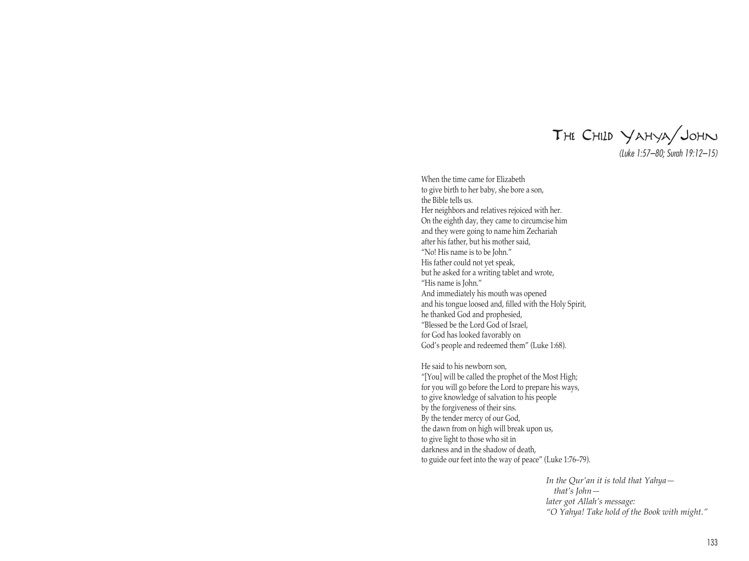# The Child Yahya/John

*(Luke 1:57–80; Surah 19:12–15)*

When the time came for Elizabeth
to give birth to her baby, she bore a son,
the Bible tells us.
Her neighbors and relatives rejoiced with her.
On the eighth day, they came to circumcise him
and they were going to name him Zechariah
after his father, but his mother said,
"No! His name is to be John."
His father could not yet speak,
but he asked for a writing tablet and wrote,
"His name is John."
And immediately his mouth was opened
and his tongue loosed and, filled with the Holy Spirit,
he thanked God and prophesied,
"Blessed be the Lord God of Israel,
for God has looked favorably on
God's people and redeemed them" (Luke 1:68).

He said to his newborn son,
"[You] will be called the prophet of the Most High;
for you will go before the Lord to prepare his ways,
to give knowledge of salvation to his people
by the forgiveness of their sins.
By the tender mercy of our God,
the dawn from on high will break upon us,
to give light to those who sit in
darkness and in the shadow of death,
to guide our feet into the way of peace" (Luke 1:76–79).

*In the Qur'an it is told that Yahya—*
*that's John—*
*later got Allah's message:*
*"O Yahya! Take hold of the Book with might."*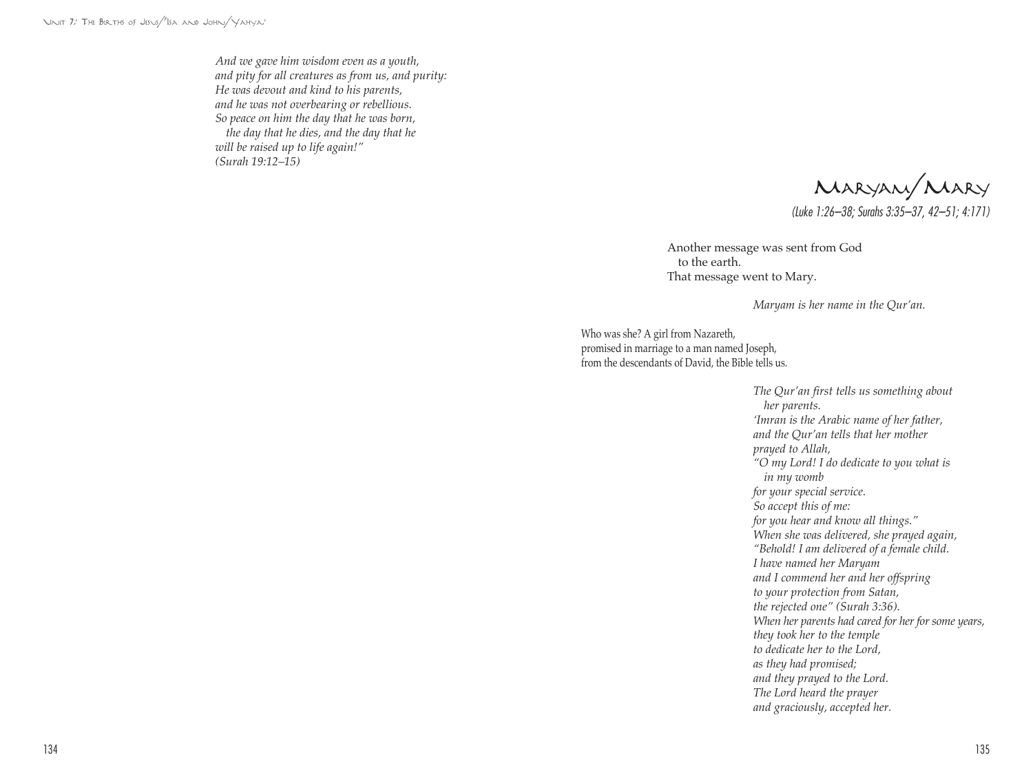*And we gave him wisdom even as a youth,*
*and pity for all creatures as from us, and purity:*
*He was devout and kind to his parents,*
*and he was not overbearing or rebellious.*
*So peace on him the day that he was born,*
*the day that he dies, and the day that he*
*will be raised up to life again!"*
*(Surah 19:12–15)*

## Maryam/Mary

*(Luke 1:26–38; Surahs 3:35–37, 42–51; 4:171)*

Another message was sent from God
to the earth.
That message went to Mary.

*Maryam is her name in the Qur'an.*

Who was she? A girl from Nazareth,
promised in marriage to a man named Joseph,
from the descendants of David, the Bible tells us.

*The Qur'an first tells us something about*
*her parents.*
*'Imran is the Arabic name of her father,*
*and the Qur'an tells that her mother*
*prayed to Allah,*
*"O my Lord! I do dedicate to you what is*
*in my womb*
*for your special service.*
*So accept this of me:*
*for you hear and know all things."*
*When she was delivered, she prayed again,*
*"Behold! I am delivered of a female child.*
*I have named her Maryam*
*and I commend her and her offspring*
*to your protection from Satan,*
*the rejected one" (Surah 3:36).*
*When her parents had cared for her for some years,*
*they took her to the temple*
*to dedicate her to the Lord,*
*as they had promised;*
*and they prayed to the Lord.*
*The Lord heard the prayer*
*and graciously, accepted her.*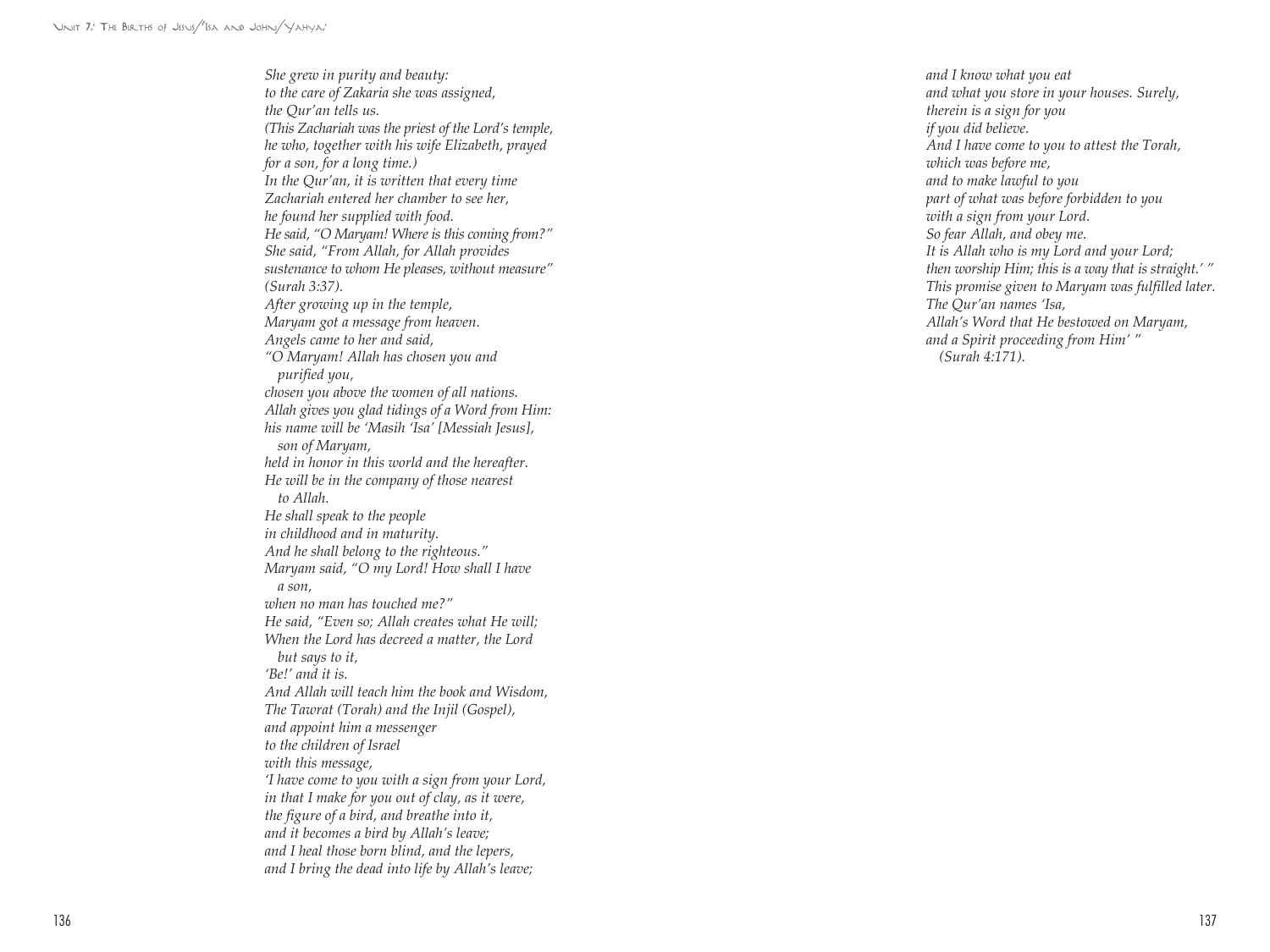*She grew in purity and beauty:*
*to the care of Zakaria she was assigned,*
*the Qur'an tells us.*
*(This Zachariah was the priest of the Lord's temple,*
*he who, together with his wife Elizabeth, prayed*
*for a son, for a long time.)*
*In the Qur'an, it is written that every time*
*Zachariah entered her chamber to see her,*
*he found her supplied with food.*
*He said, "O Maryam! Where is this coming from?"*
*She said, "From Allah, for Allah provides*
*sustenance to whom He pleases, without measure"*
*(Surah 3:37).*
*After growing up in the temple,*
*Maryam got a message from heaven.*
*Angels came to her and said,*
*"O Maryam! Allah has chosen you and*
*purified you,*
*chosen you above the women of all nations.*
*Allah gives you glad tidings of a Word from Him:*
*his name will be 'Masih 'Isa' [Messiah Jesus],*
*son of Maryam,*
*held in honor in this world and the hereafter.*
*He will be in the company of those nearest*
*to Allah.*
*He shall speak to the people*
*in childhood and in maturity.*
*And he shall belong to the righteous."*
*Maryam said, "O my Lord! How shall I have*
*a son,*
*when no man has touched me?"*
*He said, "Even so; Allah creates what He will;*
*When the Lord has decreed a matter, the Lord*
*but says to it,*
*'Be!' and it is.*
*And Allah will teach him the book and Wisdom,*
*The Tawrat (Torah) and the Injil (Gospel),*
*and appoint him a messenger*
*to the children of Israel*
*with this message,*
*'I have come to you with a sign from your Lord,*
*in that I make for you out of clay, as it were,*
*the figure of a bird, and breathe into it,*
*and it becomes a bird by Allah's leave;*
*and I heal those born blind, and the lepers,*
*and I bring the dead into life by Allah's leave;*
*and I know what you eat*
*and what you store in your houses. Surely,*
*therein is a sign for you*
*if you did believe.*
*And I have come to you to attest the Torah,*
*which was before me,*
*and to make lawful to you*
*part of what was before forbidden to you*
*with a sign from your Lord.*
*So fear Allah, and obey me.*
*It is Allah who is my Lord and your Lord;*
*then worship Him; this is a way that is straight.' "*
*This promise given to Maryam was fulfilled later.*
*The Qur'an names 'Isa,*
*Allah's Word that He bestowed on Maryam,*
*and a Spirit proceeding from Him' "*
*(Surah 4:171).*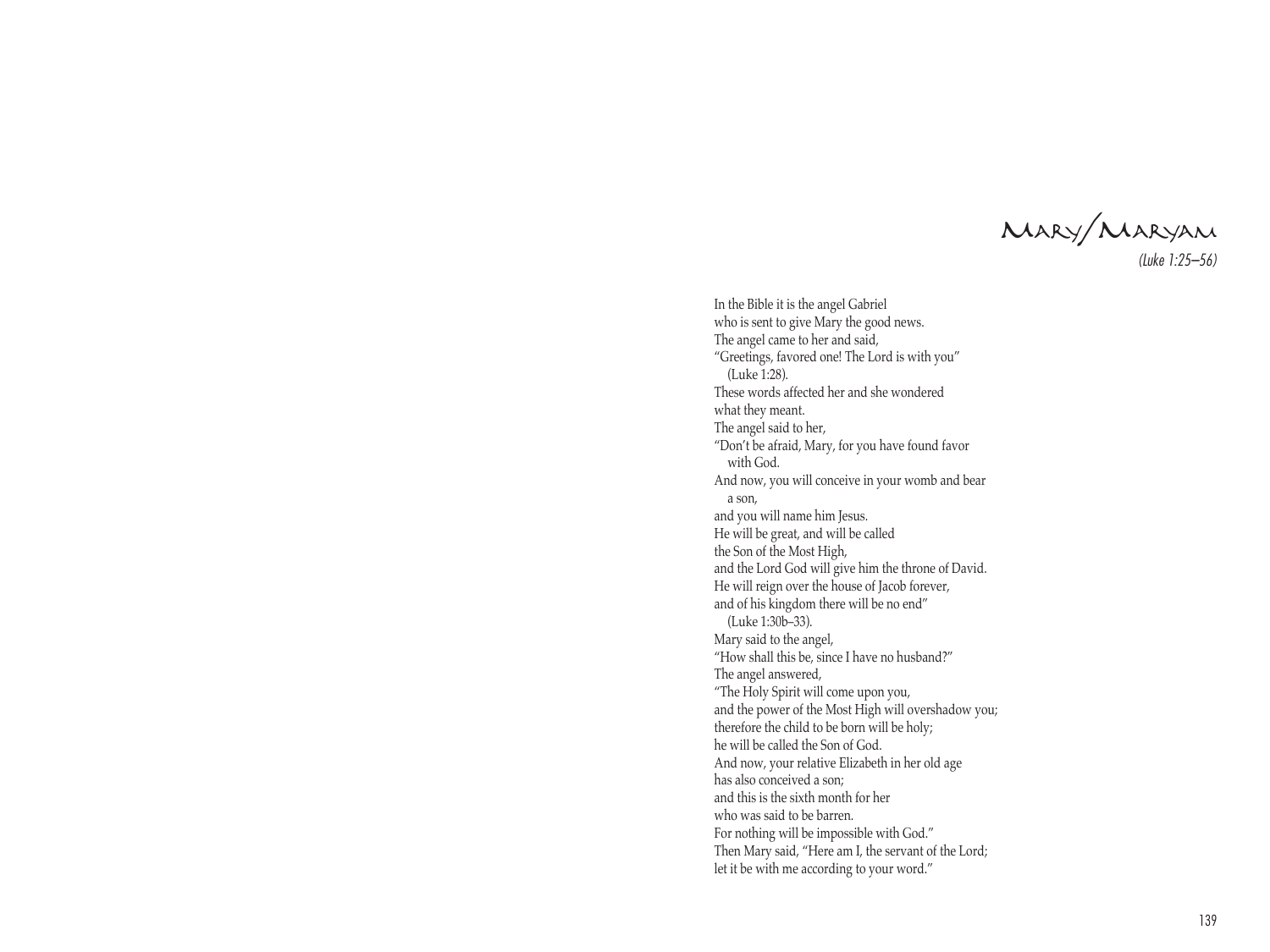# Mary/Maryam

*(Luke 1:25–56)*

In the Bible it is the angel Gabriel
who is sent to give Mary the good news.
The angel came to her and said,
"Greetings, favored one! The Lord is with you"
(Luke 1:28).
These words affected her and she wondered
what they meant.
The angel said to her,
"Don't be afraid, Mary, for you have found favor
with God.
And now, you will conceive in your womb and bear
a son,
and you will name him Jesus.
He will be great, and will be called
the Son of the Most High,
and the Lord God will give him the throne of David.
He will reign over the house of Jacob forever,
and of his kingdom there will be no end"
(Luke 1:30b–33).
Mary said to the angel,
"How shall this be, since I have no husband?"
The angel answered,
"The Holy Spirit will come upon you,
and the power of the Most High will overshadow you;
therefore the child to be born will be holy;
he will be called the Son of God.
And now, your relative Elizabeth in her old age
has also conceived a son;
and this is the sixth month for her
who was said to be barren.
For nothing will be impossible with God."
Then Mary said, "Here am I, the servant of the Lord;
let it be with me according to your word."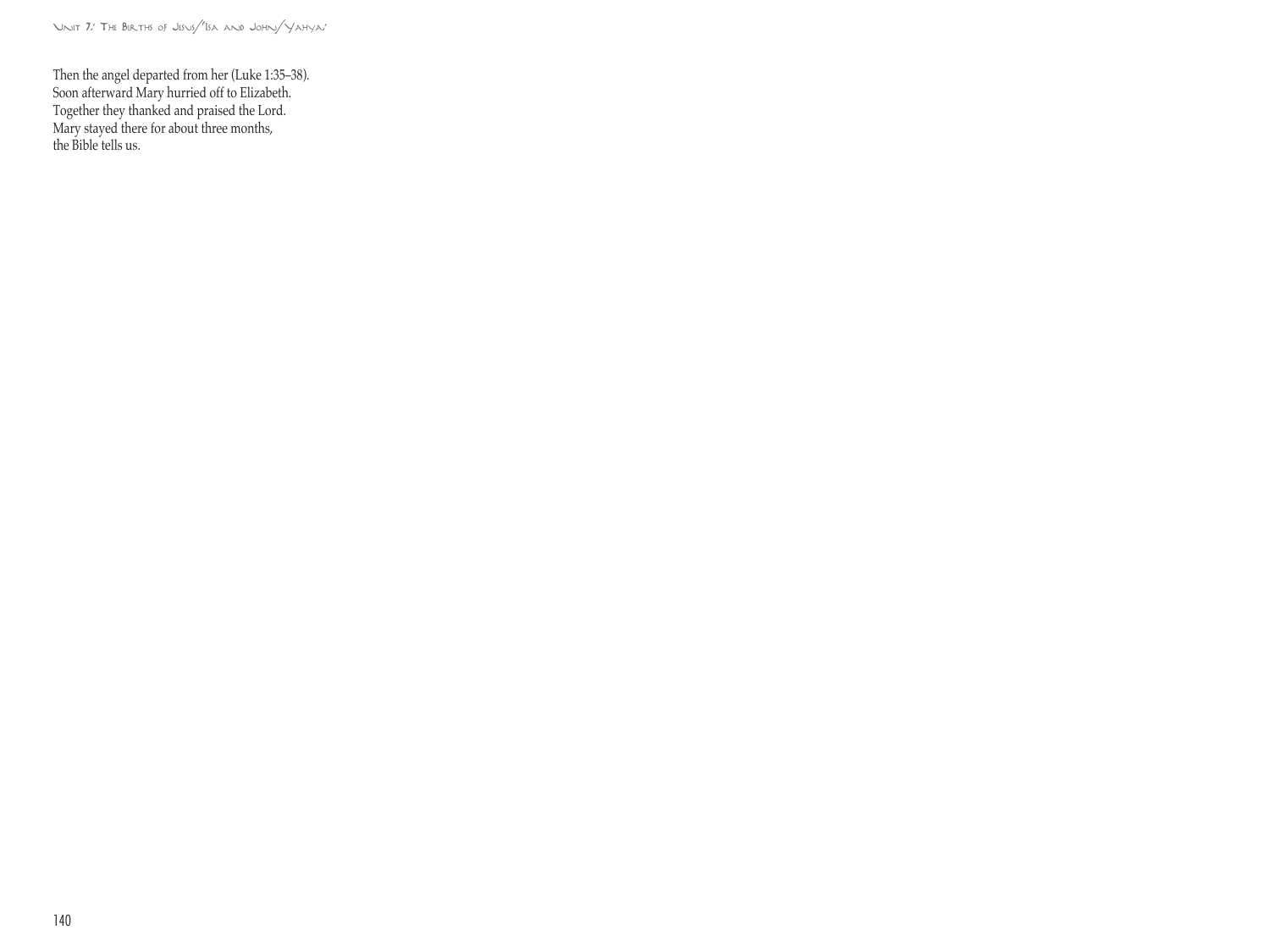Then the angel departed from her (Luke 1:35–38).
Soon afterward Mary hurried off to Elizabeth.
Together they thanked and praised the Lord.
Mary stayed there for about three months,
the Bible tells us.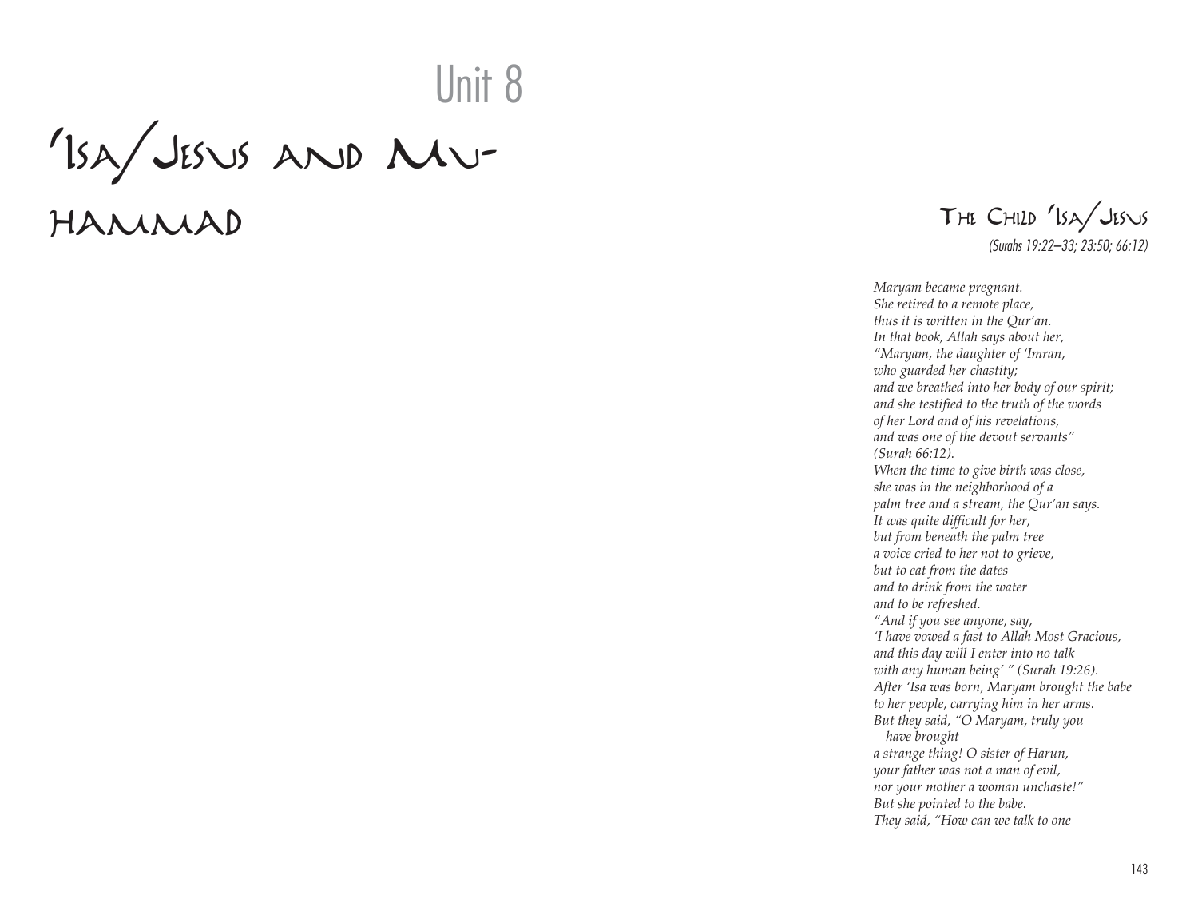# Unit 8

# 'Isa/Jesus and Muhammad

## The Child 'Isa/Jesus

*(Surahs 19:22–33; 23:50; 66:12)*

*Maryam became pregnant.*
*She retired to a remote place,*
*thus it is written in the Qur'an.*
*In that book, Allah says about her,*
*"Maryam, the daughter of 'Imran,*
*who guarded her chastity;*
*and we breathed into her body of our spirit;*
*and she testified to the truth of the words*
*of her Lord and of his revelations,*
*and was one of the devout servants"*
*(Surah 66:12).*
*When the time to give birth was close,*
*she was in the neighborhood of a*
*palm tree and a stream, the Qur'an says.*
*It was quite difficult for her,*
*but from beneath the palm tree*
*a voice cried to her not to grieve,*
*but to eat from the dates*
*and to drink from the water*
*and to be refreshed.*
*"And if you see anyone, say,*
*'I have vowed a fast to Allah Most Gracious,*
*and this day will I enter into no talk*
*with any human being' " (Surah 19:26).*
*After 'Isa was born, Maryam brought the babe*
*to her people, carrying him in her arms.*
*But they said, "O Maryam, truly you have brought*
*a strange thing! O sister of Harun,*
*your father was not a man of evil,*
*nor your mother a woman unchaste!"*
*But she pointed to the babe.*
*They said, "How can we talk to one*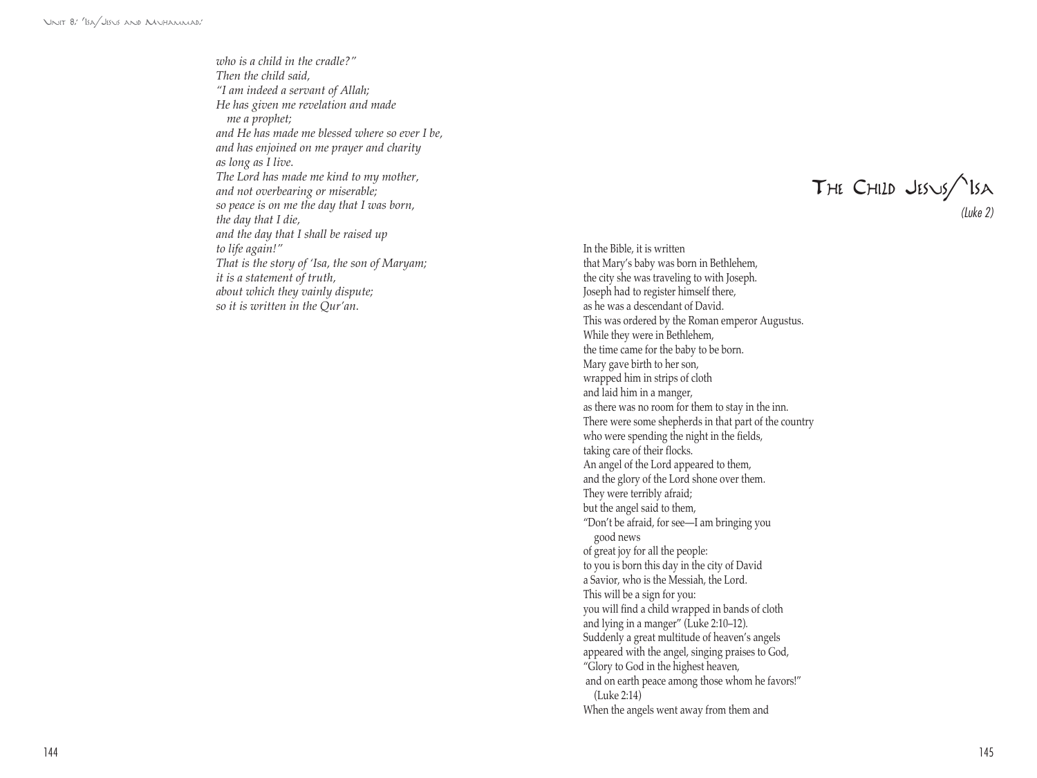*who is a child in the cradle?"*
*Then the child said,*
*"I am indeed a servant of Allah;*
*He has given me revelation and made*
*me a prophet;*
*and He has made me blessed where so ever I be,*
*and has enjoined on me prayer and charity*
*as long as I live.*
*The Lord has made me kind to my mother,*
*and not overbearing or miserable;*
*so peace is on me the day that I was born,*
*the day that I die,*
*and the day that I shall be raised up*
*to life again!"*
*That is the story of 'Isa, the son of Maryam;*
*it is a statement of truth,*
*about which they vainly dispute;*
*so it is written in the Qur'an.*

## The Child Jesus/'Isa

*(Luke 2)*

In the Bible, it is written
that Mary's baby was born in Bethlehem,
the city she was traveling to with Joseph.
Joseph had to register himself there,
as he was a descendant of David.
This was ordered by the Roman emperor Augustus.
While they were in Bethlehem,
the time came for the baby to be born.
Mary gave birth to her son,
wrapped him in strips of cloth
and laid him in a manger,
as there was no room for them to stay in the inn.
There were some shepherds in that part of the country
who were spending the night in the fields,
taking care of their flocks.
An angel of the Lord appeared to them,
and the glory of the Lord shone over them.
They were terribly afraid;
but the angel said to them,
"Don't be afraid, for see—I am bringing you
good news
of great joy for all the people:
to you is born this day in the city of David
a Savior, who is the Messiah, the Lord.
This will be a sign for you:
you will find a child wrapped in bands of cloth
and lying in a manger" (Luke 2:10–12).
Suddenly a great multitude of heaven's angels
appeared with the angel, singing praises to God,
"Glory to God in the highest heaven,
and on earth peace among those whom he favors!"
(Luke 2:14)
When the angels went away from them and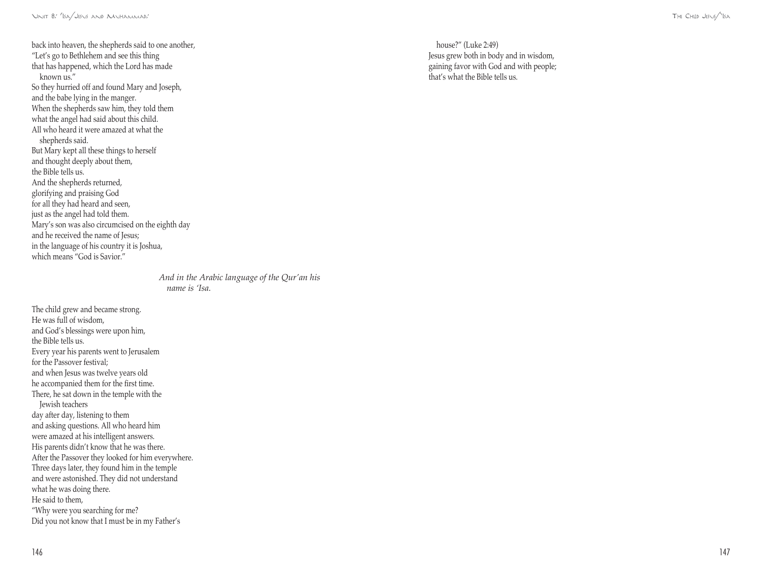back into heaven, the shepherds said to one another,
"Let's go to Bethlehem and see this thing
that has happened, which the Lord has made
known us."
So they hurried off and found Mary and Joseph,
and the babe lying in the manger.
When the shepherds saw him, they told them
what the angel had said about this child.
All who heard it were amazed at what the
shepherds said.
But Mary kept all these things to herself
and thought deeply about them,
the Bible tells us.
And the shepherds returned,
glorifying and praising God
for all they had heard and seen,
just as the angel had told them.
Mary's son was also circumcised on the eighth day
and he received the name of Jesus;
in the language of his country it is Joshua,
which means "God is Savior."

*And in the Arabic language of the Qur'an his name is 'Isa.*

The child grew and became strong.
He was full of wisdom,
and God's blessings were upon him,
the Bible tells us.
Every year his parents went to Jerusalem
for the Passover festival;
and when Jesus was twelve years old
he accompanied them for the first time.
There, he sat down in the temple with the
Jewish teachers
day after day, listening to them
and asking questions. All who heard him
were amazed at his intelligent answers.
His parents didn't know that he was there.
After the Passover they looked for him everywhere.
Three days later, they found him in the temple
and were astonished. They did not understand
what he was doing there.
He said to them,
"Why were you searching for me?
Did you not know that I must be in my Father's
house?" (Luke 2:49)
Jesus grew both in body and in wisdom,
gaining favor with God and with people;
that's what the Bible tells us.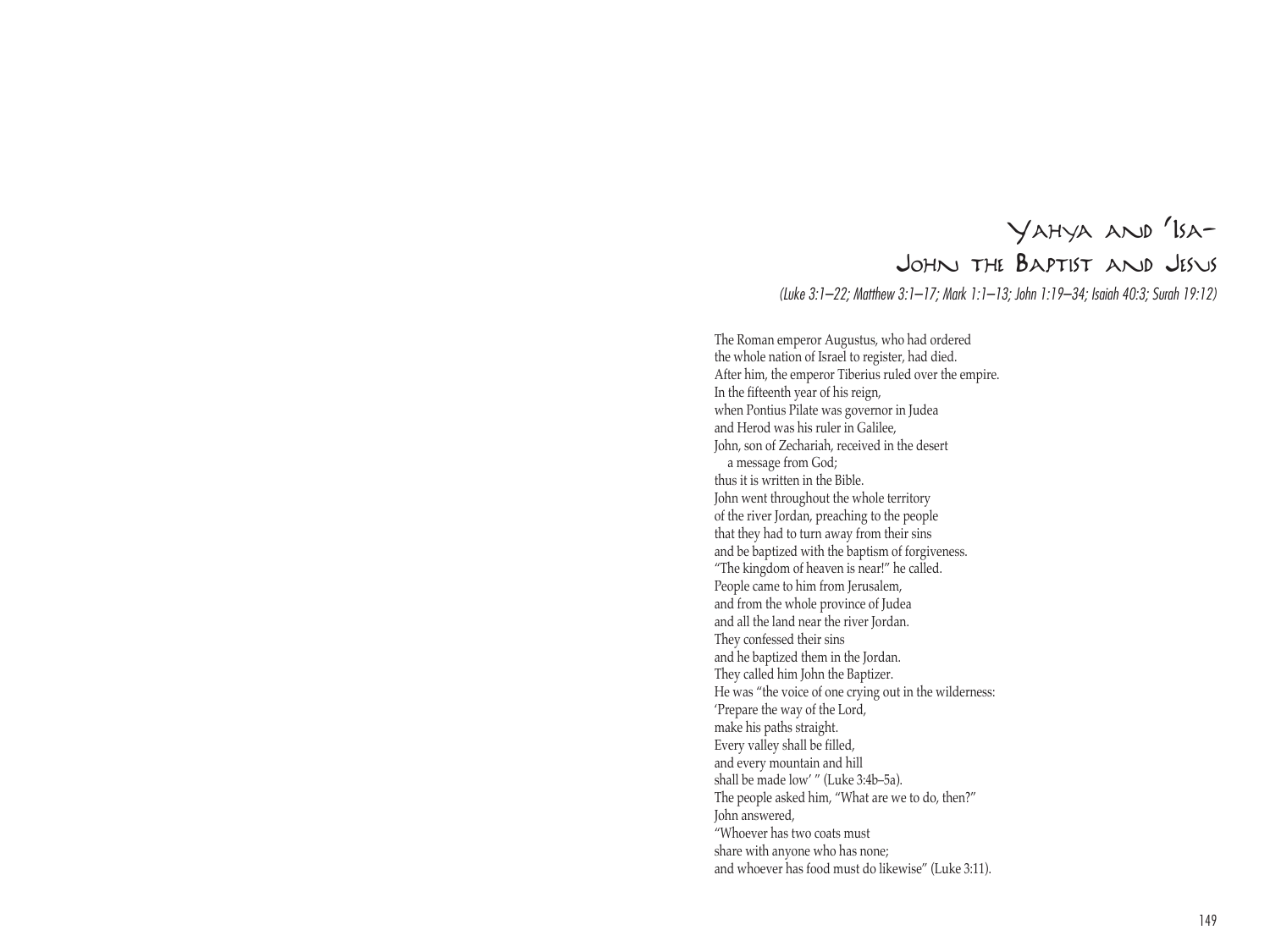# Yahya and 'Isa– John the Baptist and Jesus

*(Luke 3:1–22; Matthew 3:1–17; Mark 1:1–13; John 1:19–34; Isaiah 40:3; Surah 19:12)*

The Roman emperor Augustus, who had ordered
the whole nation of Israel to register, had died.
After him, the emperor Tiberius ruled over the empire.
In the fifteenth year of his reign,
when Pontius Pilate was governor in Judea
and Herod was his ruler in Galilee,
John, son of Zechariah, received in the desert
 a message from God;
thus it is written in the Bible.
John went throughout the whole territory
of the river Jordan, preaching to the people
that they had to turn away from their sins
and be baptized with the baptism of forgiveness.
"The kingdom of heaven is near!" he called.
People came to him from Jerusalem,
and from the whole province of Judea
and all the land near the river Jordan.
They confessed their sins
and he baptized them in the Jordan.
They called him John the Baptizer.
He was "the voice of one crying out in the wilderness:
'Prepare the way of the Lord,
make his paths straight.
Every valley shall be filled,
and every mountain and hill
shall be made low' " (Luke 3:4b–5a).
The people asked him, "What are we to do, then?"
John answered,
"Whoever has two coats must
share with anyone who has none;
and whoever has food must do likewise" (Luke 3:11).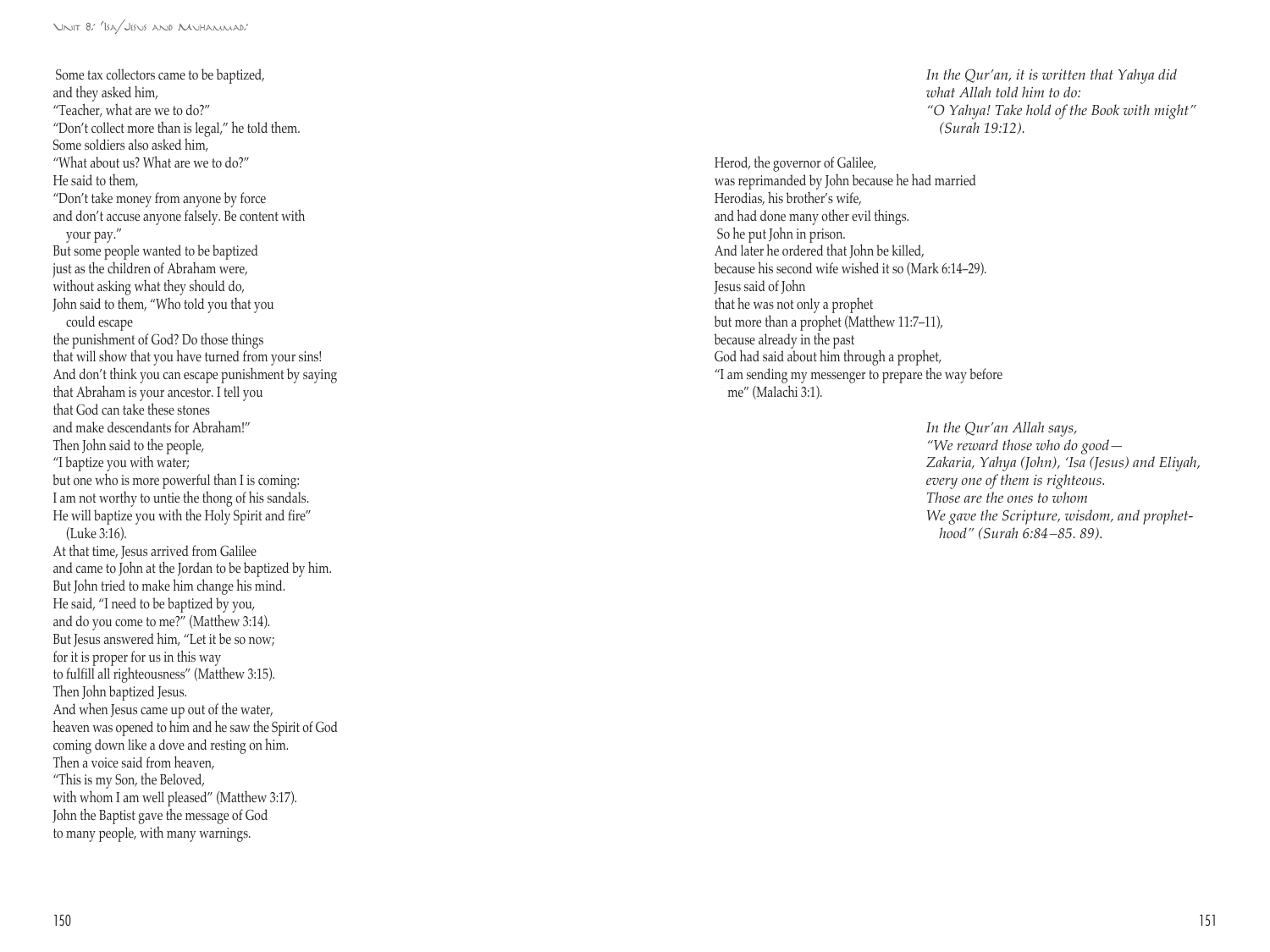Some tax collectors came to be baptized,
and they asked him,
"Teacher, what are we to do?"
"Don't collect more than is legal," he told them.
Some soldiers also asked him,
"What about us? What are we to do?"
He said to them,
"Don't take money from anyone by force
and don't accuse anyone falsely. Be content with
your pay."
But some people wanted to be baptized
just as the children of Abraham were,
without asking what they should do,
John said to them, "Who told you that you
could escape
the punishment of God? Do those things
that will show that you have turned from your sins!
And don't think you can escape punishment by saying
that Abraham is your ancestor. I tell you
that God can take these stones
and make descendants for Abraham!"
Then John said to the people,
"I baptize you with water;
but one who is more powerful than I is coming:
I am not worthy to untie the thong of his sandals.
He will baptize you with the Holy Spirit and fire"
(Luke 3:16).
At that time, Jesus arrived from Galilee
and came to John at the Jordan to be baptized by him.
But John tried to make him change his mind.
He said, "I need to be baptized by you,
and do you come to me?" (Matthew 3:14).
But Jesus answered him, "Let it be so now;
for it is proper for us in this way
to fulfill all righteousness" (Matthew 3:15).
Then John baptized Jesus.
And when Jesus came up out of the water,
heaven was opened to him and he saw the Spirit of God
coming down like a dove and resting on him.
Then a voice said from heaven,
"This is my Son, the Beloved,
with whom I am well pleased" (Matthew 3:17).
John the Baptist gave the message of God
to many people, with many warnings.

*In the Qur'an, it is written that Yahya did
what Allah told him to do:
"O Yahya! Take hold of the Book with might"
(Surah 19:12).*

Herod, the governor of Galilee,
was reprimanded by John because he had married
Herodias, his brother's wife,
and had done many other evil things.
So he put John in prison.
And later he ordered that John be killed,
because his second wife wished it so (Mark 6:14–29).
Jesus said of John
that he was not only a prophet
but more than a prophet (Matthew 11:7–11),
because already in the past
God had said about him through a prophet,
"I am sending my messenger to prepare the way before
me" (Malachi 3:1).

*In the Qur'an Allah says,
"We reward those who do good—
Zakaria, Yahya (John), 'Isa (Jesus) and Eliyah,
every one of them is righteous.
Those are the ones to whom
We gave the Scripture, wisdom, and prophet-
hood" (Surah 6:84–85. 89).*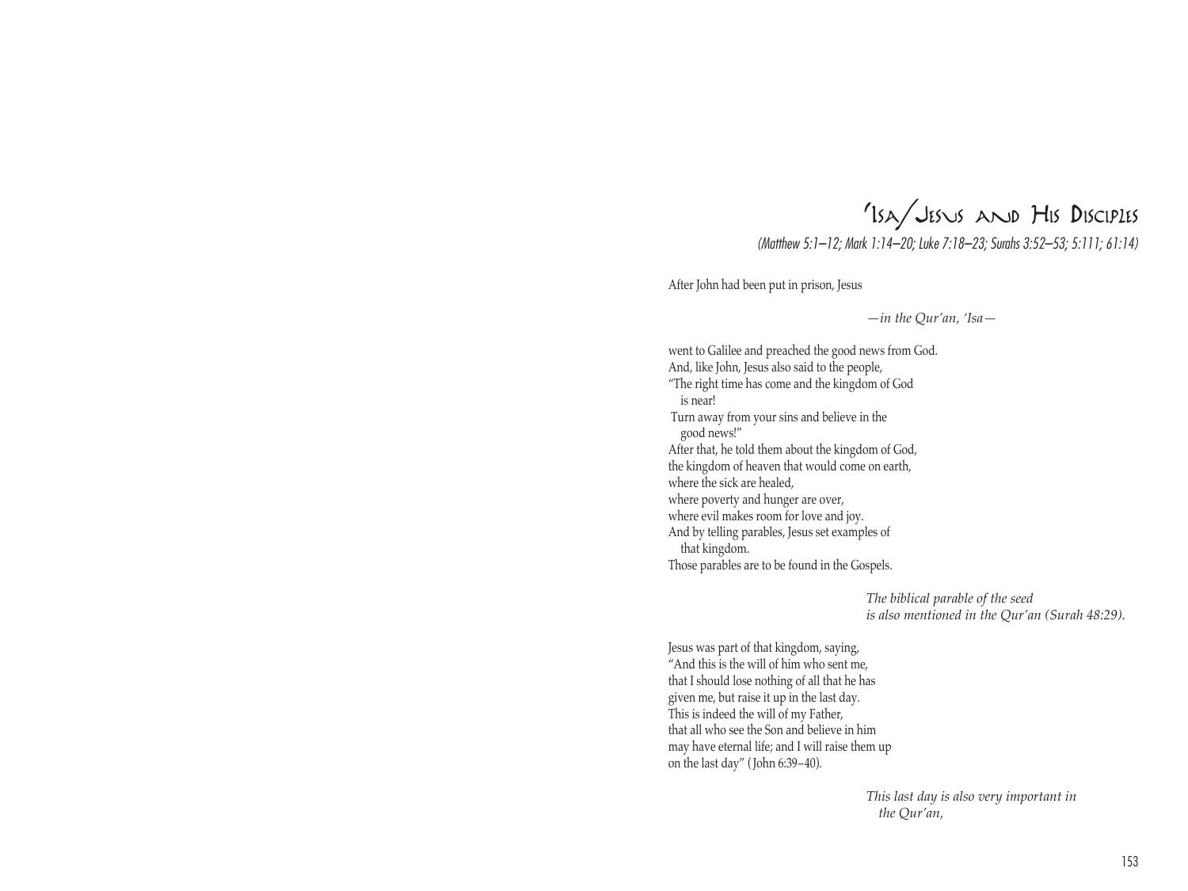# 'Isa/Jesus and His Disciples

*(Matthew 5:1–12; Mark 1:14–20; Luke 7:18–23; Surahs 3:52–53; 5:111; 61:14)*

After John had been put in prison, Jesus

*—in the Qur'an, 'Isa—*

went to Galilee and preached the good news from God.
And, like John, Jesus also said to the people,
"The right time has come and the kingdom of God is near!
Turn away from your sins and believe in the good news!"
After that, he told them about the kingdom of God,
the kingdom of heaven that would come on earth,
where the sick are healed,
where poverty and hunger are over,
where evil makes room for love and joy.
And by telling parables, Jesus set examples of that kingdom.
Those parables are to be found in the Gospels.

*The biblical parable of the seed*
*is also mentioned in the Qur'an (Surah 48:29).*

Jesus was part of that kingdom, saying,
"And this is the will of him who sent me,
that I should lose nothing of all that he has
given me, but raise it up in the last day.
This is indeed the will of my Father,
that all who see the Son and believe in him
may have eternal life; and I will raise them up
on the last day" (John 6:39–40).

*This last day is also very important in the Qur'an,*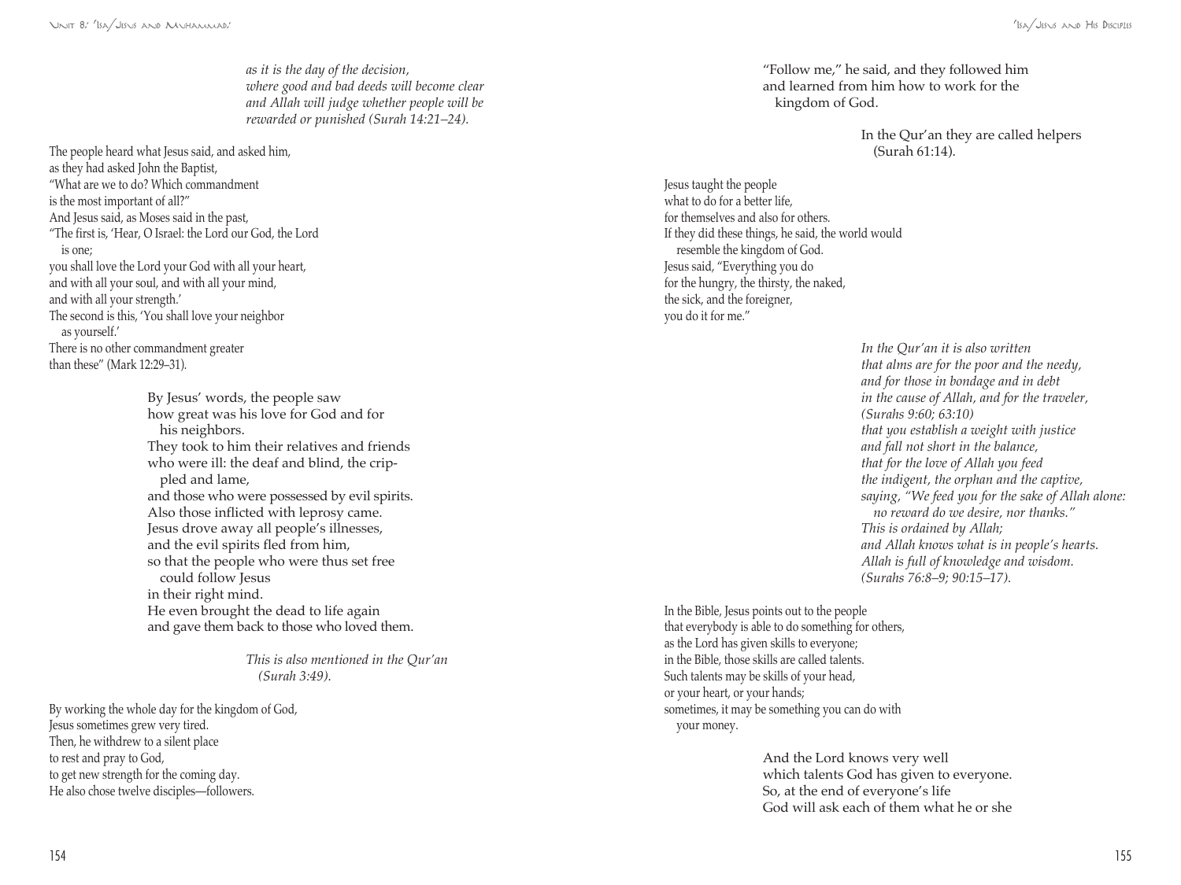*as it is the day of the decision,*
*where good and bad deeds will become clear*
*and Allah will judge whether people will be rewarded or punished (Surah 14:21–24).*

The people heard what Jesus said, and asked him,
as they had asked John the Baptist,
"What are we to do? Which commandment
is the most important of all?"
And Jesus said, as Moses said in the past,
"The first is, 'Hear, O Israel: the Lord our God, the Lord is one;
you shall love the Lord your God with all your heart,
and with all your soul, and with all your mind,
and with all your strength.'
The second is this, 'You shall love your neighbor as yourself.'
There is no other commandment greater
than these" (Mark 12:29–31).

By Jesus' words, the people saw
how great was his love for God and for his neighbors.
They took to him their relatives and friends
who were ill: the deaf and blind, the crippled and lame,
and those who were possessed by evil spirits.
Also those inflicted with leprosy came.
Jesus drove away all people's illnesses,
and the evil spirits fled from him,
so that the people who were thus set free could follow Jesus
in their right mind.
He even brought the dead to life again
and gave them back to those who loved them.

*This is also mentioned in the Qur'an (Surah 3:49).*

By working the whole day for the kingdom of God,
Jesus sometimes grew very tired.
Then, he withdrew to a silent place
to rest and pray to God,
to get new strength for the coming day.
He also chose twelve disciples—followers.

"Follow me," he said, and they followed him
and learned from him how to work for the kingdom of God.

In the Qur'an they are called helpers (Surah 61:14).

Jesus taught the people
what to do for a better life,
for themselves and also for others.
If they did these things, he said, the world would resemble the kingdom of God.
Jesus said, "Everything you do
for the hungry, the thirsty, the naked,
the sick, and the foreigner,
you do it for me."

*In the Qur'an it is also written*
*that alms are for the poor and the needy,*
*and for those in bondage and in debt*
*in the cause of Allah, and for the traveler,*
*(Surahs 9:60; 63:10)*
*that you establish a weight with justice*
*and fall not short in the balance,*
*that for the love of Allah you feed*
*the indigent, the orphan and the captive,*
*saying, "We feed you for the sake of Allah alone: no reward do we desire, nor thanks."*
*This is ordained by Allah;*
*and Allah knows what is in people's hearts.*
*Allah is full of knowledge and wisdom.*
*(Surahs 76:8–9; 90:15–17).*

In the Bible, Jesus points out to the people
that everybody is able to do something for others,
as the Lord has given skills to everyone;
in the Bible, those skills are called talents.
Such talents may be skills of your head,
or your heart, or your hands;
sometimes, it may be something you can do with your money.

And the Lord knows very well
which talents God has given to everyone.
So, at the end of everyone's life
God will ask each of them what he or she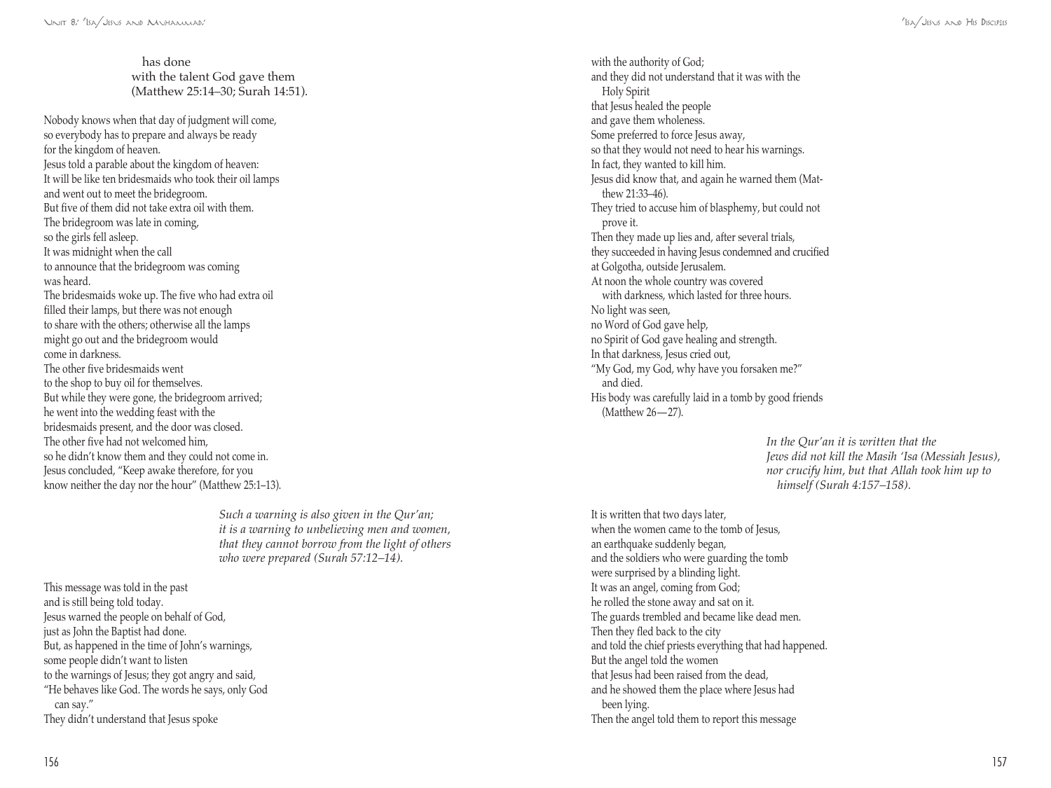has done
with the talent God gave them
(Matthew 25:14–30; Surah 14:51).

Nobody knows when that day of judgment will come,
so everybody has to prepare and always be ready
for the kingdom of heaven.
Jesus told a parable about the kingdom of heaven:
It will be like ten bridesmaids who took their oil lamps
and went out to meet the bridegroom.
But five of them did not take extra oil with them.
The bridegroom was late in coming,
so the girls fell asleep.
It was midnight when the call
to announce that the bridegroom was coming
was heard.
The bridesmaids woke up. The five who had extra oil
filled their lamps, but there was not enough
to share with the others; otherwise all the lamps
might go out and the bridegroom would
come in darkness.
The other five bridesmaids went
to the shop to buy oil for themselves.
But while they were gone, the bridegroom arrived;
he went into the wedding feast with the
bridesmaids present, and the door was closed.
The other five had not welcomed him,
so he didn't know them and they could not come in.
Jesus concluded, "Keep awake therefore, for you
know neither the day nor the hour" (Matthew 25:1–13).

*Such a warning is also given in the Qur'an;
it is a warning to unbelieving men and women,
that they cannot borrow from the light of others
who were prepared (Surah 57:12–14).*

This message was told in the past
and is still being told today.
Jesus warned the people on behalf of God,
just as John the Baptist had done.
But, as happened in the time of John's warnings,
some people didn't want to listen
to the warnings of Jesus; they got angry and said,
"He behaves like God. The words he says, only God
can say."
They didn't understand that Jesus spoke
with the authority of God;
and they did not understand that it was with the
Holy Spirit
that Jesus healed the people
and gave them wholeness.
Some preferred to force Jesus away,
so that they would not need to hear his warnings.
In fact, they wanted to kill him.
Jesus did know that, and again he warned them (Matthew 21:33–46).
They tried to accuse him of blasphemy, but could not
prove it.
Then they made up lies and, after several trials,
they succeeded in having Jesus condemned and crucified
at Golgotha, outside Jerusalem.
At noon the whole country was covered
with darkness, which lasted for three hours.
No light was seen,
no Word of God gave help,
no Spirit of God gave healing and strength.
In that darkness, Jesus cried out,
"My God, my God, why have you forsaken me?"
and died.
His body was carefully laid in a tomb by good friends
(Matthew 26—27).

*In the Qur'an it is written that the
Jews did not kill the Masih 'Isa (Messiah Jesus),
nor crucify him, but that Allah took him up to
himself (Surah 4:157–158).*

It is written that two days later,
when the women came to the tomb of Jesus,
an earthquake suddenly began,
and the soldiers who were guarding the tomb
were surprised by a blinding light.
It was an angel, coming from God;
he rolled the stone away and sat on it.
The guards trembled and became like dead men.
Then they fled back to the city
and told the chief priests everything that had happened.
But the angel told the women
that Jesus had been raised from the dead,
and he showed them the place where Jesus had
been lying.
Then the angel told them to report this message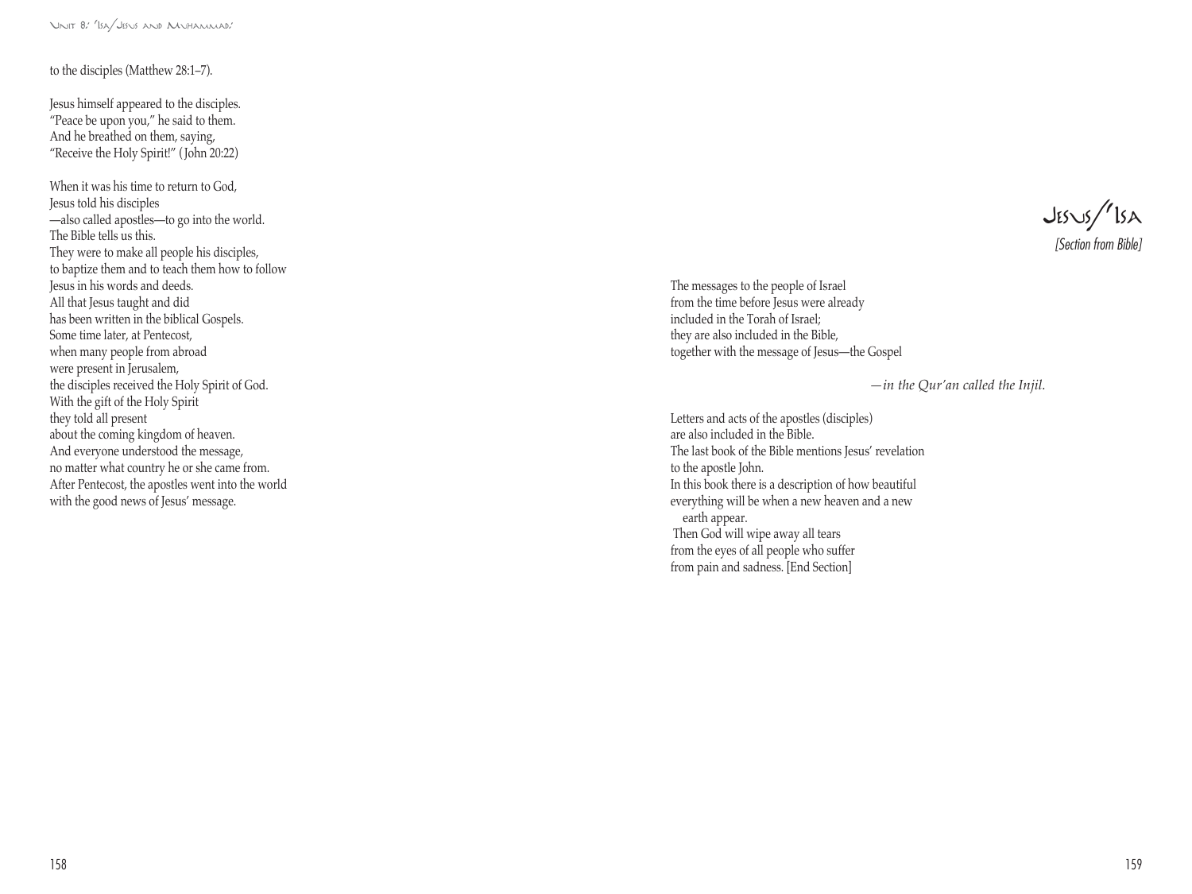to the disciples (Matthew 28:1–7).

Jesus himself appeared to the disciples.
"Peace be upon you," he said to them.
And he breathed on them, saying,
"Receive the Holy Spirit!" (John 20:22)

When it was his time to return to God,
Jesus told his disciples
—also called apostles—to go into the world.
The Bible tells us this.
They were to make all people his disciples,
to baptize them and to teach them how to follow
Jesus in his words and deeds.
All that Jesus taught and did
has been written in the biblical Gospels.
Some time later, at Pentecost,
when many people from abroad
were present in Jerusalem,
the disciples received the Holy Spirit of God.
With the gift of the Holy Spirit
they told all present
about the coming kingdom of heaven.
And everyone understood the message,
no matter what country he or she came from.
After Pentecost, the apostles went into the world
with the good news of Jesus' message.

## Jesus/'Isa

*[Section from Bible]*

The messages to the people of Israel
from the time before Jesus were already
included in the Torah of Israel;
they are also included in the Bible,
together with the message of Jesus—the Gospel

*—in the Qur'an called the Injil.*

Letters and acts of the apostles (disciples)
are also included in the Bible.
The last book of the Bible mentions Jesus' revelation
to the apostle John.
In this book there is a description of how beautiful
everything will be when a new heaven and a new
earth appear.
Then God will wipe away all tears
from the eyes of all people who suffer
from pain and sadness. [End Section]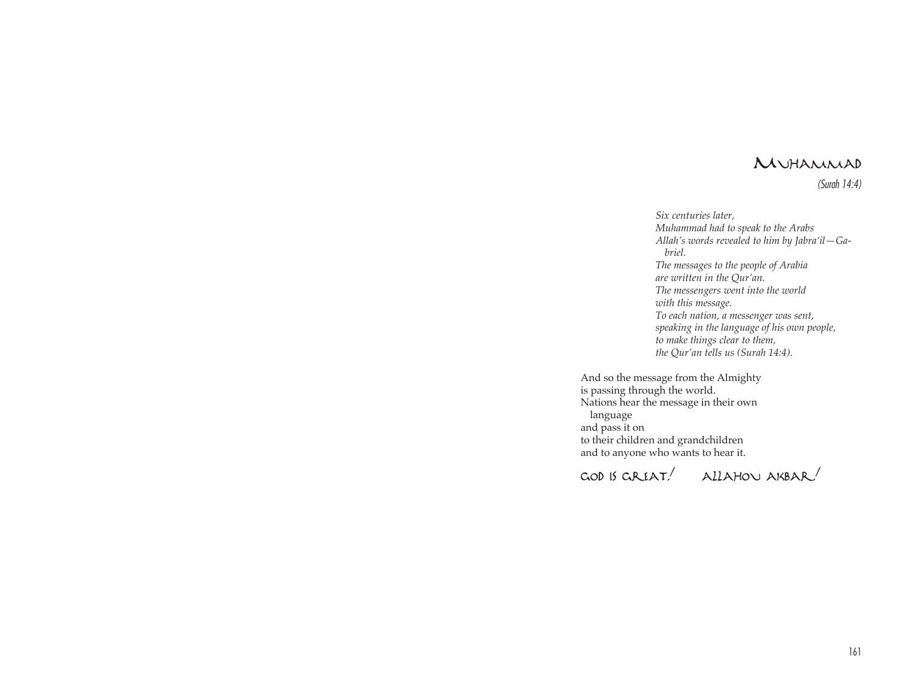# Muhammad

*(Surah 14:4)*

*Six centuries later,*
*Muhammad had to speak to the Arabs*
*Allah's words revealed to him by Jabra'il—Gabriel.*
*The messages to the people of Arabia*
*are written in the Qur'an.*
*The messengers went into the world*
*with this message.*
*To each nation, a messenger was sent,*
*speaking in the language of his own people,*
*to make things clear to them,*
*the Qur'an tells us (Surah 14:4).*

And so the message from the Almighty
is passing through the world.
Nations hear the message in their own language
and pass it on
to their children and grandchildren
and to anyone who wants to hear it.

GOD IS GREAT! ALLAHOU AKBAR!